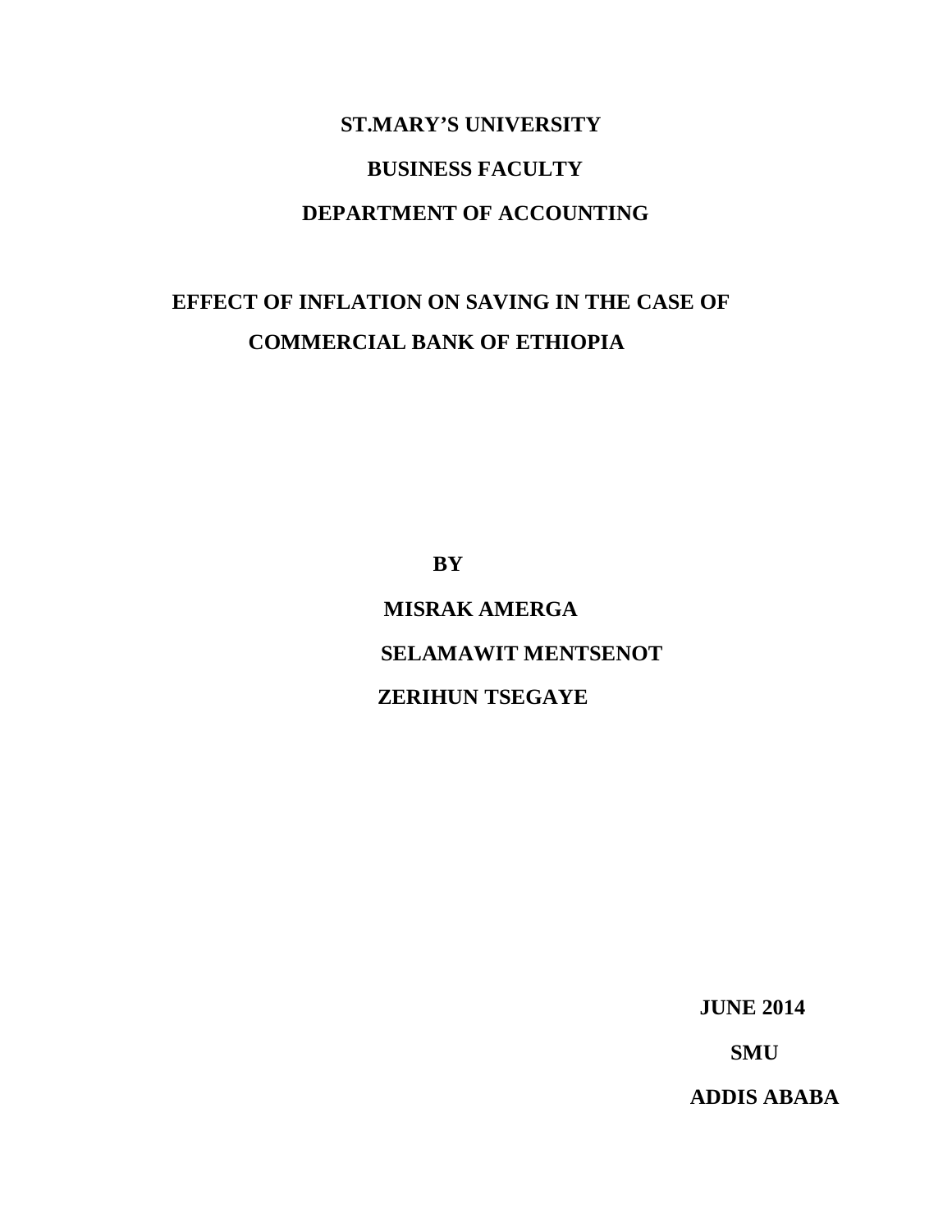**ST.MARY'S UNIVERSITY**

**BUSINESS FACULTY**

**DEPARTMENT OF ACCOUNTING**

# EFFECT OF INFLATION ON SAVING IN THE CASE OF COMMERCIAL BANK OF ETHIOPIA

**BY**

**MISRAK AMERGA**

**SELAMAWIT MENTSENOT**

**ZERIHUN TSEGAYE**

**JUNE 2014**

**SMU**

**ADDIS ABABA**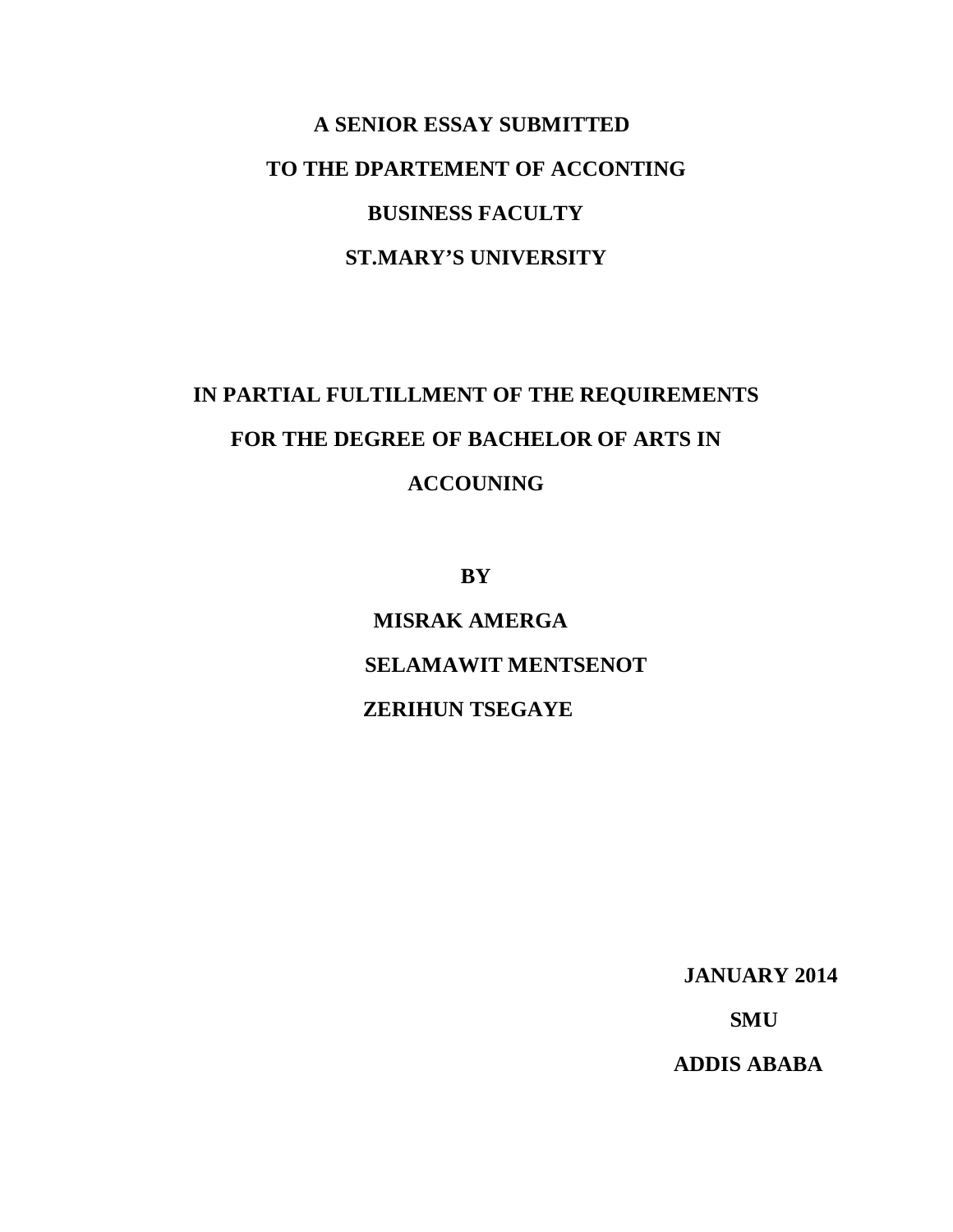**A SENIOR ESSAY SUBMITTED**

**TO THE DPARTEMENT OF ACCONTING**

**BUSINESS FACULTY**

**ST.MARY'S UNIVERSITY**

**IN PARTIAL FULTILLMENT OF THE REQUIREMENTS**

**FOR THE DEGREE OF BACHELOR OF ARTS IN**

**ACCOUNING**

**BY**

**MISRAK AMERGA**

**SELAMAWIT MENTSENOT**

**ZERIHUN TSEGAYE**

**JANUARY 2014**

**SMU**

**ADDIS ABABA**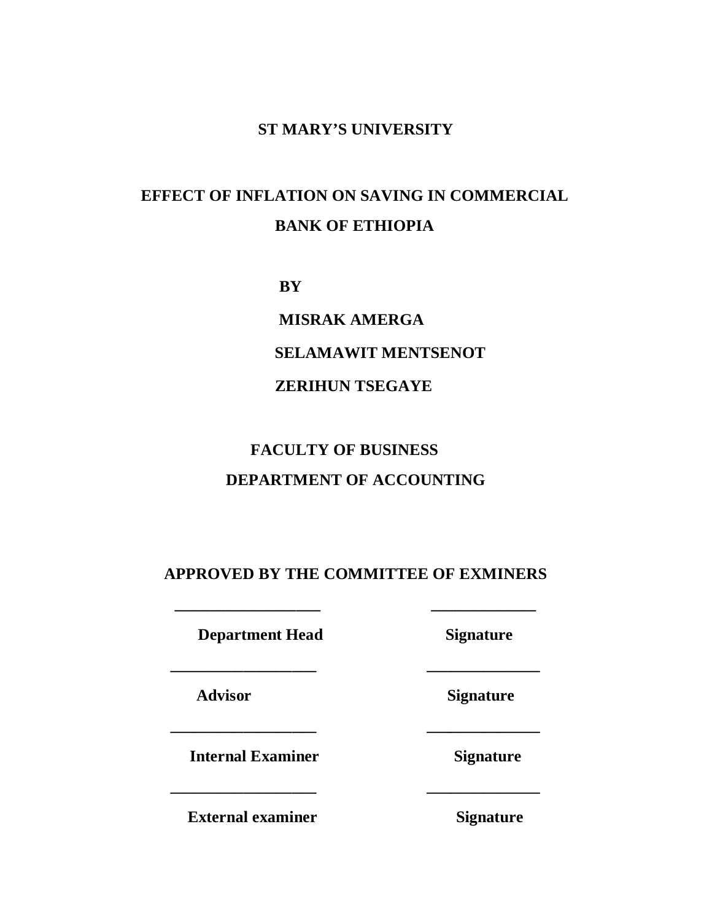**ST MARY'S UNIVERSITY**

**EFFECT OF INFLATION ON SAVING IN COMMERCIAL BANK OF ETHIOPIA**

**BY**

**MISRAK AMERGA**

**SELAMAWIT MENTSENOT**

**ZERIHUN TSEGAYE**

**FACULTY OF BUSINESS**

**DEPARTMENT OF ACCOUNTING**

**APPROVED BY THE COMMITTEE OF EXMINERS**

| ___________________ | ______________ |
|---|---|
| **Department Head** | **Signature** |
| ___________________ | ______________ |
| **Advisor** | **Signature** |
| ___________________ | ______________ |
| **Internal Examiner** | **Signature** |
| ___________________ | ______________ |
| **External examiner** | **Signature** |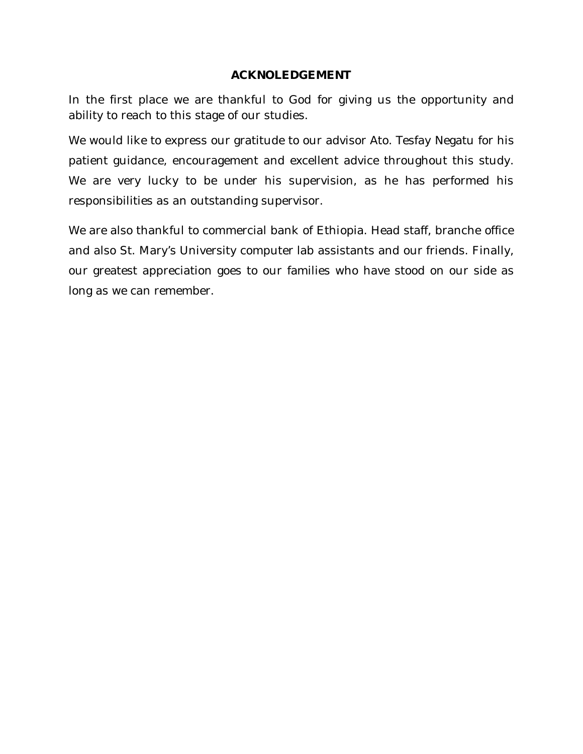# ACKNOLEDGEMENT

In the first place we are thankful to God for giving us the opportunity and ability to reach to this stage of our studies.

We would like to express our gratitude to our advisor Ato. Tesfay Negatu for his patient guidance, encouragement and excellent advice throughout this study. We are very lucky to be under his supervision, as he has performed his responsibilities as an outstanding supervisor.

We are also thankful to commercial bank of Ethiopia. Head staff, branche office and also St. Mary's University computer lab assistants and our friends. Finally, our greatest appreciation goes to our families who have stood on our side as long as we can remember.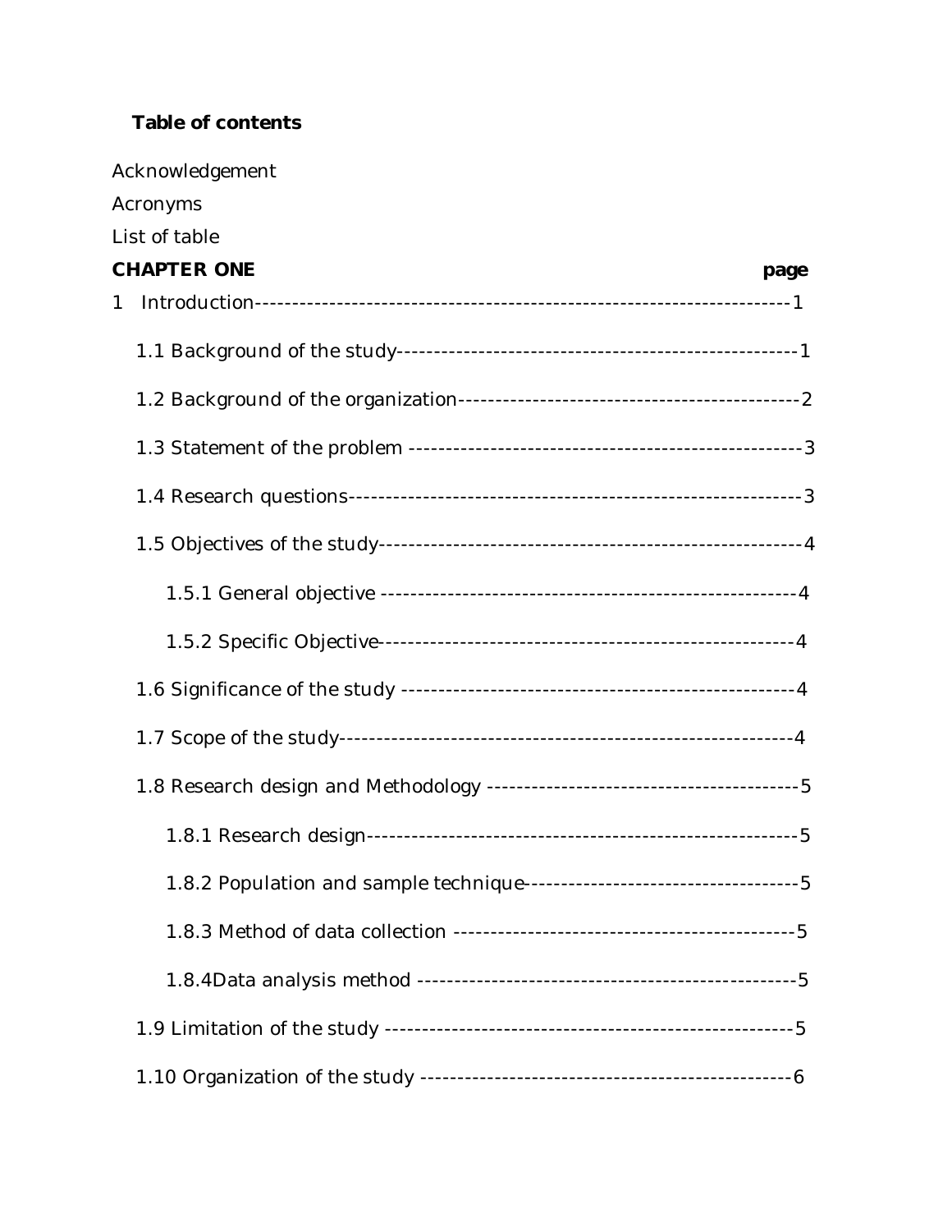**Table of contents**

Acknowledgement

Acronyms

List of table

**CHAPTER ONE** **page**

1 Introduction------------------------------------------------------------------------1

1.1 Background of the study-----------------------------------------------------1

1.2 Background of the organization----------------------------------------------2

1.3 Statement of the problem ----------------------------------------------------3

1.4 Research questions------------------------------------------------------------3

1.5 Objectives of the study--------------------------------------------------------4

1.5.1 General objective ----------------------------------------------------4

1.5.2 Specific Objective-----------------------------------------------------4

1.6 Significance of the study -----------------------------------------------------4

1.7 Scope of the study--------------------------------------------------------------4

1.8 Research design and Methodology ----------------------------------------5

1.8.1 Research design-------------------------------------------------------5

1.8.2 Population and sample technique---------------------------------5

1.8.3 Method of data collection ------------------------------------------5

1.8.4Data analysis method -----------------------------------------------5

1.9 Limitation of the study -------------------------------------------------------5

1.10 Organization of the study ---------------------------------------------------6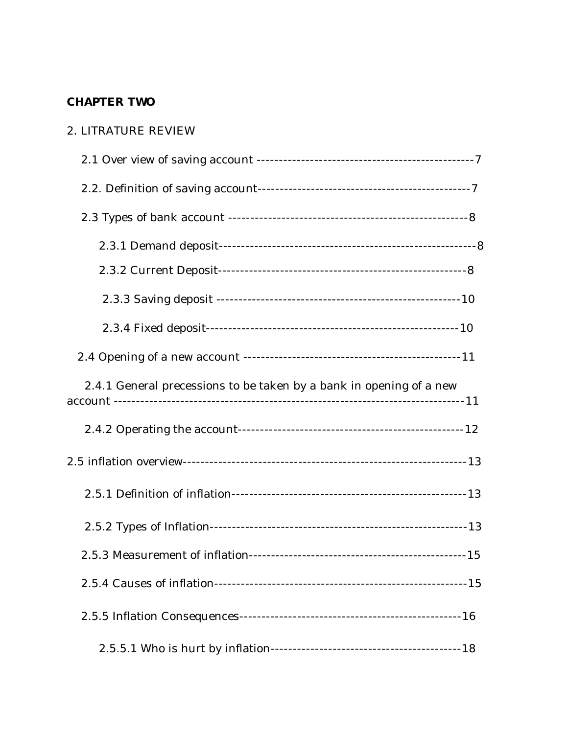**CHAPTER TWO**

2. LITRATURE REVIEW

2.1 Over view of saving account ------------------------------------------------7

2.2. Definition of saving account-----------------------------------------------7

2.3 Types of bank account ------------------------------------------------------8

2.3.1 Demand deposit---------------------------------------------------------8

2.3.2 Current Deposit--------------------------------------------------------8

2.3.3 Saving deposit --------------------------------------------------------10

2.3.4 Fixed deposit---------------------------------------------------------10

2.4 Opening of a new account ------------------------------------------------11

2.4.1 General precessions to be taken by a bank in opening of a new account --------------------------------------------------------------------------11

2.4.2 Operating the account-------------------------------------------------12

2.5 inflation overview---------------------------------------------------------------13

2.5.1 Definition of inflation----------------------------------------------------13

2.5.2 Types of Inflation---------------------------------------------------------13

2.5.3 Measurement of inflation-----------------------------------------------15

2.5.4 Causes of inflation--------------------------------------------------------15

2.5.5 Inflation Consequences--------------------------------------------------16

2.5.5.1 Who is hurt by inflation-------------------------------------------18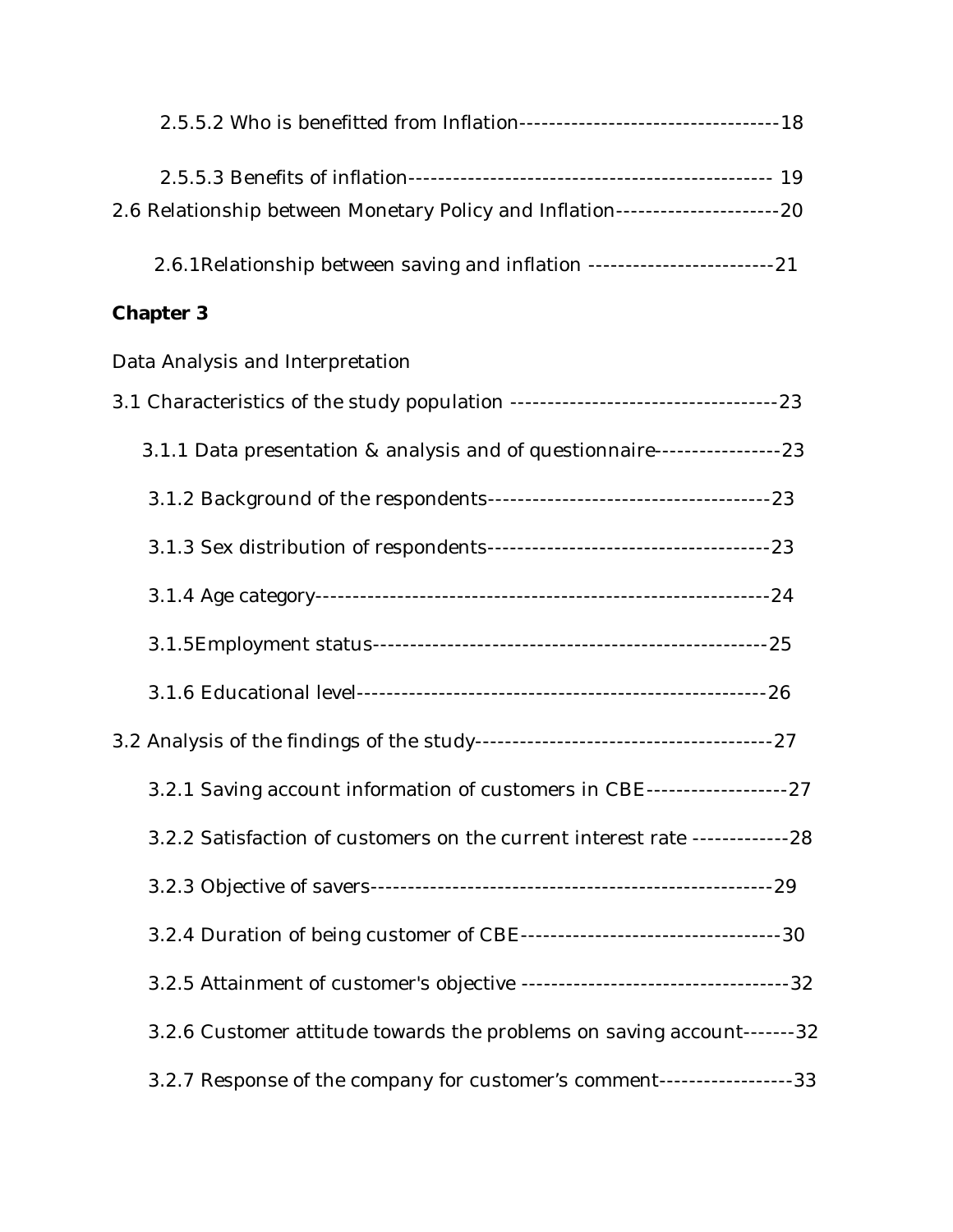2.5.5.2 Who is benefitted from Inflation-----------------------------------18

2.5.5.3 Benefits of inflation------------------------------------------------ 19

2.6 Relationship between Monetary Policy and Inflation----------------------20

2.6.1Relationship between saving and inflation -------------------------21

**Chapter 3**

Data Analysis and Interpretation

3.1 Characteristics of the study population ------------------------------------23

3.1.1 Data presentation & analysis and of questionnaire-----------------23

3.1.2 Background of the respondents--------------------------------------23

3.1.3 Sex distribution of respondents--------------------------------------23

3.1.4 Age category-------------------------------------------------------------24

3.1.5Employment status-----------------------------------------------------25

3.1.6 Educational level-------------------------------------------------------26

3.2 Analysis of the findings of the study----------------------------------------27

3.2.1 Saving account information of customers in CBE-------------------27

3.2.2 Satisfaction of customers on the current interest rate -------------28

3.2.3 Objective of savers------------------------------------------------------29

3.2.4 Duration of being customer of CBE-----------------------------------30

3.2.5 Attainment of customer's objective ------------------------------------32

3.2.6 Customer attitude towards the problems on saving account-------32

3.2.7 Response of the company for customer's comment------------------33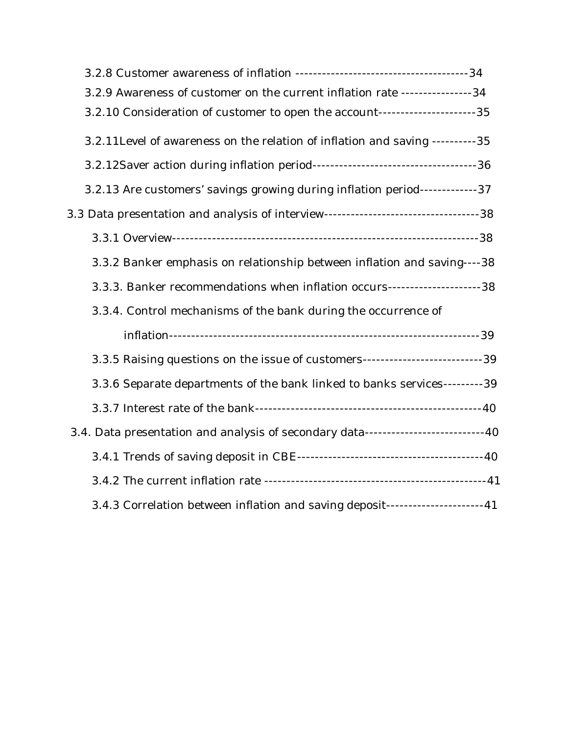3.2.8 Customer awareness of inflation ---------------------------------------34

3.2.9 Awareness of customer on the current inflation rate ----------------34

3.2.10 Consideration of customer to open the account----------------------35

3.2.11Level of awareness on the relation of inflation and saving ----------35

3.2.12Saver action during inflation period-------------------------------------36

3.2.13 Are customers' savings growing during inflation period-------------37

3.3 Data presentation and analysis of interview-----------------------------------38

3.3.1 Overview------------------------------------------------------------------38

3.3.2 Banker emphasis on relationship between inflation and saving----38

3.3.3. Banker recommendations when inflation occurs---------------------38

3.3.4. Control mechanisms of the bank during the occurrence of inflation-------------------------------------------------------------------39

3.3.5 Raising questions on the issue of customers---------------------------39

3.3.6 Separate departments of the bank linked to banks services---------39

3.3.7 Interest rate of the bank----------------------------------------------------40

3.4. Data presentation and analysis of secondary data---------------------------40

3.4.1 Trends of saving deposit in CBE-------------------------------------------40

3.4.2 The current inflation rate --------------------------------------------------41

3.4.3 Correlation between inflation and saving deposit----------------------41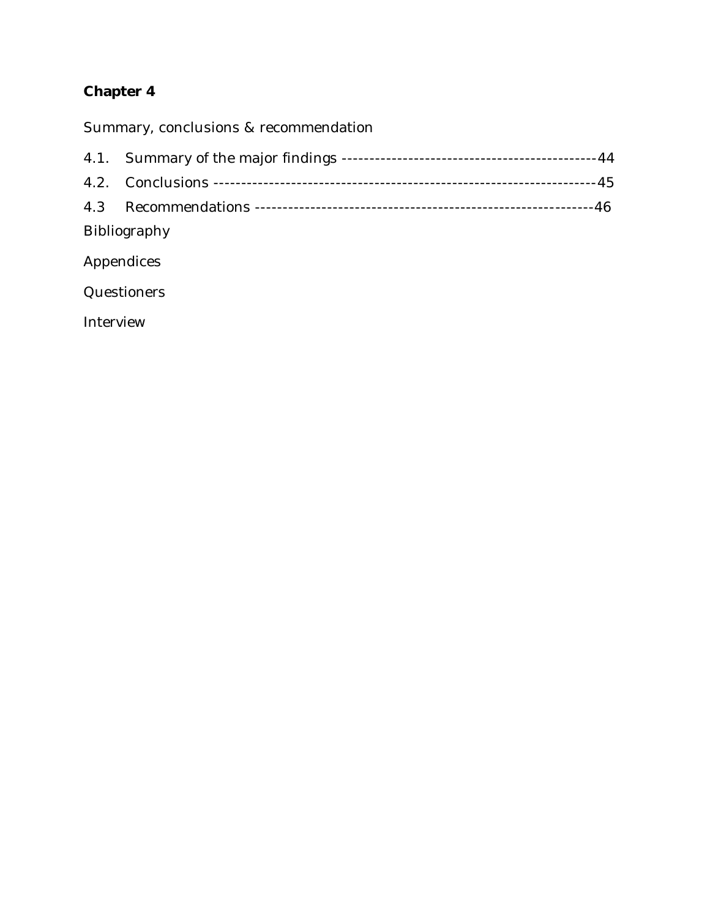**Chapter 4**

Summary, conclusions & recommendation

4.1. Summary of the major findings -----------------------------------------------44

4.2. Conclusions ------------------------------------------------------------------45

4.3 Recommendations -------------------------------------------------------------46

Bibliography

Appendices

Questioners

Interview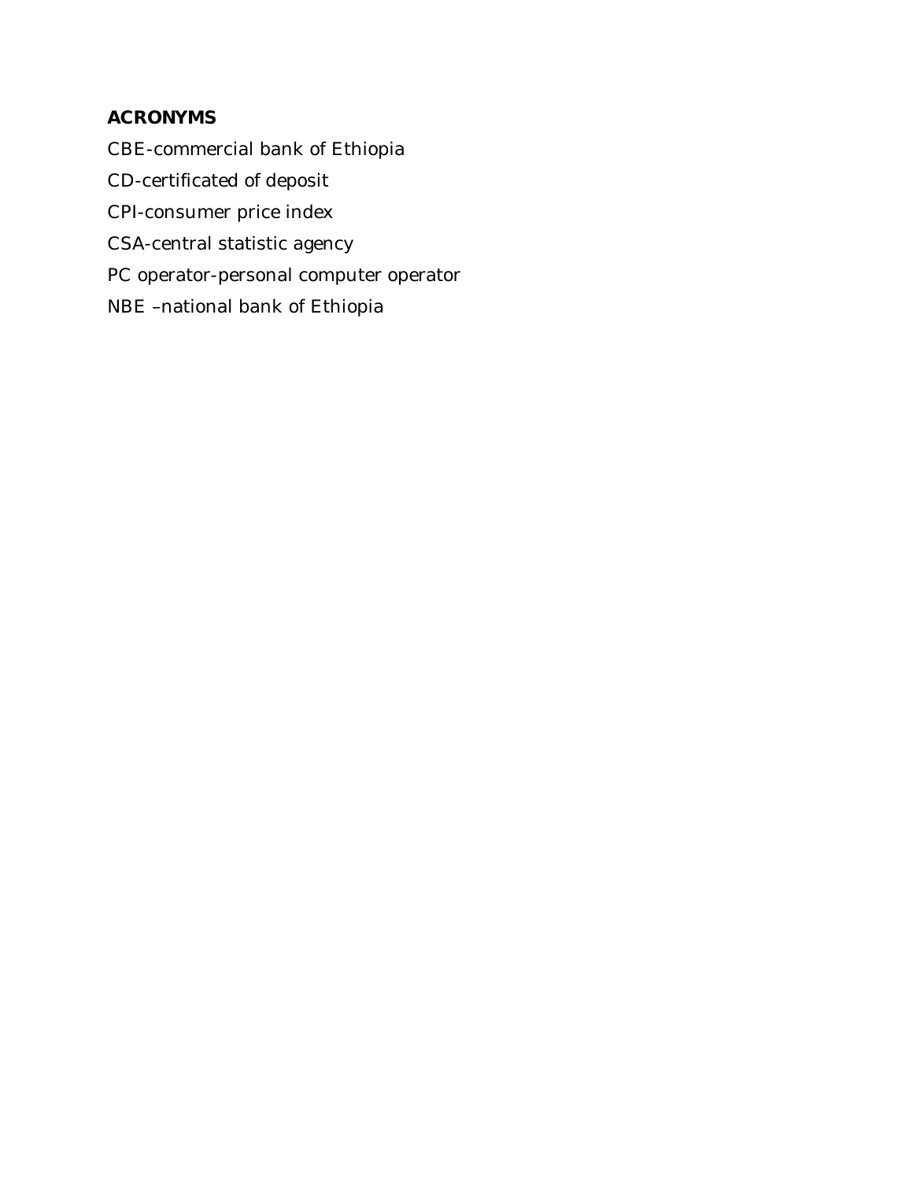**ACRONYMS**

CBE-commercial bank of Ethiopia

CD-certificated of deposit

CPI-consumer price index

CSA-central statistic agency

PC operator-personal computer operator

NBE –national bank of Ethiopia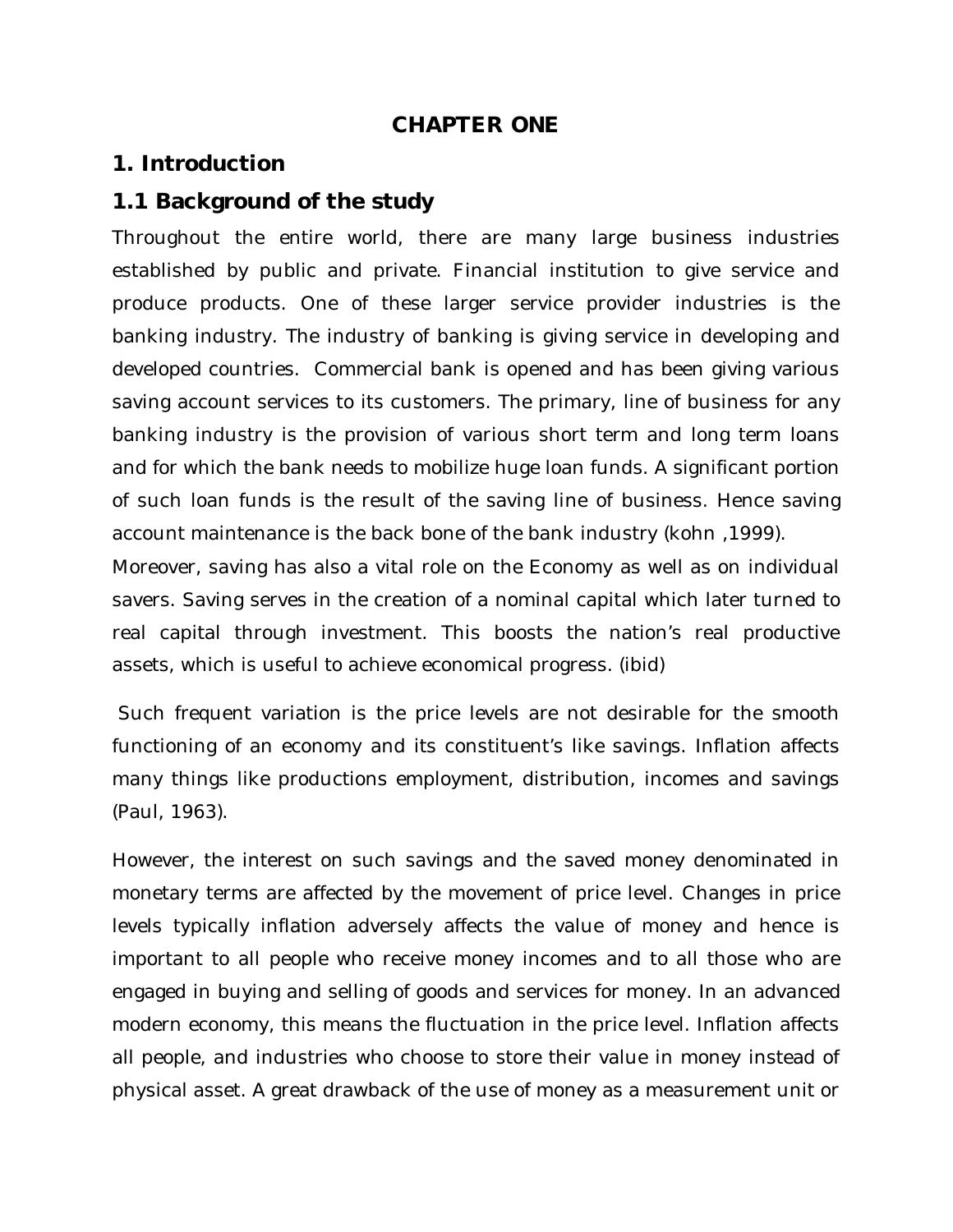# CHAPTER ONE

## 1. Introduction

### 1.1 Background of the study

Throughout the entire world, there are many large business industries established by public and private. Financial institution to give service and produce products. One of these larger service provider industries is the banking industry. The industry of banking is giving service in developing and developed countries. Commercial bank is opened and has been giving various saving account services to its customers. The primary, line of business for any banking industry is the provision of various short term and long term loans and for which the bank needs to mobilize huge loan funds. A significant portion of such loan funds is the result of the saving line of business. Hence saving account maintenance is the back bone of the bank industry (kohn ,1999).

Moreover, saving has also a vital role on the Economy as well as on individual savers. Saving serves in the creation of a nominal capital which later turned to real capital through investment. This boosts the nation's real productive assets, which is useful to achieve economical progress. (ibid)

Such frequent variation is the price levels are not desirable for the smooth functioning of an economy and its constituent's like savings. Inflation affects many things like productions employment, distribution, incomes and savings (Paul, 1963).

However, the interest on such savings and the saved money denominated in monetary terms are affected by the movement of price level. Changes in price levels typically inflation adversely affects the value of money and hence is important to all people who receive money incomes and to all those who are engaged in buying and selling of goods and services for money. In an advanced modern economy, this means the fluctuation in the price level. Inflation affects all people, and industries who choose to store their value in money instead of physical asset. A great drawback of the use of money as a measurement unit or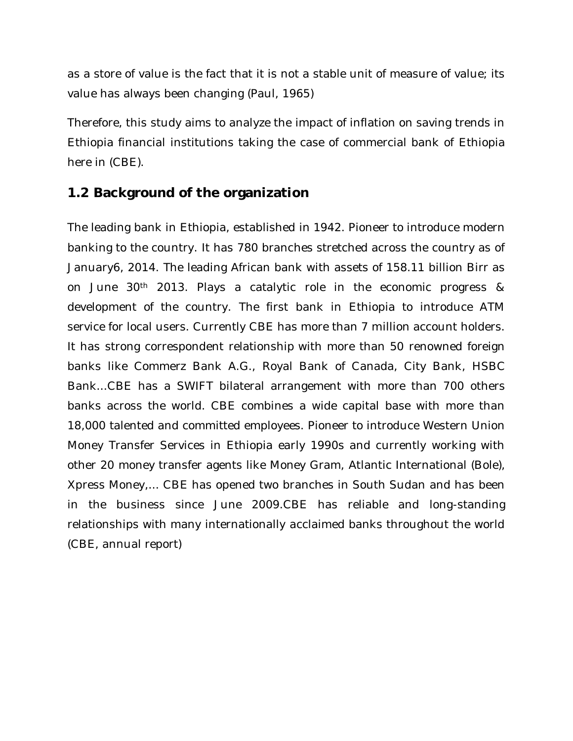as a store of value is the fact that it is not a stable unit of measure of value; its value has always been changing (Paul, 1965)

Therefore, this study aims to analyze the impact of inflation on saving trends in Ethiopia financial institutions taking the case of commercial bank of Ethiopia here in (CBE).

## 1.2 Background of the organization

The leading bank in Ethiopia, established in 1942. Pioneer to introduce modern banking to the country. It has 780 branches stretched across the country as of January6, 2014. The leading African bank with assets of 158.11 billion Birr as on June 30th 2013. Plays a catalytic role in the economic progress & development of the country. The first bank in Ethiopia to introduce ATM service for local users. Currently CBE has more than 7 million account holders. It has strong correspondent relationship with more than 50 renowned foreign banks like Commerz Bank A.G., Royal Bank of Canada, City Bank, HSBC Bank...CBE has a SWIFT bilateral arrangement with more than 700 others banks across the world. CBE combines a wide capital base with more than 18,000 talented and committed employees. Pioneer to introduce Western Union Money Transfer Services in Ethiopia early 1990s and currently working with other 20 money transfer agents like Money Gram, Atlantic International (Bole), Xpress Money,... CBE has opened two branches in South Sudan and has been in the business since June 2009.CBE has reliable and long-standing relationships with many internationally acclaimed banks throughout the world (CBE, annual report)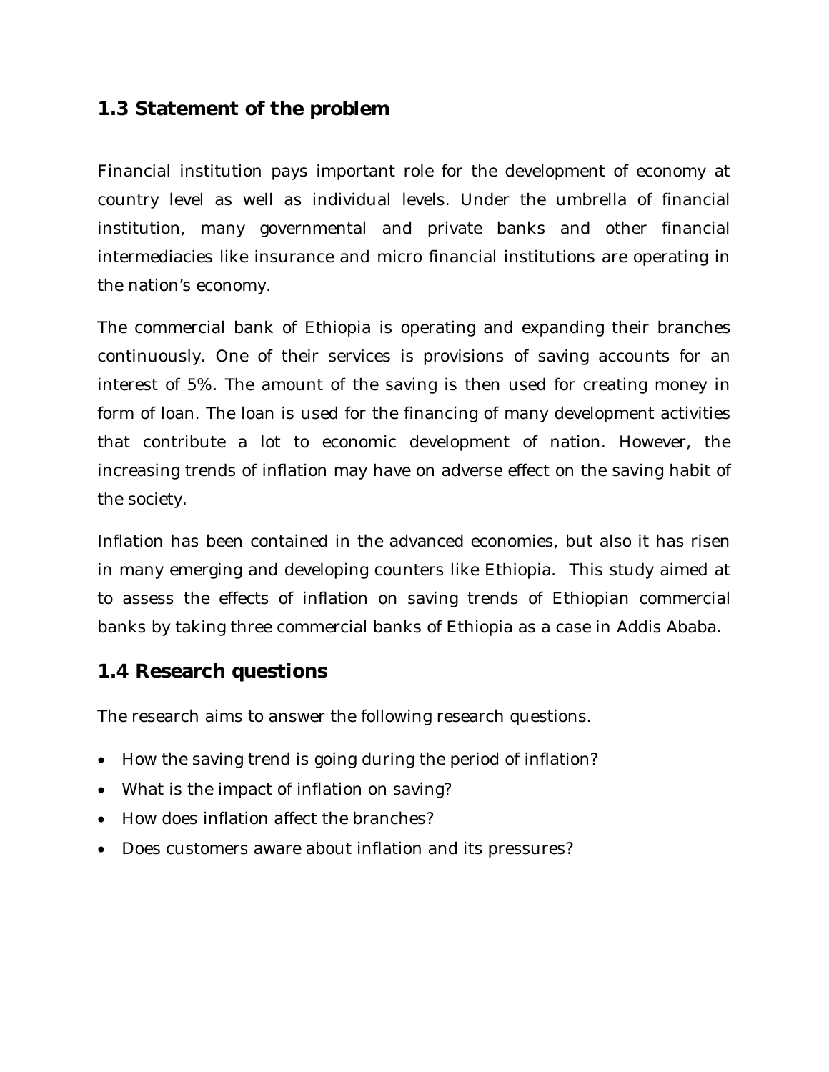## 1.3 Statement of the problem

Financial institution pays important role for the development of economy at country level as well as individual levels. Under the umbrella of financial institution, many governmental and private banks and other financial intermediacies like insurance and micro financial institutions are operating in the nation's economy.

The commercial bank of Ethiopia is operating and expanding their branches continuously. One of their services is provisions of saving accounts for an interest of 5%. The amount of the saving is then used for creating money in form of loan. The loan is used for the financing of many development activities that contribute a lot to economic development of nation. However, the increasing trends of inflation may have on adverse effect on the saving habit of the society.

Inflation has been contained in the advanced economies, but also it has risen in many emerging and developing counters like Ethiopia. This study aimed at to assess the effects of inflation on saving trends of Ethiopian commercial banks by taking three commercial banks of Ethiopia as a case in Addis Ababa.

## 1.4 Research questions

The research aims to answer the following research questions.

- How the saving trend is going during the period of inflation?
- What is the impact of inflation on saving?
- How does inflation affect the branches?
- Does customers aware about inflation and its pressures?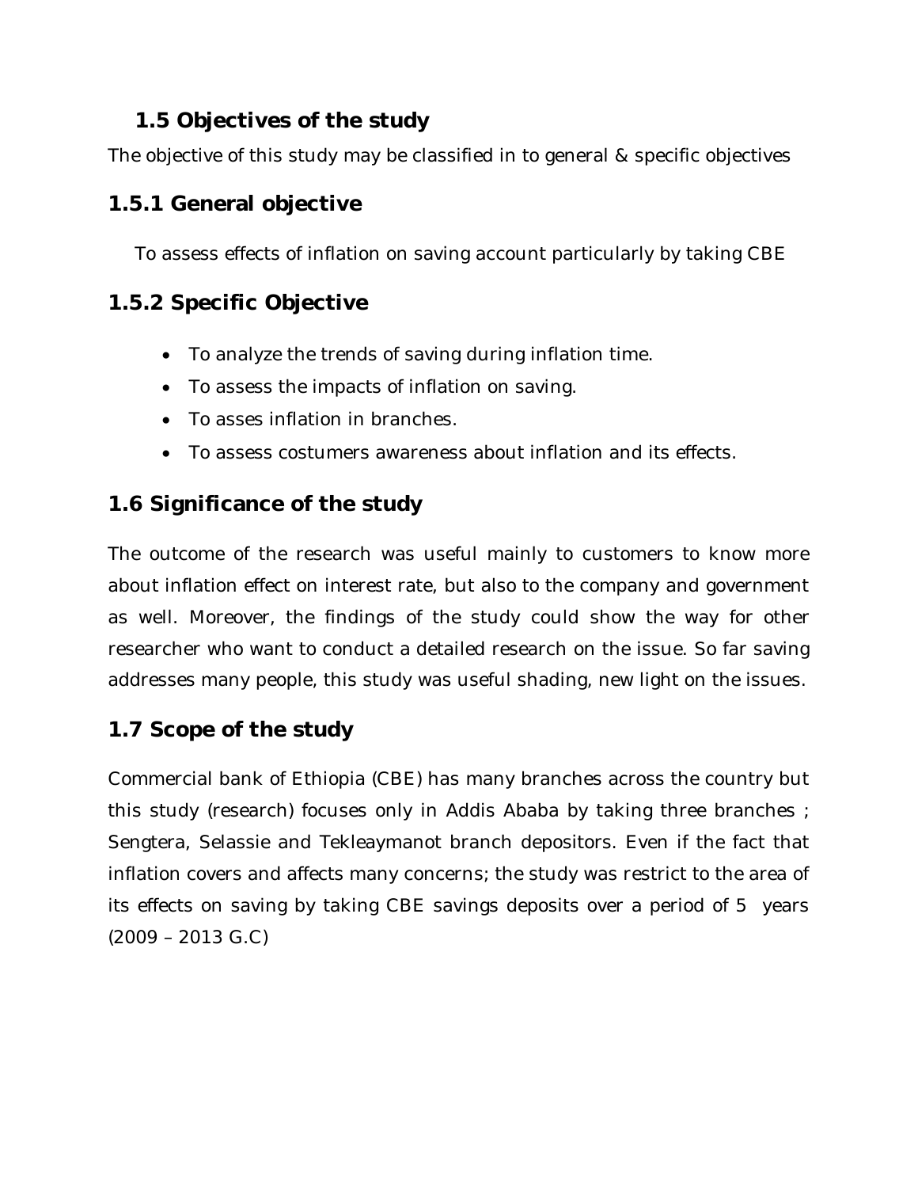## 1.5 Objectives of the study

The objective of this study may be classified in to general & specific objectives

### 1.5.1 General objective

To assess effects of inflation on saving account particularly by taking CBE

### 1.5.2 Specific Objective

- To analyze the trends of saving during inflation time.
- To assess the impacts of inflation on saving.
- To asses inflation in branches.
- To assess costumers awareness about inflation and its effects.

## 1.6 Significance of the study

The outcome of the research was useful mainly to customers to know more about inflation effect on interest rate, but also to the company and government as well. Moreover, the findings of the study could show the way for other researcher who want to conduct a detailed research on the issue. So far saving addresses many people, this study was useful shading, new light on the issues.

## 1.7 Scope of the study

Commercial bank of Ethiopia (CBE) has many branches across the country but this study (research) focuses only in Addis Ababa by taking three branches ; Sengtera, Selassie and Tekleaymanot branch depositors. Even if the fact that inflation covers and affects many concerns; the study was restrict to the area of its effects on saving by taking CBE savings deposits over a period of 5 years (2009 – 2013 G.C)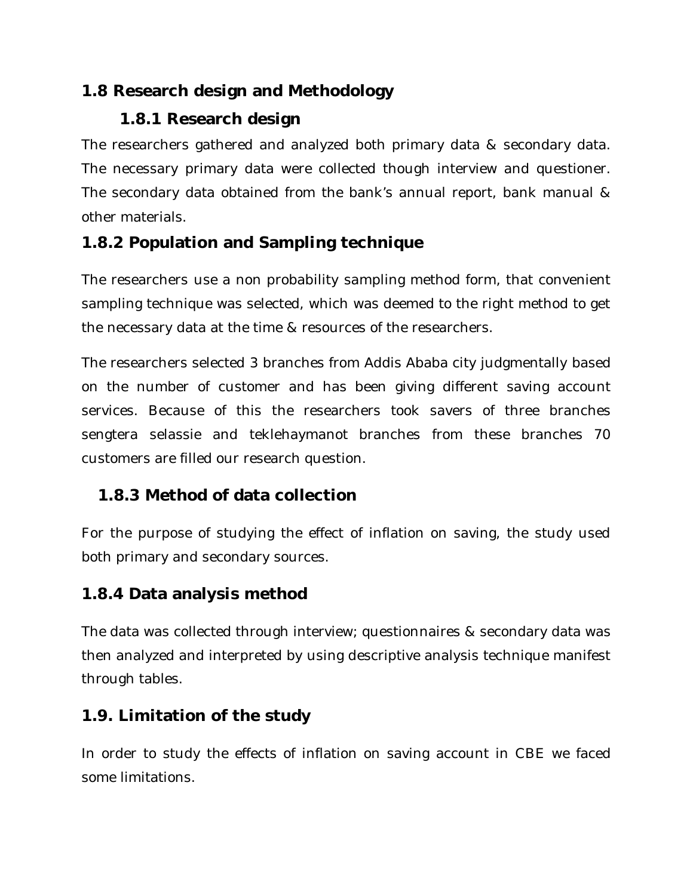## 1.8 Research design and Methodology

### 1.8.1 Research design

The researchers gathered and analyzed both primary data & secondary data. The necessary primary data were collected though interview and questioner. The secondary data obtained from the bank's annual report, bank manual & other materials.

### 1.8.2 Population and Sampling technique

The researchers use a non probability sampling method form, that convenient sampling technique was selected, which was deemed to the right method to get the necessary data at the time & resources of the researchers.

The researchers selected 3 branches from Addis Ababa city judgmentally based on the number of customer and has been giving different saving account services. Because of this the researchers took savers of three branches sengtera selassie and teklehaymanot branches from these branches 70 customers are filled our research question.

### 1.8.3 Method of data collection

For the purpose of studying the effect of inflation on saving, the study used both primary and secondary sources.

### 1.8.4 Data analysis method

The data was collected through interview; questionnaires & secondary data was then analyzed and interpreted by using descriptive analysis technique manifest through tables.

## 1.9. Limitation of the study

In order to study the effects of inflation on saving account in CBE we faced some limitations.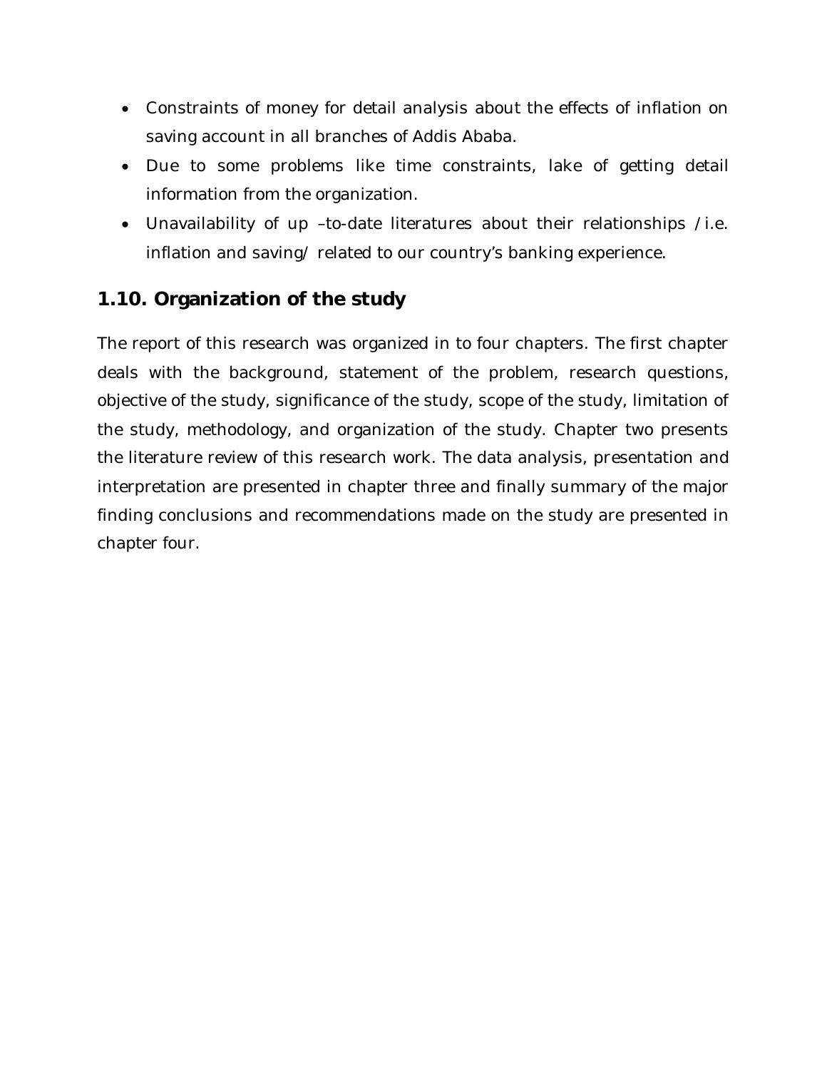- Constraints of money for detail analysis about the effects of inflation on saving account in all branches of Addis Ababa.
- Due to some problems like time constraints, lake of getting detail information from the organization.
- Unavailability of up –to-date literatures about their relationships /i.e. inflation and saving/ related to our country's banking experience.

## 1.10. Organization of the study

The report of this research was organized in to four chapters. The first chapter deals with the background, statement of the problem, research questions, objective of the study, significance of the study, scope of the study, limitation of the study, methodology, and organization of the study. Chapter two presents the literature review of this research work. The data analysis, presentation and interpretation are presented in chapter three and finally summary of the major finding conclusions and recommendations made on the study are presented in chapter four.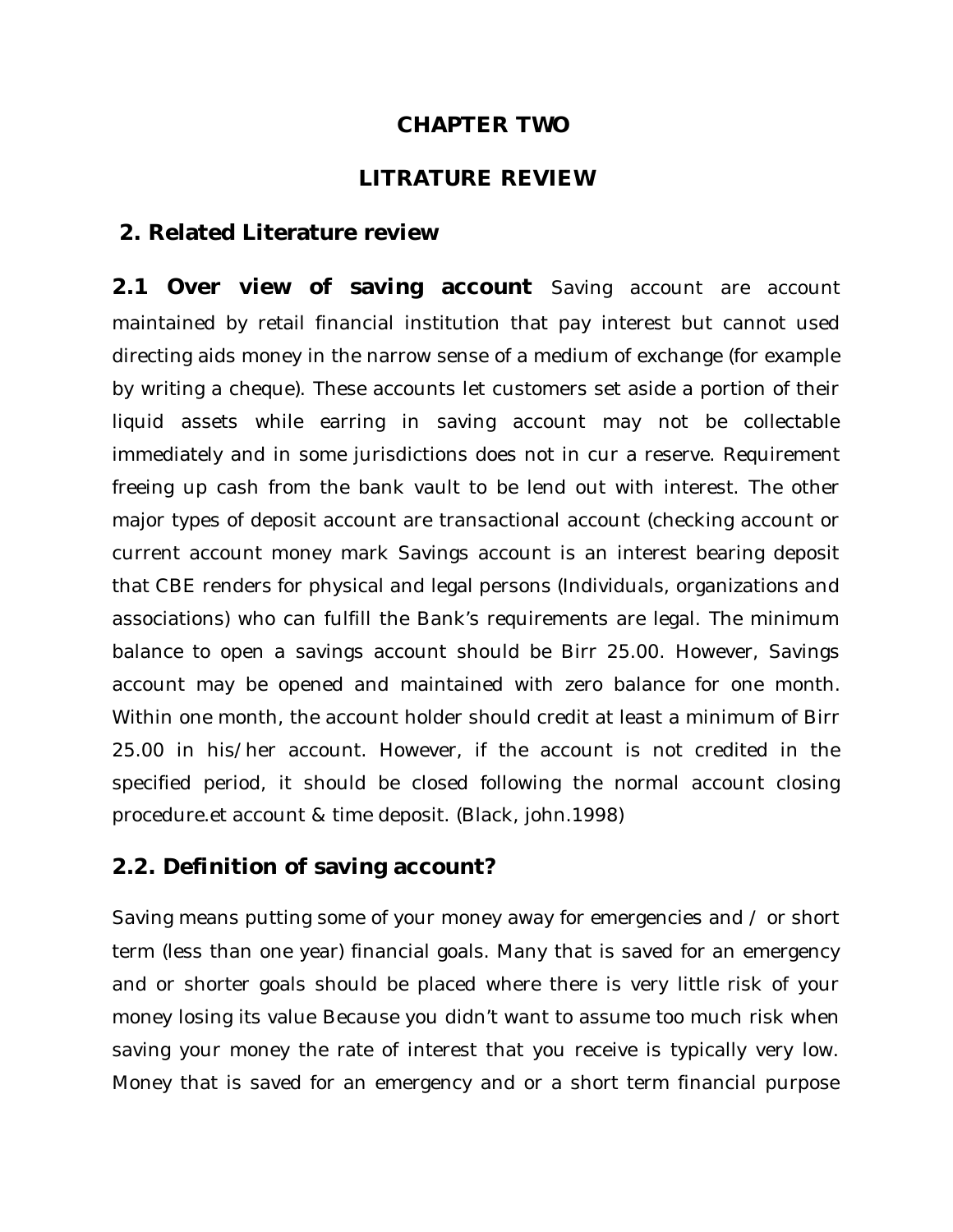# CHAPTER TWO

# LITRATURE REVIEW

## 2. Related Literature review

**2.1 Over view of saving account** Saving account are account maintained by retail financial institution that pay interest but cannot used directing aids money in the narrow sense of a medium of exchange (for example by writing a cheque). These accounts let customers set aside a portion of their liquid assets while earring in saving account may not be collectable immediately and in some jurisdictions does not in cur a reserve. Requirement freeing up cash from the bank vault to be lend out with interest. The other major types of deposit account are transactional account (checking account or current account money mark Savings account is an interest bearing deposit that CBE renders for physical and legal persons (Individuals, organizations and associations) who can fulfill the Bank's requirements are legal. The minimum balance to open a savings account should be Birr 25.00. However, Savings account may be opened and maintained with zero balance for one month. Within one month, the account holder should credit at least a minimum of Birr 25.00 in his/her account. However, if the account is not credited in the specified period, it should be closed following the normal account closing procedure.et account & time deposit. (Black, john.1998)

## 2.2. Definition of saving account?

Saving means putting some of your money away for emergencies and / or short term (less than one year) financial goals. Many that is saved for an emergency and or shorter goals should be placed where there is very little risk of your money losing its value Because you didn't want to assume too much risk when saving your money the rate of interest that you receive is typically very low. Money that is saved for an emergency and or a short term financial purpose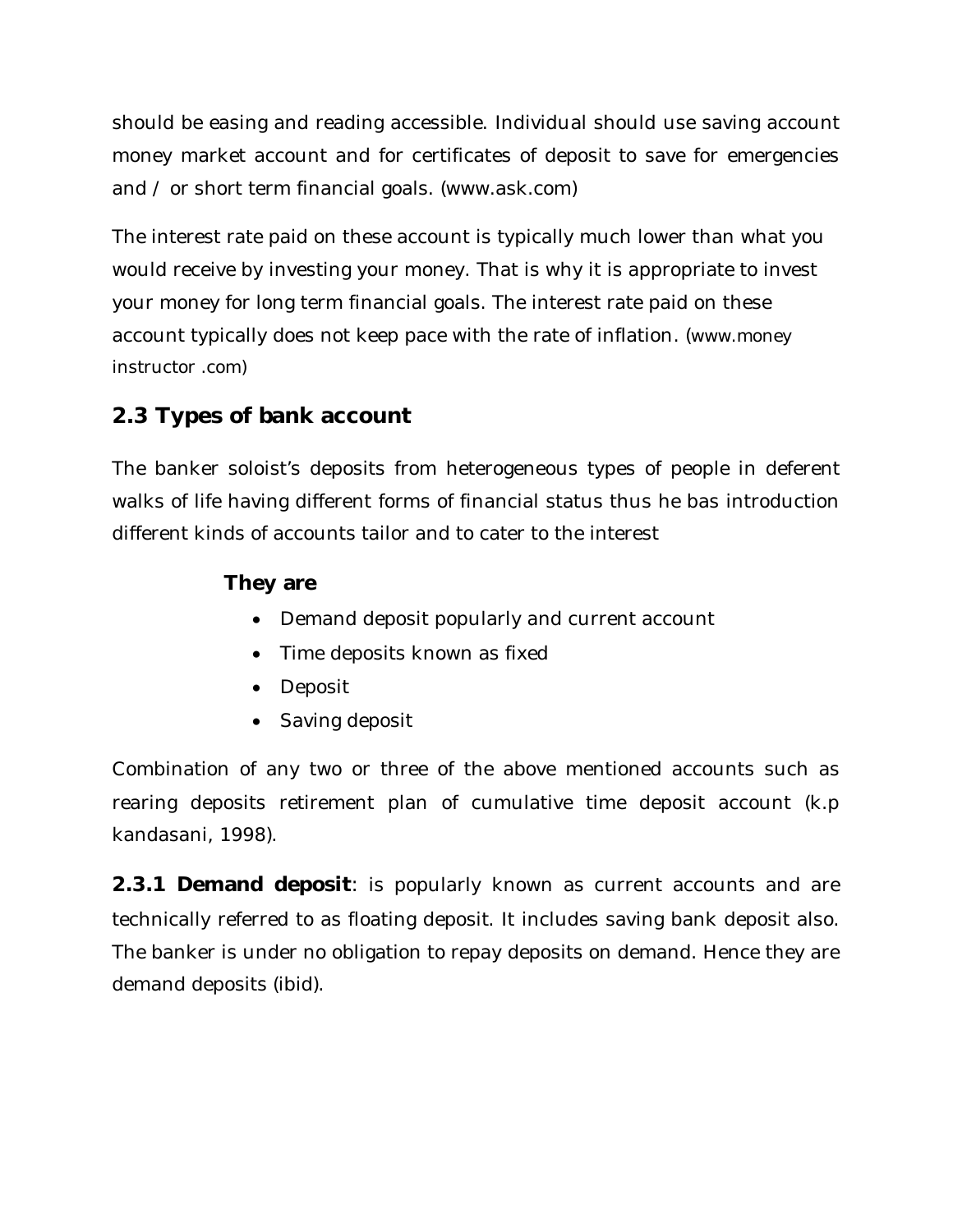should be easing and reading accessible. Individual should use saving account money market account and for certificates of deposit to save for emergencies and / or short term financial goals. (www.ask.com)

The interest rate paid on these account is typically much lower than what you would receive by investing your money. That is why it is appropriate to invest your money for long term financial goals. The interest rate paid on these account typically does not keep pace with the rate of inflation. (www.money instructor .com)

## 2.3 Types of bank account

The banker soloist's deposits from heterogeneous types of people in deferent walks of life having different forms of financial status thus he bas introduction different kinds of accounts tailor and to cater to the interest

**They are**

- Demand deposit popularly and current account
- Time deposits known as fixed
- Deposit
- Saving deposit

Combination of any two or three of the above mentioned accounts such as rearing deposits retirement plan of cumulative time deposit account (k.p kandasani, 1998).

**2.3.1 Demand deposit**: is popularly known as current accounts and are technically referred to as floating deposit. It includes saving bank deposit also. The banker is under no obligation to repay deposits on demand. Hence they are demand deposits (ibid).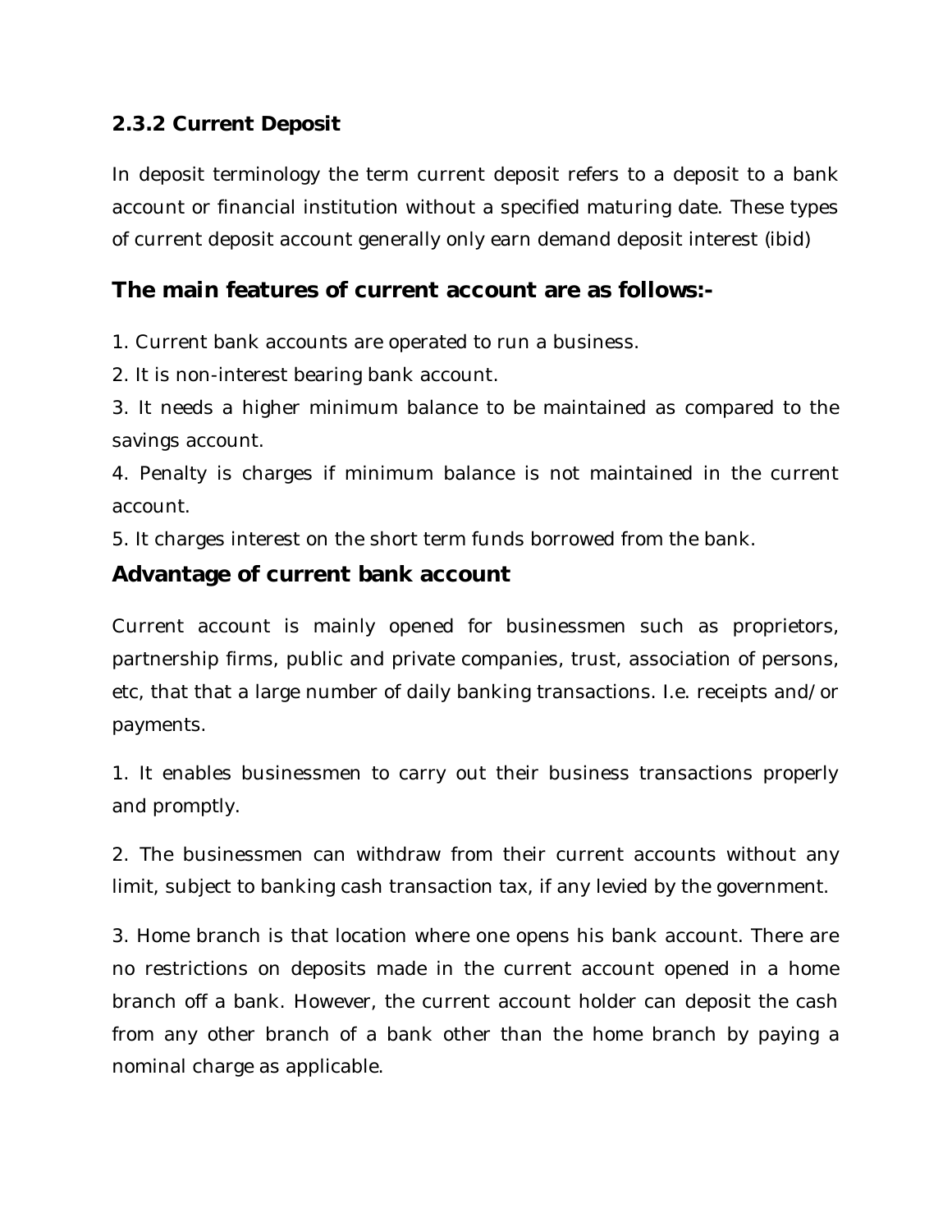### 2.3.2 Current Deposit

In deposit terminology the term current deposit refers to a deposit to a bank account or financial institution without a specified maturing date. These types of current deposit account generally only earn demand deposit interest (ibid)

## The main features of current account are as follows:-

1. Current bank accounts are operated to run a business.
2. It is non-interest bearing bank account.
3. It needs a higher minimum balance to be maintained as compared to the savings account.
4. Penalty is charges if minimum balance is not maintained in the current account.
5. It charges interest on the short term funds borrowed from the bank.

## Advantage of current bank account

Current account is mainly opened for businessmen such as proprietors, partnership firms, public and private companies, trust, association of persons, etc, that that a large number of daily banking transactions. I.e. receipts and/or payments.

1. It enables businessmen to carry out their business transactions properly and promptly.

2. The businessmen can withdraw from their current accounts without any limit, subject to banking cash transaction tax, if any levied by the government.

3. Home branch is that location where one opens his bank account. There are no restrictions on deposits made in the current account opened in a home branch off a bank. However, the current account holder can deposit the cash from any other branch of a bank other than the home branch by paying a nominal charge as applicable.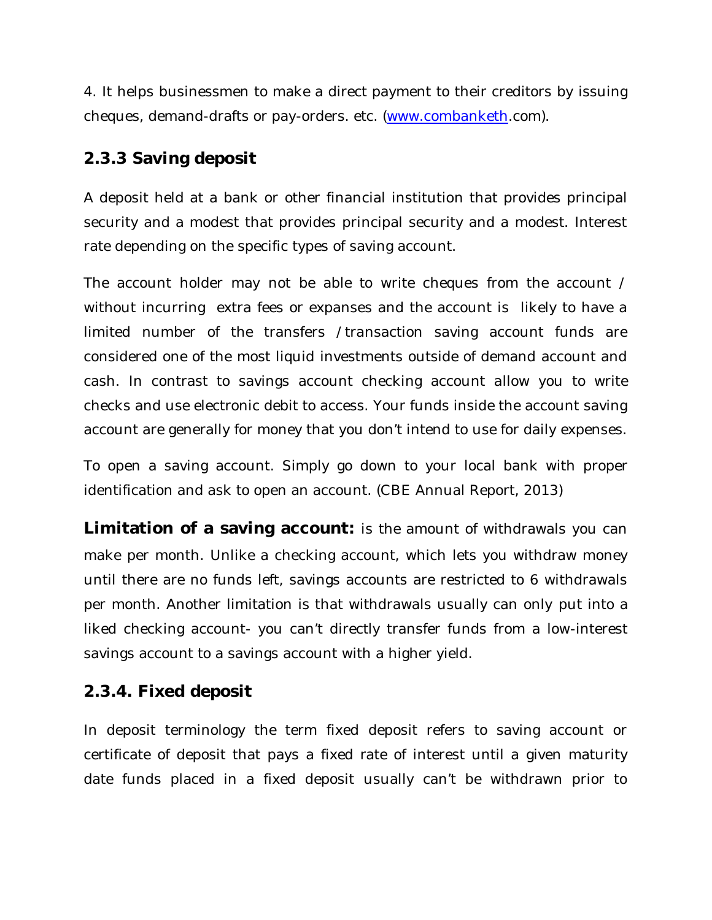4. It helps businessmen to make a direct payment to their creditors by issuing cheques, demand-drafts or pay-orders. etc. (www.combanketh.com).

### 2.3.3 Saving deposit

A deposit held at a bank or other financial institution that provides principal security and a modest that provides principal security and a modest. Interest rate depending on the specific types of saving account.

The account holder may not be able to write cheques from the account / without incurring extra fees or expanses and the account is likely to have a limited number of the transfers / transaction saving account funds are considered one of the most liquid investments outside of demand account and cash. In contrast to savings account checking account allow you to write checks and use electronic debit to access. Your funds inside the account saving account are generally for money that you don't intend to use for daily expenses.

To open a saving account. Simply go down to your local bank with proper identification and ask to open an account. (CBE Annual Report, 2013)

**Limitation of a saving account:** is the amount of withdrawals you can make per month. Unlike a checking account, which lets you withdraw money until there are no funds left, savings accounts are restricted to 6 withdrawals per month. Another limitation is that withdrawals usually can only put into a liked checking account- you can't directly transfer funds from a low-interest savings account to a savings account with a higher yield.

### 2.3.4. Fixed deposit

In deposit terminology the term fixed deposit refers to saving account or certificate of deposit that pays a fixed rate of interest until a given maturity date funds placed in a fixed deposit usually can't be withdrawn prior to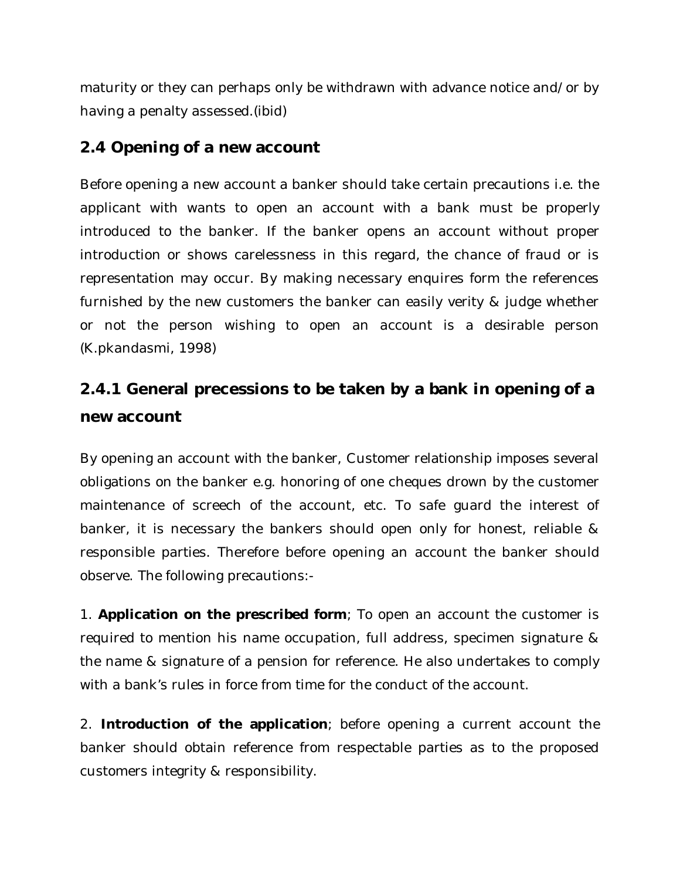maturity or they can perhaps only be withdrawn with advance notice and/or by having a penalty assessed.(ibid)

## 2.4 Opening of a new account

Before opening a new account a banker should take certain precautions i.e. the applicant with wants to open an account with a bank must be properly introduced to the banker. If the banker opens an account without proper introduction or shows carelessness in this regard, the chance of fraud or is representation may occur. By making necessary enquires form the references furnished by the new customers the banker can easily verity & judge whether or not the person wishing to open an account is a desirable person (K.pkandasmi, 1998)

### 2.4.1 General precessions to be taken by a bank in opening of a new account

By opening an account with the banker, Customer relationship imposes several obligations on the banker e.g. honoring of one cheques drown by the customer maintenance of screech of the account, etc. To safe guard the interest of banker, it is necessary the bankers should open only for honest, reliable & responsible parties. Therefore before opening an account the banker should observe. The following precautions:-

1. **Application on the prescribed form**; To open an account the customer is required to mention his name occupation, full address, specimen signature & the name & signature of a pension for reference. He also undertakes to comply with a bank's rules in force from time for the conduct of the account.

2. **Introduction of the application**; before opening a current account the banker should obtain reference from respectable parties as to the proposed customers integrity & responsibility.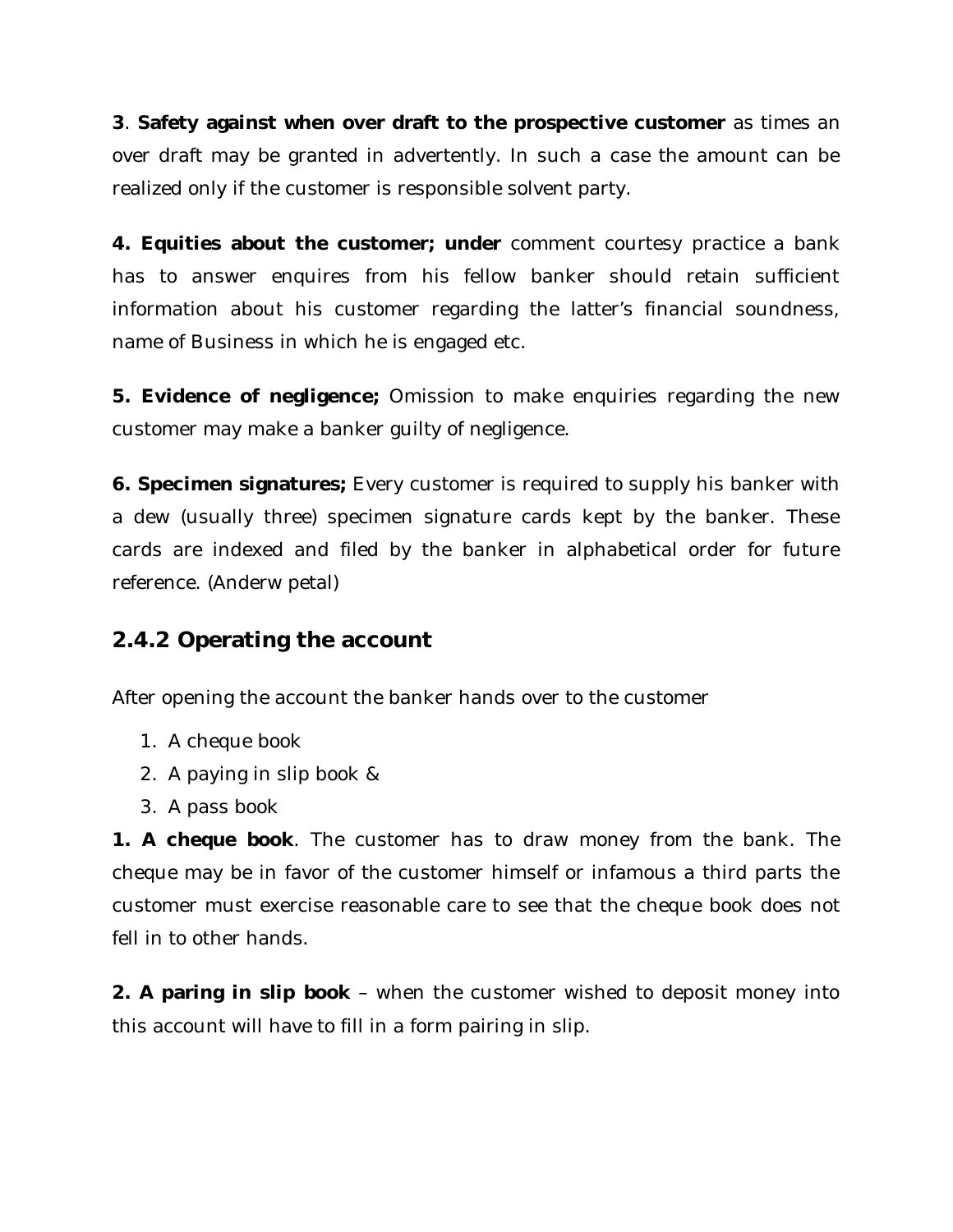**3**. **Safety against when over draft to the prospective customer** as times an over draft may be granted in advertently. In such a case the amount can be realized only if the customer is responsible solvent party.

**4. Equities about the customer; under** comment courtesy practice a bank has to answer enquires from his fellow banker should retain sufficient information about his customer regarding the latter's financial soundness, name of Business in which he is engaged etc.

**5. Evidence of negligence;** Omission to make enquiries regarding the new customer may make a banker guilty of negligence.

**6. Specimen signatures;** Every customer is required to supply his banker with a dew (usually three) specimen signature cards kept by the banker. These cards are indexed and filed by the banker in alphabetical order for future reference. (Anderw petal)

## 2.4.2 Operating the account

After opening the account the banker hands over to the customer

1. A cheque book
2. A paying in slip book &
3. A pass book

**1. A cheque book**. The customer has to draw money from the bank. The cheque may be in favor of the customer himself or infamous a third parts the customer must exercise reasonable care to see that the cheque book does not fell in to other hands.

**2. A paring in slip book** – when the customer wished to deposit money into this account will have to fill in a form pairing in slip.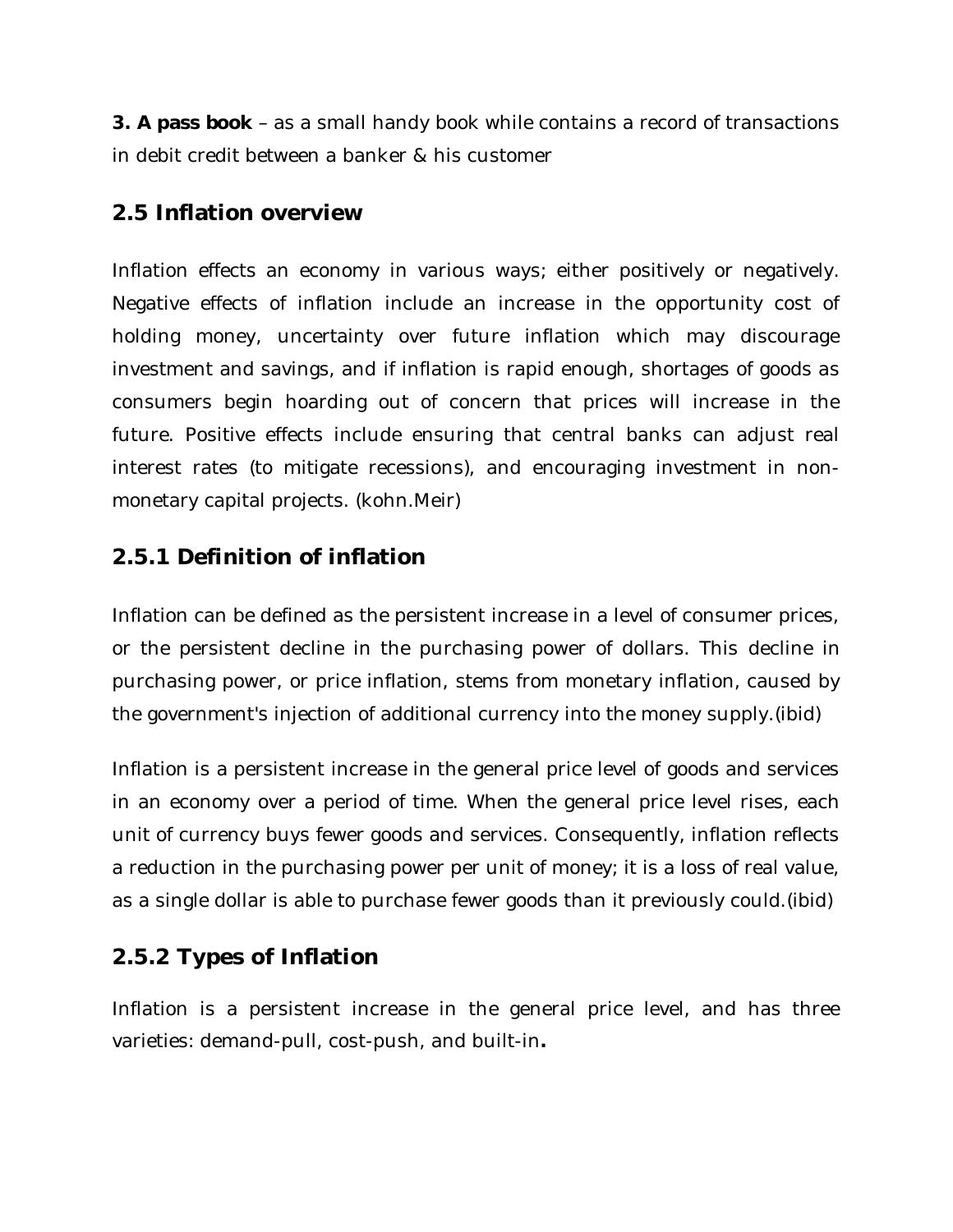**3. A pass book** – as a small handy book while contains a record of transactions in debit credit between a banker & his customer

## 2.5 Inflation overview

Inflation effects an economy in various ways; either positively or negatively. Negative effects of inflation include an increase in the opportunity cost of holding money, uncertainty over future inflation which may discourage investment and savings, and if inflation is rapid enough, shortages of goods as consumers begin hoarding out of concern that prices will increase in the future. Positive effects include ensuring that central banks can adjust real interest rates (to mitigate recessions), and encouraging investment in non-monetary capital projects. (kohn.Meir)

### 2.5.1 Definition of inflation

Inflation can be defined as the persistent increase in a level of consumer prices, or the persistent decline in the purchasing power of dollars. This decline in purchasing power, or price inflation, stems from monetary inflation, caused by the government's injection of additional currency into the money supply.(ibid)

Inflation is a persistent increase in the general price level of goods and services in an economy over a period of time. When the general price level rises, each unit of currency buys fewer goods and services. Consequently, inflation reflects a reduction in the purchasing power per unit of money; it is a loss of real value, as a single dollar is able to purchase fewer goods than it previously could.(ibid)

### 2.5.2 Types of Inflation

Inflation is a persistent increase in the general price level, and has three varieties: demand-pull, cost-push, and built-in**.**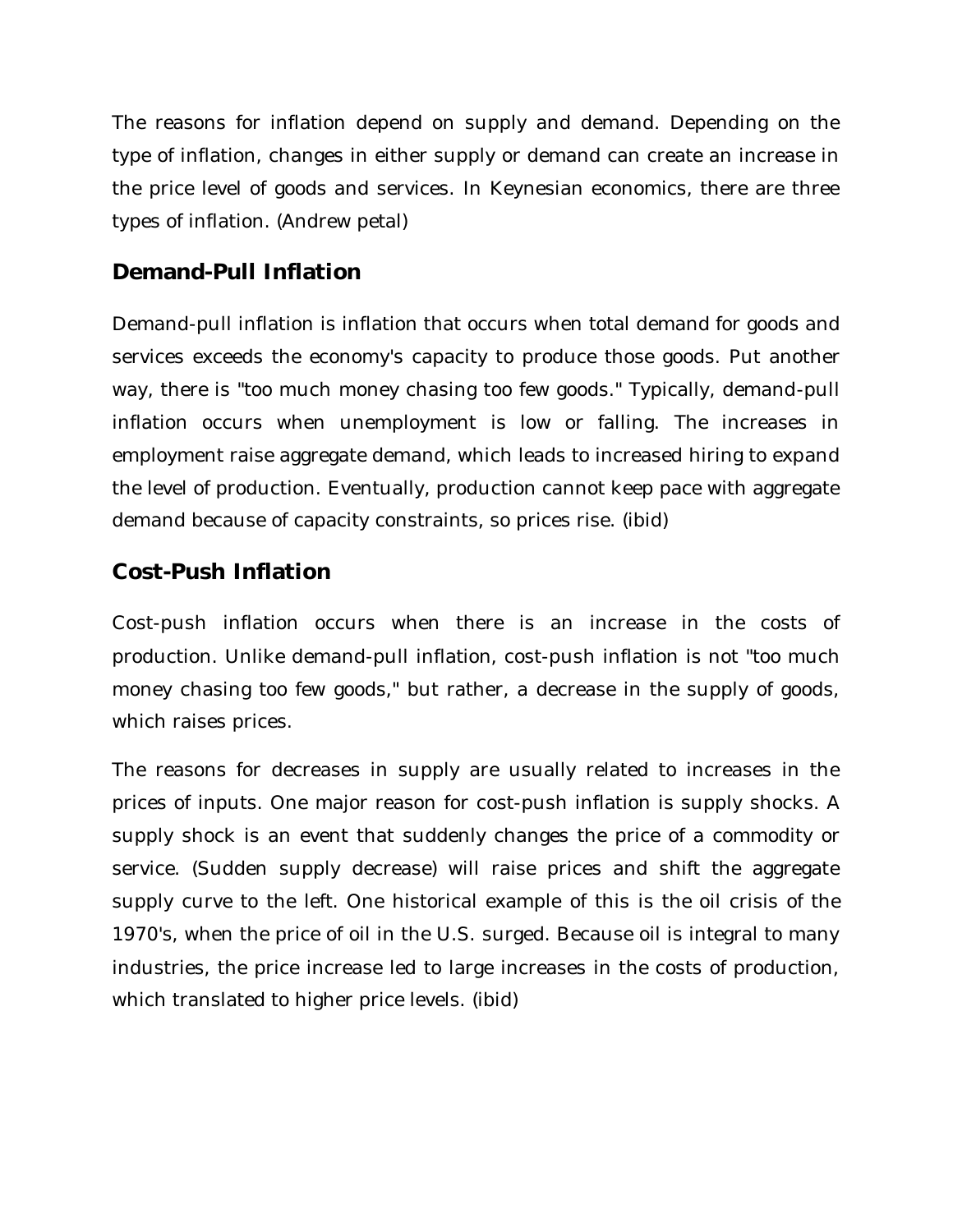The reasons for inflation depend on supply and demand. Depending on the type of inflation, changes in either supply or demand can create an increase in the price level of goods and services. In Keynesian economics, there are three types of inflation. (Andrew petal)

## Demand-Pull Inflation

Demand-pull inflation is inflation that occurs when total demand for goods and services exceeds the economy's capacity to produce those goods. Put another way, there is "too much money chasing too few goods." Typically, demand-pull inflation occurs when unemployment is low or falling. The increases in employment raise aggregate demand, which leads to increased hiring to expand the level of production. Eventually, production cannot keep pace with aggregate demand because of capacity constraints, so prices rise. (ibid)

## Cost-Push Inflation

Cost-push inflation occurs when there is an increase in the costs of production. Unlike demand-pull inflation, cost-push inflation is not "too much money chasing too few goods," but rather, a decrease in the supply of goods, which raises prices.

The reasons for decreases in supply are usually related to increases in the prices of inputs. One major reason for cost-push inflation is supply shocks. A supply shock is an event that suddenly changes the price of a commodity or service. (Sudden supply decrease) will raise prices and shift the aggregate supply curve to the left. One historical example of this is the oil crisis of the 1970's, when the price of oil in the U.S. surged. Because oil is integral to many industries, the price increase led to large increases in the costs of production, which translated to higher price levels. (ibid)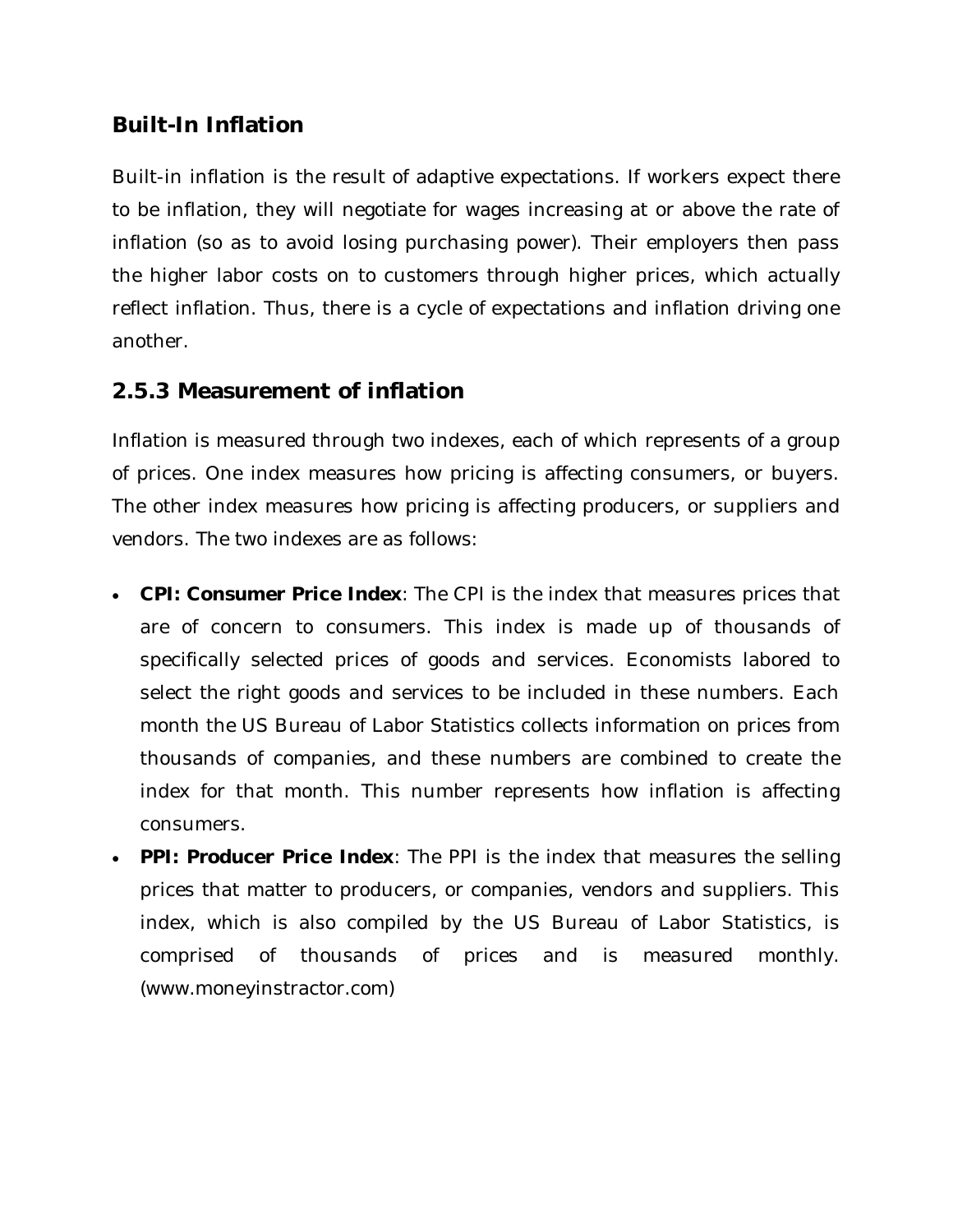### Built-In Inflation

Built-in inflation is the result of adaptive expectations. If workers expect there to be inflation, they will negotiate for wages increasing at or above the rate of inflation (so as to avoid losing purchasing power). Their employers then pass the higher labor costs on to customers through higher prices, which actually reflect inflation. Thus, there is a cycle of expectations and inflation driving one another.

## 2.5.3 Measurement of inflation

Inflation is measured through two indexes, each of which represents of a group of prices. One index measures how pricing is affecting consumers, or buyers. The other index measures how pricing is affecting producers, or suppliers and vendors. The two indexes are as follows:

- **CPI: Consumer Price Index**: The CPI is the index that measures prices that are of concern to consumers. This index is made up of thousands of specifically selected prices of goods and services. Economists labored to select the right goods and services to be included in these numbers. Each month the US Bureau of Labor Statistics collects information on prices from thousands of companies, and these numbers are combined to create the index for that month. This number represents how inflation is affecting consumers.
- **PPI: Producer Price Index**: The PPI is the index that measures the selling prices that matter to producers, or companies, vendors and suppliers. This index, which is also compiled by the US Bureau of Labor Statistics, is comprised of thousands of prices and is measured monthly. (www.moneyinstractor.com)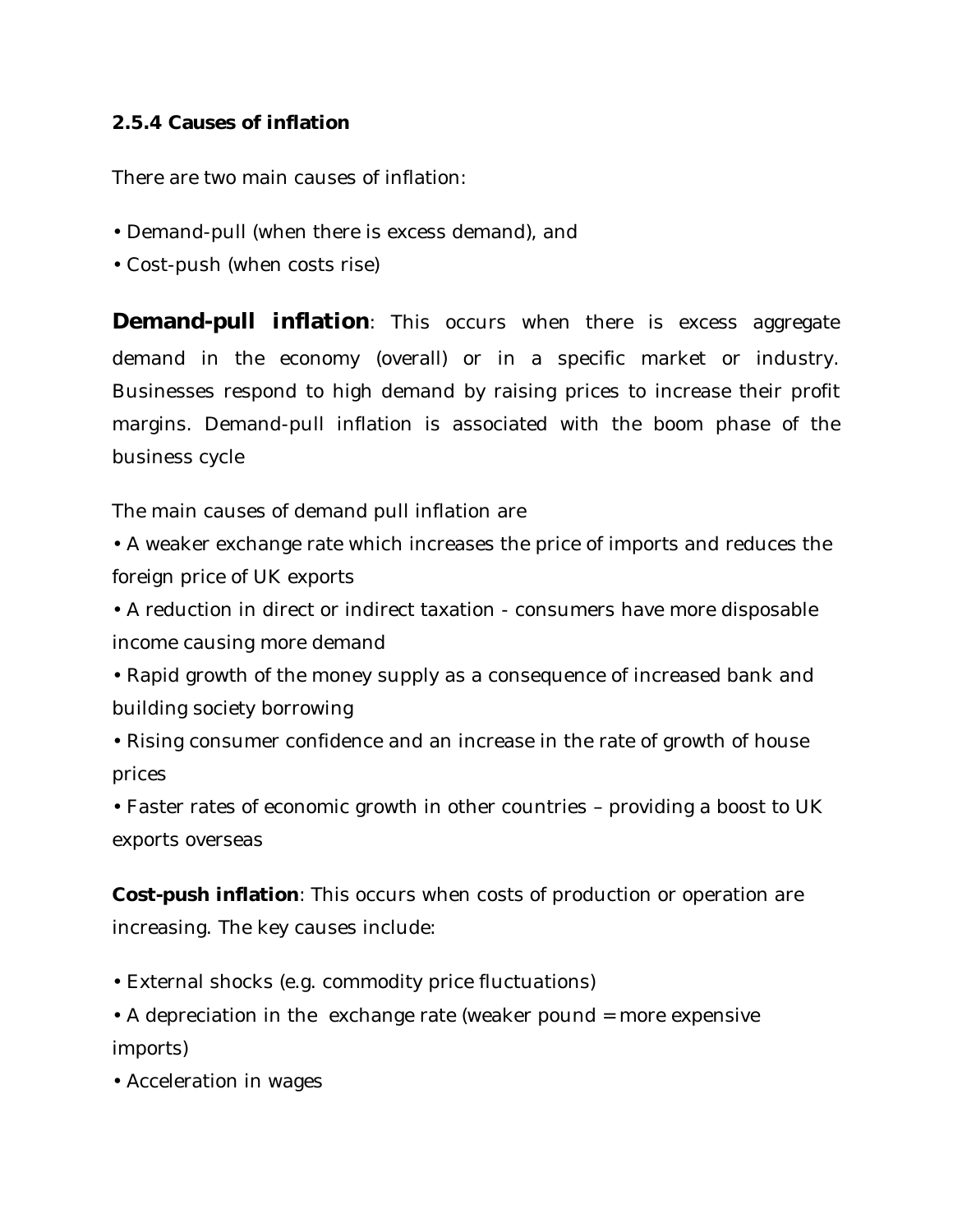### 2.5.4 Causes of inflation

There are two main causes of inflation:

- Demand-pull (when there is excess demand), and
- Cost-push (when costs rise)

**Demand-pull inflation**: This occurs when there is excess aggregate demand in the economy (overall) or in a specific market or industry. Businesses respond to high demand by raising prices to increase their profit margins. Demand-pull inflation is associated with the boom phase of the business cycle

The main causes of demand pull inflation are

- A weaker exchange rate which increases the price of imports and reduces the foreign price of UK exports
- A reduction in direct or indirect taxation - consumers have more disposable income causing more demand
- Rapid growth of the money supply as a consequence of increased bank and building society borrowing
- Rising consumer confidence and an increase in the rate of growth of house prices
- Faster rates of economic growth in other countries – providing a boost to UK exports overseas

**Cost-push inflation**: This occurs when costs of production or operation are increasing. The key causes include:

- External shocks (e.g. commodity price fluctuations)
- A depreciation in the exchange rate (weaker pound = more expensive imports)
- Acceleration in wages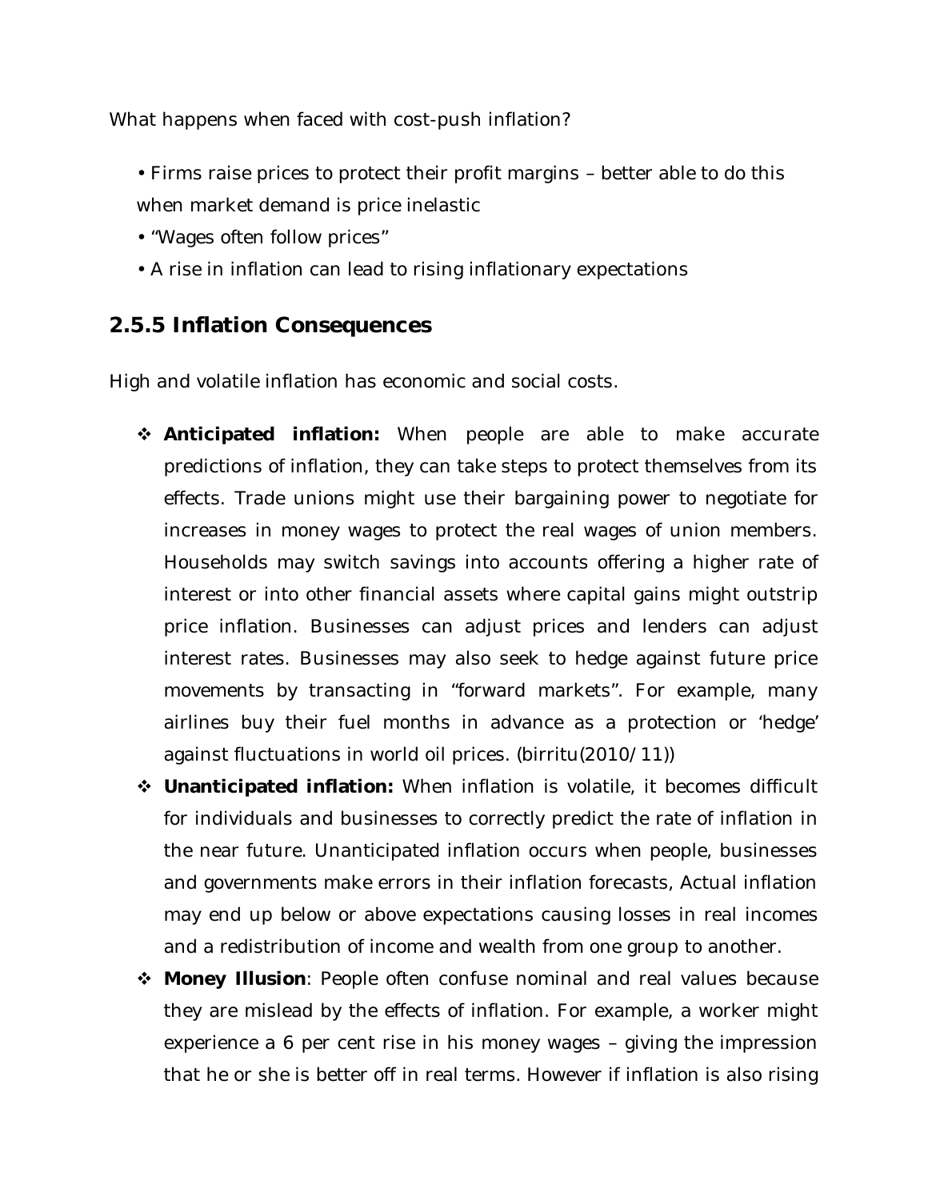What happens when faced with cost-push inflation?

- Firms raise prices to protect their profit margins – better able to do this when market demand is price inelastic
- "Wages often follow prices"
- A rise in inflation can lead to rising inflationary expectations

## 2.5.5 Inflation Consequences

High and volatile inflation has economic and social costs.

- **Anticipated inflation:** When people are able to make accurate predictions of inflation, they can take steps to protect themselves from its effects. Trade unions might use their bargaining power to negotiate for increases in money wages to protect the real wages of union members. Households may switch savings into accounts offering a higher rate of interest or into other financial assets where capital gains might outstrip price inflation. Businesses can adjust prices and lenders can adjust interest rates. Businesses may also seek to hedge against future price movements by transacting in "forward markets". For example, many airlines buy their fuel months in advance as a protection or 'hedge' against fluctuations in world oil prices. (birritu(2010/11))
- **Unanticipated inflation:** When inflation is volatile, it becomes difficult for individuals and businesses to correctly predict the rate of inflation in the near future. Unanticipated inflation occurs when people, businesses and governments make errors in their inflation forecasts, Actual inflation may end up below or above expectations causing losses in real incomes and a redistribution of income and wealth from one group to another.
- **Money Illusion**: People often confuse nominal and real values because they are mislead by the effects of inflation. For example, a worker might experience a 6 per cent rise in his money wages – giving the impression that he or she is better off in real terms. However if inflation is also rising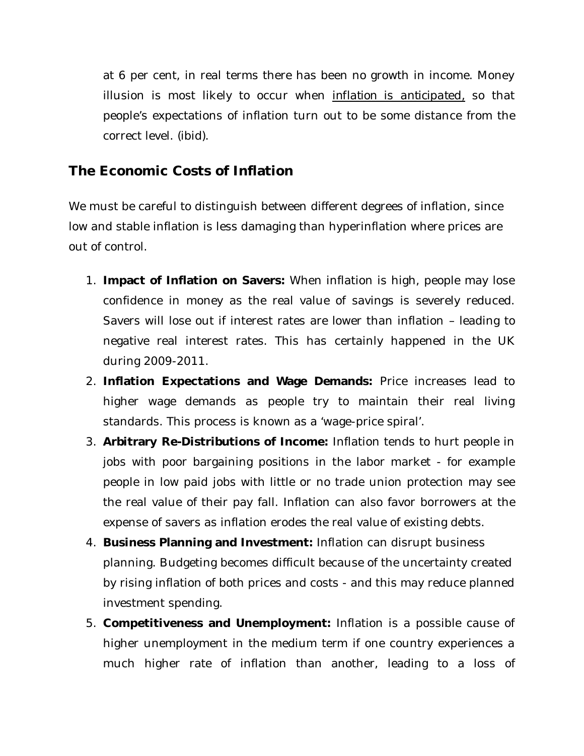at 6 per cent, in real terms there has been no growth in income. Money illusion is most likely to occur when inflation is anticipated, so that people's expectations of inflation turn out to be some distance from the correct level. (ibid).

## The Economic Costs of Inflation

We must be careful to distinguish between different degrees of inflation, since low and stable inflation is less damaging than hyperinflation where prices are out of control.

1. **Impact of Inflation on Savers:** When inflation is high, people may lose confidence in money as the real value of savings is severely reduced. Savers will lose out if interest rates are lower than inflation – leading to negative real interest rates. This has certainly happened in the UK during 2009-2011.
2. **Inflation Expectations and Wage Demands:** Price increases lead to higher wage demands as people try to maintain their real living standards. This process is known as a 'wage-price spiral'.
3. **Arbitrary Re-Distributions of Income:** Inflation tends to hurt people in jobs with poor bargaining positions in the labor market - for example people in low paid jobs with little or no trade union protection may see the real value of their pay fall. Inflation can also favor borrowers at the expense of savers as inflation erodes the real value of existing debts.
4. **Business Planning and Investment:** Inflation can disrupt business planning. Budgeting becomes difficult because of the uncertainty created by rising inflation of both prices and costs - and this may reduce planned investment spending.
5. **Competitiveness and Unemployment:** Inflation is a possible cause of higher unemployment in the medium term if one country experiences a much higher rate of inflation than another, leading to a loss of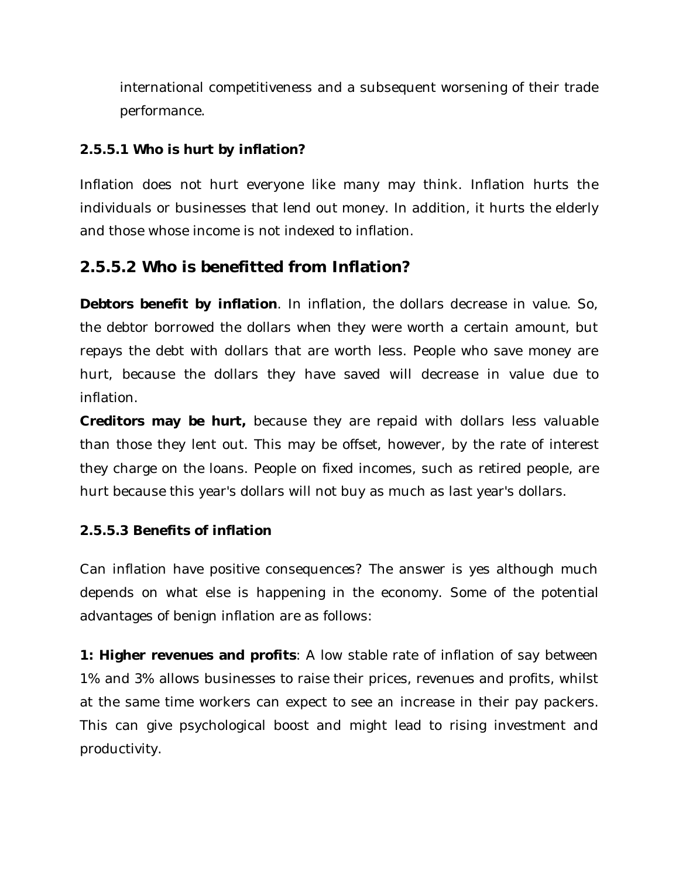international competitiveness and a subsequent worsening of their trade performance.

#### 2.5.5.1 Who is hurt by inflation?

Inflation does not hurt everyone like many may think. Inflation hurts the individuals or businesses that lend out money. In addition, it hurts the elderly and those whose income is not indexed to inflation.

### 2.5.5.2 Who is benefitted from Inflation?

**Debtors benefit by inflation**. In inflation, the dollars decrease in value. So, the debtor borrowed the dollars when they were worth a certain amount, but repays the debt with dollars that are worth less. People who save money are hurt, because the dollars they have saved will decrease in value due to inflation.

**Creditors may be hurt,** because they are repaid with dollars less valuable than those they lent out. This may be offset, however, by the rate of interest they charge on the loans. People on fixed incomes, such as retired people, are hurt because this year's dollars will not buy as much as last year's dollars.

#### 2.5.5.3 Benefits of inflation

Can inflation have positive consequences? The answer is yes although much depends on what else is happening in the economy. Some of the potential advantages of benign inflation are as follows:

**1: Higher revenues and profits**: A low stable rate of inflation of say between 1% and 3% allows businesses to raise their prices, revenues and profits, whilst at the same time workers can expect to see an increase in their pay packers. This can give psychological boost and might lead to rising investment and productivity.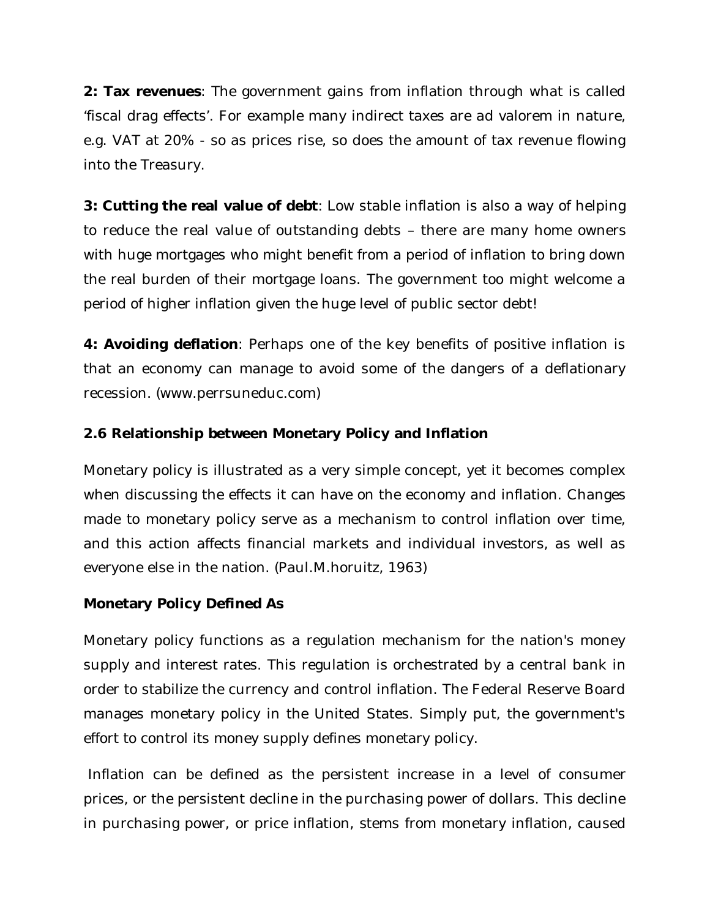**2: Tax revenues**: The government gains from inflation through what is called 'fiscal drag effects'. For example many indirect taxes are ad valorem in nature, e.g. VAT at 20% - so as prices rise, so does the amount of tax revenue flowing into the Treasury.

**3: Cutting the real value of debt**: Low stable inflation is also a way of helping to reduce the real value of outstanding debts – there are many home owners with huge mortgages who might benefit from a period of inflation to bring down the real burden of their mortgage loans. The government too might welcome a period of higher inflation given the huge level of public sector debt!

**4: Avoiding deflation**: Perhaps one of the key benefits of positive inflation is that an economy can manage to avoid some of the dangers of a deflationary recession. (www.perrsuneduc.com)

### 2.6 Relationship between Monetary Policy and Inflation

Monetary policy is illustrated as a very simple concept, yet it becomes complex when discussing the effects it can have on the economy and inflation. Changes made to monetary policy serve as a mechanism to control inflation over time, and this action affects financial markets and individual investors, as well as everyone else in the nation. (Paul.M.horuitz, 1963)

**Monetary Policy Defined As**

Monetary policy functions as a regulation mechanism for the nation's money supply and interest rates. This regulation is orchestrated by a central bank in order to stabilize the currency and control inflation. The Federal Reserve Board manages monetary policy in the United States. Simply put, the government's effort to control its money supply defines monetary policy.

Inflation can be defined as the persistent increase in a level of consumer prices, or the persistent decline in the purchasing power of dollars. This decline in purchasing power, or price inflation, stems from monetary inflation, caused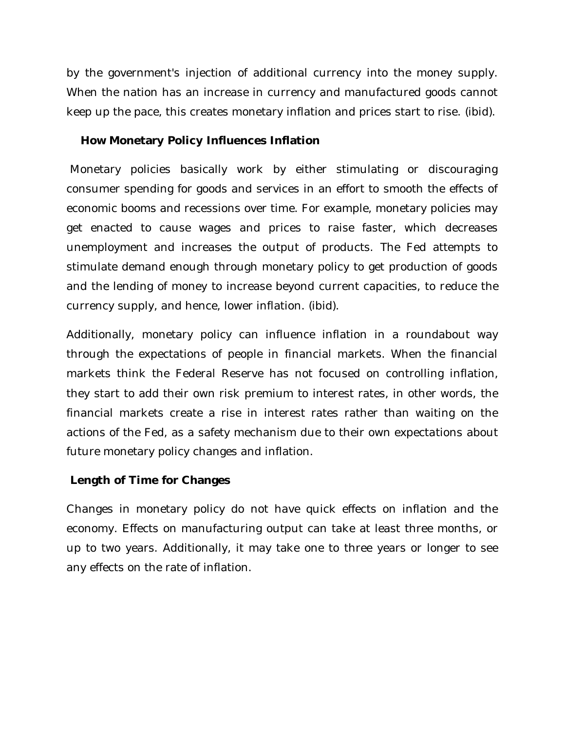by the government's injection of additional currency into the money supply. When the nation has an increase in currency and manufactured goods cannot keep up the pace, this creates monetary inflation and prices start to rise. (ibid).

### How Monetary Policy Influences Inflation

Monetary policies basically work by either stimulating or discouraging consumer spending for goods and services in an effort to smooth the effects of economic booms and recessions over time. For example, monetary policies may get enacted to cause wages and prices to raise faster, which decreases unemployment and increases the output of products. The Fed attempts to stimulate demand enough through monetary policy to get production of goods and the lending of money to increase beyond current capacities, to reduce the currency supply, and hence, lower inflation. (ibid).

Additionally, monetary policy can influence inflation in a roundabout way through the expectations of people in financial markets. When the financial markets think the Federal Reserve has not focused on controlling inflation, they start to add their own risk premium to interest rates, in other words, the financial markets create a rise in interest rates rather than waiting on the actions of the Fed, as a safety mechanism due to their own expectations about future monetary policy changes and inflation.

### Length of Time for Changes

Changes in monetary policy do not have quick effects on inflation and the economy. Effects on manufacturing output can take at least three months, or up to two years. Additionally, it may take one to three years or longer to see any effects on the rate of inflation.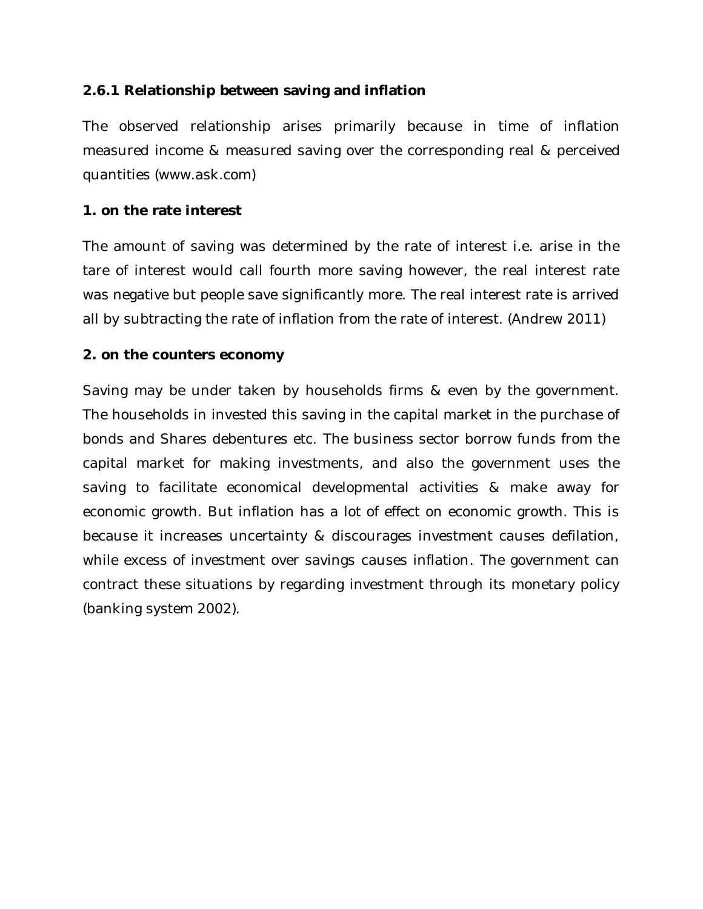### 2.6.1 Relationship between saving and inflation

The observed relationship arises primarily because in time of inflation measured income & measured saving over the corresponding real & perceived quantities (www.ask.com)

**1. on the rate interest**

The amount of saving was determined by the rate of interest i.e. arise in the tare of interest would call fourth more saving however, the real interest rate was negative but people save significantly more. The real interest rate is arrived all by subtracting the rate of inflation from the rate of interest. (Andrew 2011)

**2. on the counters economy**

Saving may be under taken by households firms & even by the government. The households in invested this saving in the capital market in the purchase of bonds and Shares debentures etc. The business sector borrow funds from the capital market for making investments, and also the government uses the saving to facilitate economical developmental activities & make away for economic growth. But inflation has a lot of effect on economic growth. This is because it increases uncertainty & discourages investment causes defilation, while excess of investment over savings causes inflation. The government can contract these situations by regarding investment through its monetary policy (banking system 2002).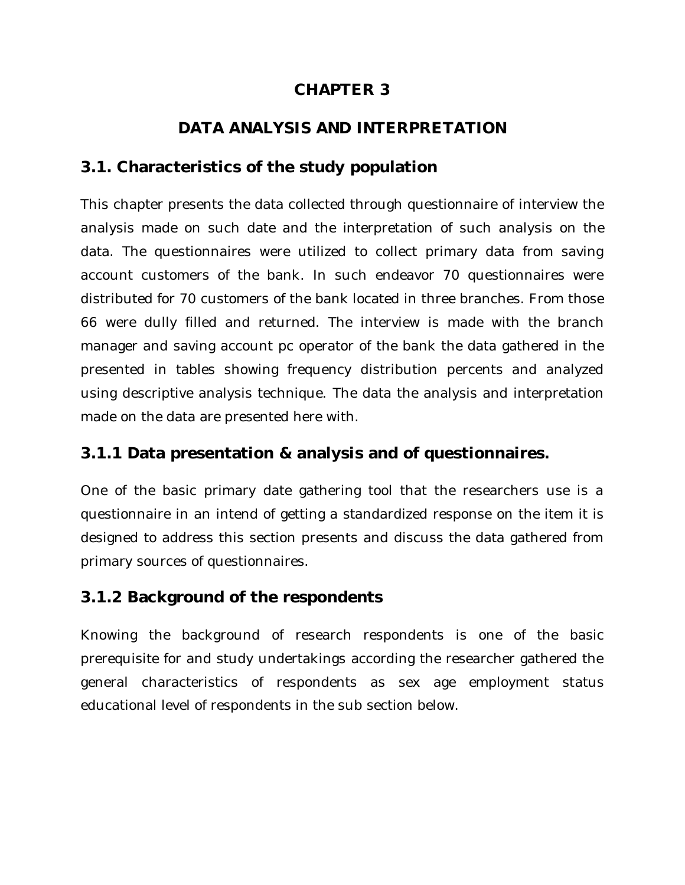# CHAPTER 3

# DATA ANALYSIS AND INTERPRETATION

## 3.1. Characteristics of the study population

This chapter presents the data collected through questionnaire of interview the analysis made on such date and the interpretation of such analysis on the data. The questionnaires were utilized to collect primary data from saving account customers of the bank. In such endeavor 70 questionnaires were distributed for 70 customers of the bank located in three branches. From those 66 were dully filled and returned. The interview is made with the branch manager and saving account pc operator of the bank the data gathered in the presented in tables showing frequency distribution percents and analyzed using descriptive analysis technique. The data the analysis and interpretation made on the data are presented here with.

### 3.1.1 Data presentation & analysis and of questionnaires.

One of the basic primary date gathering tool that the researchers use is a questionnaire in an intend of getting a standardized response on the item it is designed to address this section presents and discuss the data gathered from primary sources of questionnaires.

### 3.1.2 Background of the respondents

Knowing the background of research respondents is one of the basic prerequisite for and study undertakings according the researcher gathered the general characteristics of respondents as sex age employment status educational level of respondents in the sub section below.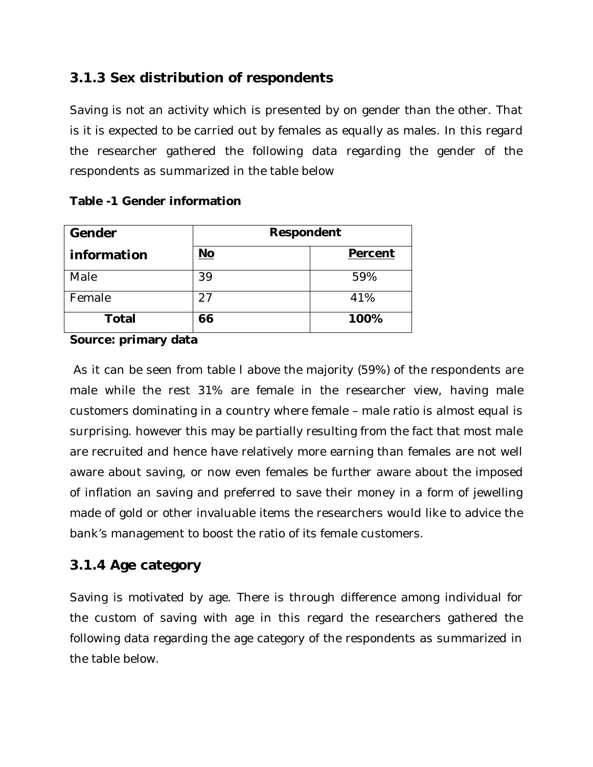### 3.1.3 Sex distribution of respondents

Saving is not an activity which is presented by on gender than the other. That is it is expected to be carried out by females as equally as males. In this regard the researcher gathered the following data regarding the gender of the respondents as summarized in the table below

**Table -1 Gender information**

| Gender information | Respondent | |
|---|---|---|
| | **No** | **Percent** |
| Male | 39 | 59% |
| Female | 27 | 41% |
| **Total** | **66** | **100%** |

**Source: primary data**

As it can be seen from table l above the majority (59%) of the respondents are male while the rest 31% are female in the researcher view, having male customers dominating in a country where female – male ratio is almost equal is surprising. however this may be partially resulting from the fact that most male are recruited and hence have relatively more earning than females are not well aware about saving, or now even females be further aware about the imposed of inflation an saving and preferred to save their money in a form of jewelling made of gold or other invaluable items the researchers would like to advice the bank's management to boost the ratio of its female customers.

### 3.1.4 Age category

Saving is motivated by age. There is through difference among individual for the custom of saving with age in this regard the researchers gathered the following data regarding the age category of the respondents as summarized in the table below.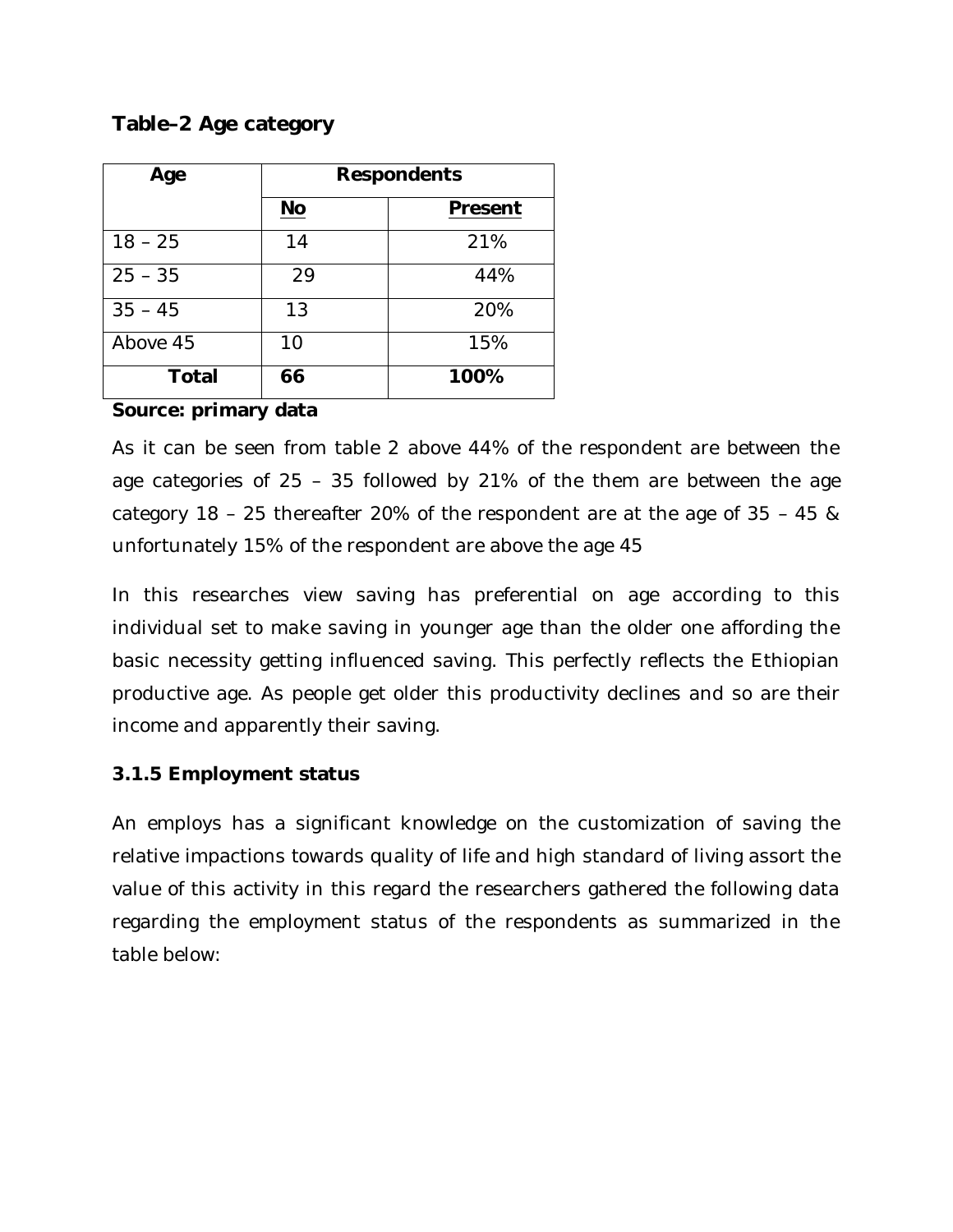**Table–2 Age category**

| Age | Respondents | |
|---|---|---|
| | No | Present |
| 18 – 25 | 14 | 21% |
| 25 – 35 | 29 | 44% |
| 35 – 45 | 13 | 20% |
| Above 45 | 10 | 15% |
| **Total** | **66** | **100%** |

**Source: primary data**

As it can be seen from table 2 above 44% of the respondent are between the age categories of 25 – 35 followed by 21% of the them are between the age category 18 – 25 thereafter 20% of the respondent are at the age of 35 – 45 & unfortunately 15% of the respondent are above the age 45

In this researches view saving has preferential on age according to this individual set to make saving in younger age than the older one affording the basic necessity getting influenced saving. This perfectly reflects the Ethiopian productive age. As people get older this productivity declines and so are their income and apparently their saving.

### 3.1.5 Employment status

An employs has a significant knowledge on the customization of saving the relative impactions towards quality of life and high standard of living assort the value of this activity in this regard the researchers gathered the following data regarding the employment status of the respondents as summarized in the table below: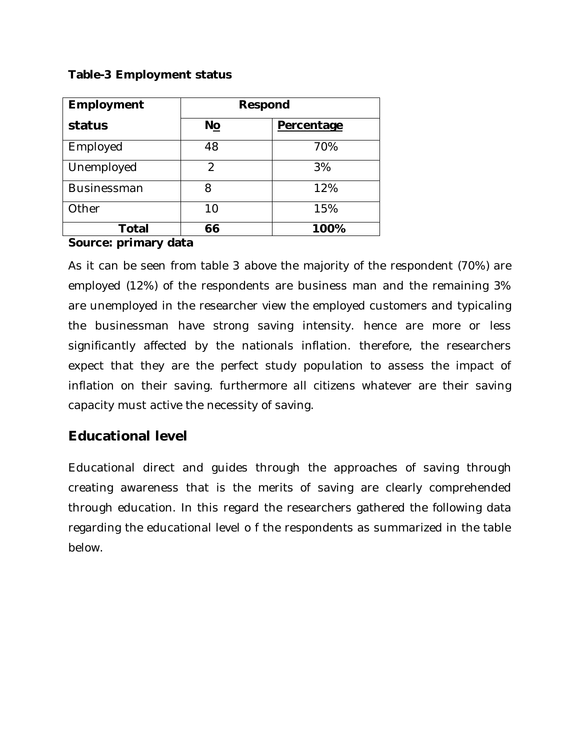**Table-3 Employment status**

| Employment status | Respond | |
|---|---|---|
| | No | Percentage |
| Employed | 48 | 70% |
| Unemployed | 2 | 3% |
| Businessman | 8 | 12% |
| Other | 10 | 15% |
| **Total** | **66** | **100%** |

**Source: primary data**

As it can be seen from table 3 above the majority of the respondent (70%) are employed (12%) of the respondents are business man and the remaining 3% are unemployed in the researcher view the employed customers and typicaling the businessman have strong saving intensity. hence are more or less significantly affected by the nationals inflation. therefore, the researchers expect that they are the perfect study population to assess the impact of inflation on their saving. furthermore all citizens whatever are their saving capacity must active the necessity of saving.

## Educational level

Educational direct and guides through the approaches of saving through creating awareness that is the merits of saving are clearly comprehended through education. In this regard the researchers gathered the following data regarding the educational level o f the respondents as summarized in the table below.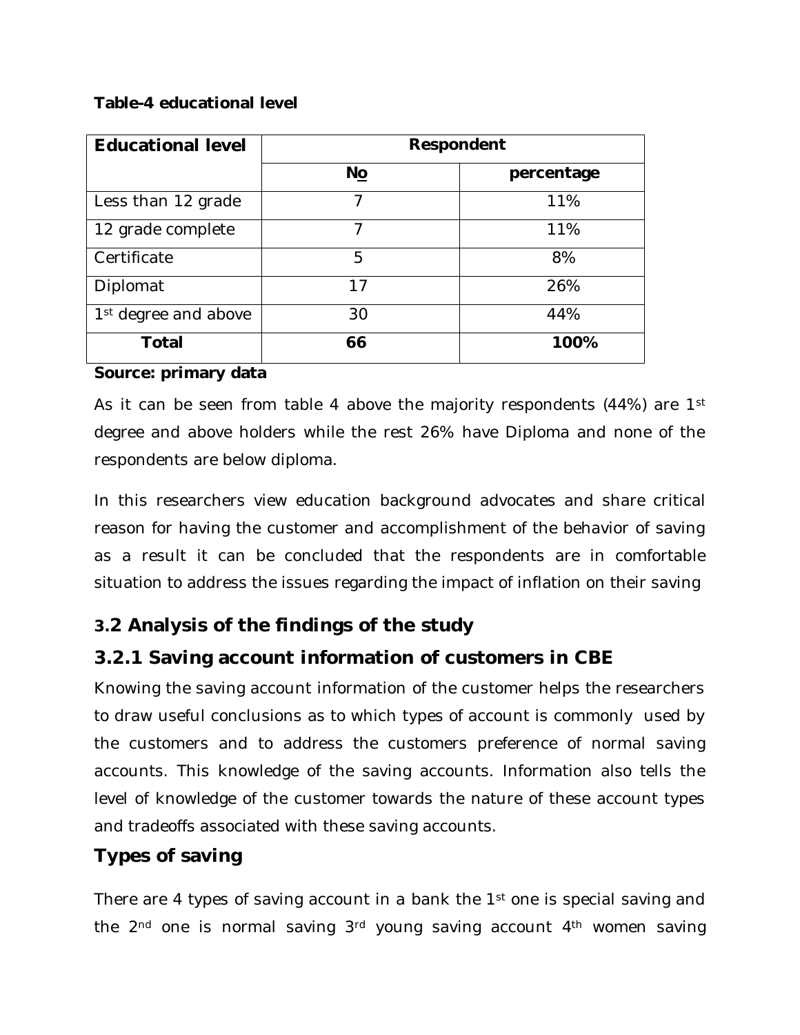**Table-4 educational level**

| Educational level | Respondent | |
|---|---|---|
| | No | percentage |
| Less than 12 grade | 7 | 11% |
| 12 grade complete | 7 | 11% |
| Certificate | 5 | 8% |
| Diplomat | 17 | 26% |
| 1st degree and above | 30 | 44% |
| **Total** | **66** | **100%** |

**Source: primary data**

As it can be seen from table 4 above the majority respondents (44%) are 1st degree and above holders while the rest 26% have Diploma and none of the respondents are below diploma.

In this researchers view education background advocates and share critical reason for having the customer and accomplishment of the behavior of saving as a result it can be concluded that the respondents are in comfortable situation to address the issues regarding the impact of inflation on their saving

## 3.2 Analysis of the findings of the study

### 3.2.1 Saving account information of customers in CBE

Knowing the saving account information of the customer helps the researchers to draw useful conclusions as to which types of account is commonly used by the customers and to address the customers preference of normal saving accounts. This knowledge of the saving accounts. Information also tells the level of knowledge of the customer towards the nature of these account types and tradeoffs associated with these saving accounts.

### Types of saving

There are 4 types of saving account in a bank the 1st one is special saving and the 2nd one is normal saving 3rd young saving account 4th women saving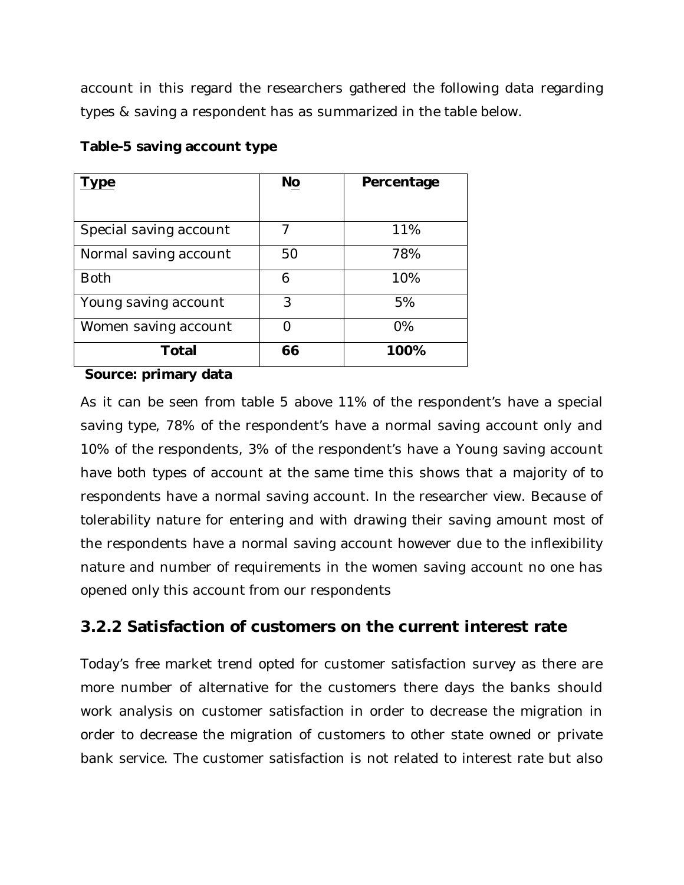account in this regard the researchers gathered the following data regarding types & saving a respondent has as summarized in the table below.

**Table-5 saving account type**

| Type | No | Percentage |
|---|---|---|
| Special saving account | 7 | 11% |
| Normal saving account | 50 | 78% |
| Both | 6 | 10% |
| Young saving account | 3 | 5% |
| Women saving account | 0 | 0% |
| **Total** | **66** | **100%** |

**Source: primary data**

As it can be seen from table 5 above 11% of the respondent's have a special saving type, 78% of the respondent's have a normal saving account only and 10% of the respondents, 3% of the respondent's have a Young saving account have both types of account at the same time this shows that a majority of to respondents have a normal saving account. In the researcher view. Because of tolerability nature for entering and with drawing their saving amount most of the respondents have a normal saving account however due to the inflexibility nature and number of requirements in the women saving account no one has opened only this account from our respondents

## 3.2.2 Satisfaction of customers on the current interest rate

Today's free market trend opted for customer satisfaction survey as there are more number of alternative for the customers there days the banks should work analysis on customer satisfaction in order to decrease the migration in order to decrease the migration of customers to other state owned or private bank service. The customer satisfaction is not related to interest rate but also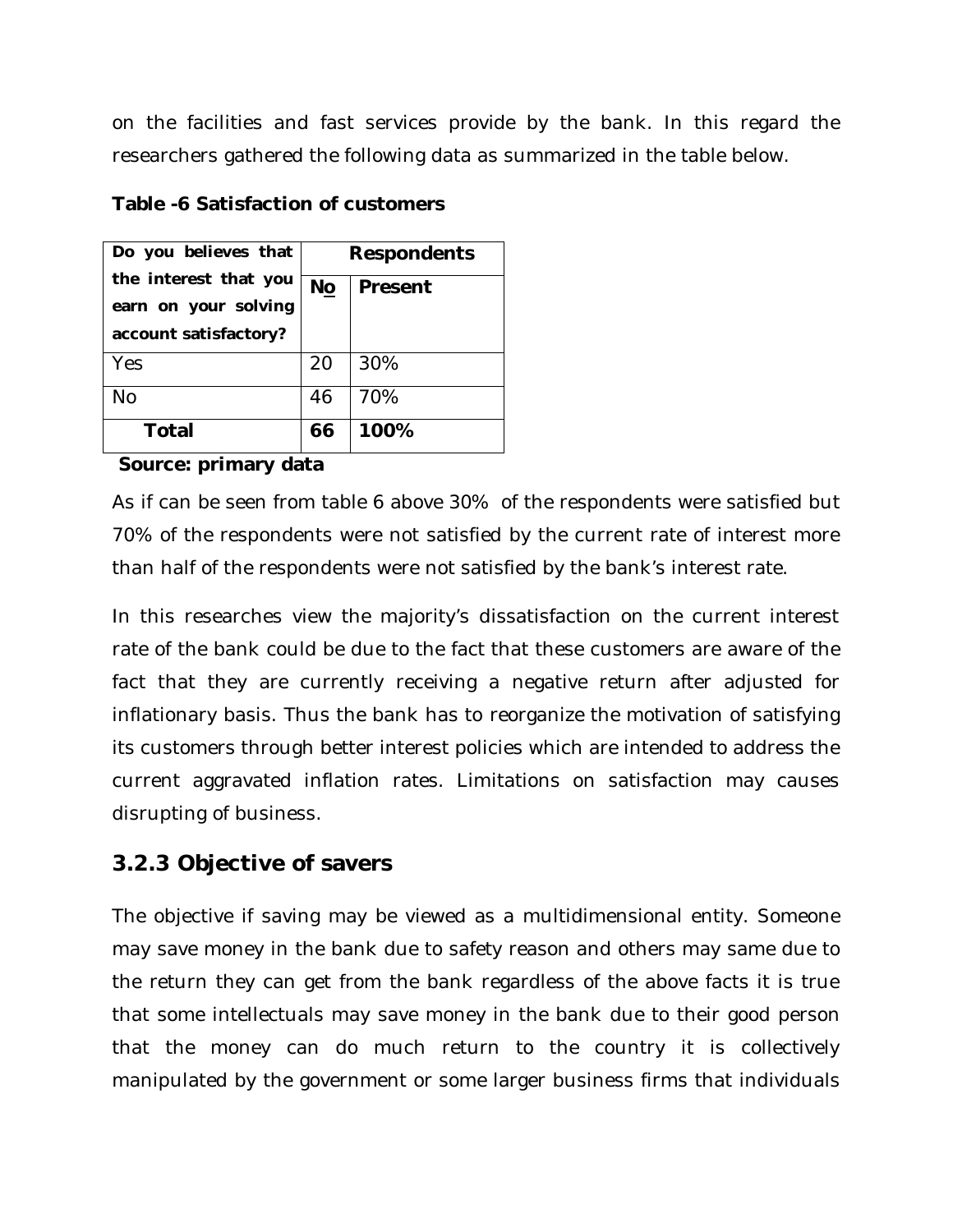on the facilities and fast services provide by the bank. In this regard the researchers gathered the following data as summarized in the table below.

**Table -6 Satisfaction of customers**

| Do you believes that the interest that you earn on your solving account satisfactory? | Respondents | |
|---|---|---|
| | No | Present |
| Yes | 20 | 30% |
| No | 46 | 70% |
| **Total** | **66** | **100%** |

**Source: primary data**

As if can be seen from table 6 above 30% of the respondents were satisfied but 70% of the respondents were not satisfied by the current rate of interest more than half of the respondents were not satisfied by the bank's interest rate.

In this researches view the majority's dissatisfaction on the current interest rate of the bank could be due to the fact that these customers are aware of the fact that they are currently receiving a negative return after adjusted for inflationary basis. Thus the bank has to reorganize the motivation of satisfying its customers through better interest policies which are intended to address the current aggravated inflation rates. Limitations on satisfaction may causes disrupting of business.

### 3.2.3 Objective of savers

The objective if saving may be viewed as a multidimensional entity. Someone may save money in the bank due to safety reason and others may same due to the return they can get from the bank regardless of the above facts it is true that some intellectuals may save money in the bank due to their good person that the money can do much return to the country it is collectively manipulated by the government or some larger business firms that individuals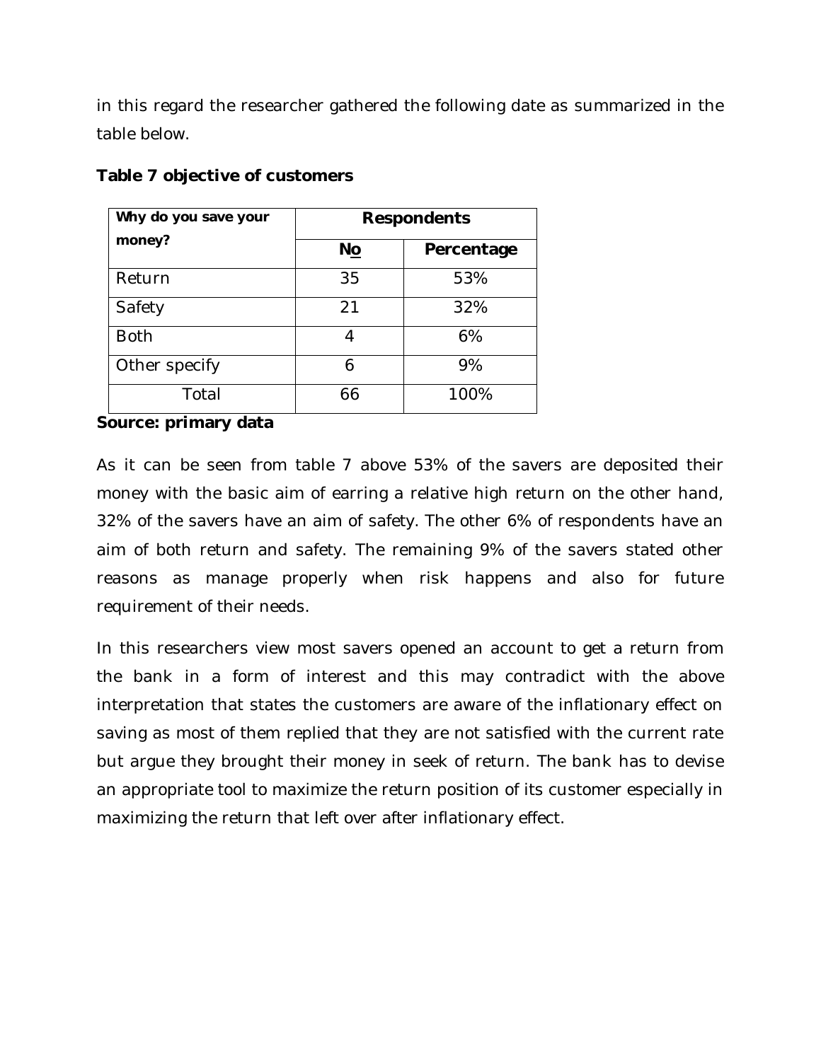in this regard the researcher gathered the following date as summarized in the table below.

**Table 7 objective of customers**

| Why do you save your money? | Respondents | |
|---|---|---|
| | **No** | **Percentage** |
| Return | 35 | 53% |
| Safety | 21 | 32% |
| Both | 4 | 6% |
| Other specify | 6 | 9% |
| Total | 66 | 100% |

**Source: primary data**

As it can be seen from table 7 above 53% of the savers are deposited their money with the basic aim of earring a relative high return on the other hand, 32% of the savers have an aim of safety. The other 6% of respondents have an aim of both return and safety. The remaining 9% of the savers stated other reasons as manage properly when risk happens and also for future requirement of their needs.

In this researchers view most savers opened an account to get a return from the bank in a form of interest and this may contradict with the above interpretation that states the customers are aware of the inflationary effect on saving as most of them replied that they are not satisfied with the current rate but argue they brought their money in seek of return. The bank has to devise an appropriate tool to maximize the return position of its customer especially in maximizing the return that left over after inflationary effect.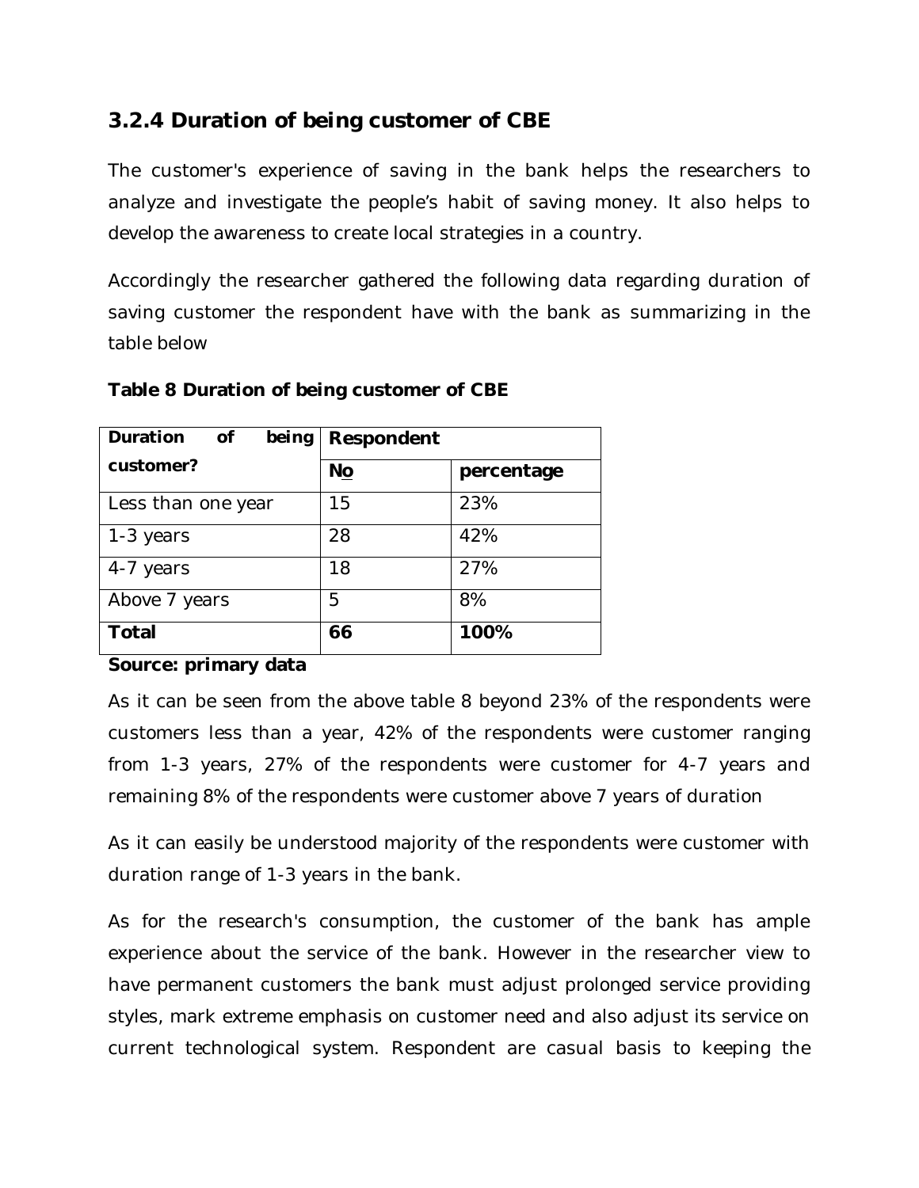### 3.2.4 Duration of being customer of CBE

The customer's experience of saving in the bank helps the researchers to analyze and investigate the people's habit of saving money. It also helps to develop the awareness to create local strategies in a country.

Accordingly the researcher gathered the following data regarding duration of saving customer the respondent have with the bank as summarizing in the table below

**Table 8 Duration of being customer of CBE**

| Duration of being customer? | Respondent | |
|---|---|---|
| | **No** | **percentage** |
| Less than one year | 15 | 23% |
| 1-3 years | 28 | 42% |
| 4-7 years | 18 | 27% |
| Above 7 years | 5 | 8% |
| **Total** | **66** | **100%** |

**Source: primary data**

As it can be seen from the above table 8 beyond 23% of the respondents were customers less than a year, 42% of the respondents were customer ranging from 1-3 years, 27% of the respondents were customer for 4-7 years and remaining 8% of the respondents were customer above 7 years of duration

As it can easily be understood majority of the respondents were customer with duration range of 1-3 years in the bank.

As for the research's consumption, the customer of the bank has ample experience about the service of the bank. However in the researcher view to have permanent customers the bank must adjust prolonged service providing styles, mark extreme emphasis on customer need and also adjust its service on current technological system. Respondent are casual basis to keeping the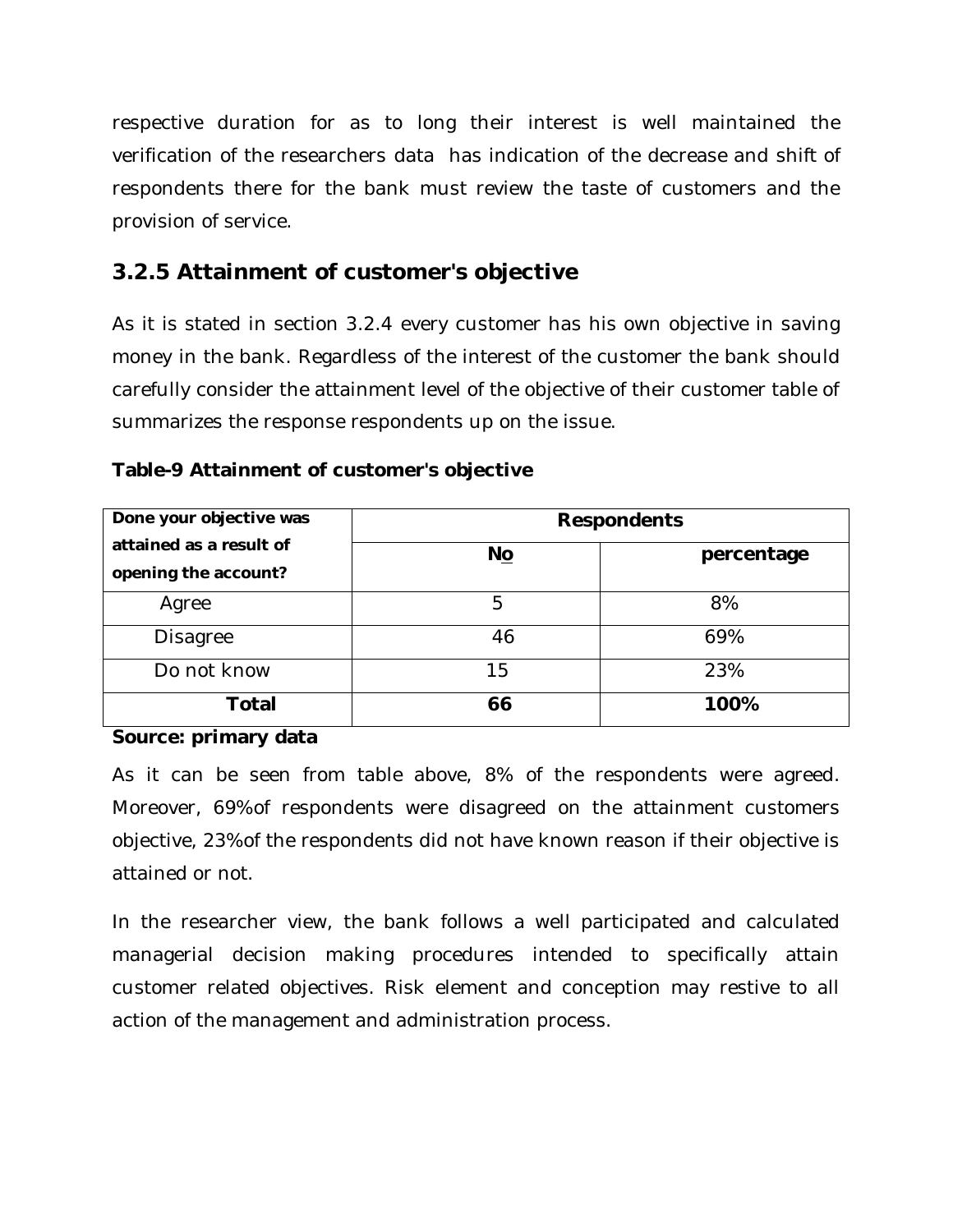respective duration for as to long their interest is well maintained the verification of the researchers data has indication of the decrease and shift of respondents there for the bank must review the taste of customers and the provision of service.

### 3.2.5 Attainment of customer's objective

As it is stated in section 3.2.4 every customer has his own objective in saving money in the bank. Regardless of the interest of the customer the bank should carefully consider the attainment level of the objective of their customer table of summarizes the response respondents up on the issue.

**Table-9 Attainment of customer's objective**

| Done your objective was attained as a result of opening the account? | Respondents | |
|---|---|---|
| | **No** | **percentage** |
| Agree | 5 | 8% |
| Disagree | 46 | 69% |
| Do not know | 15 | 23% |
| **Total** | **66** | **100%** |

**Source: primary data**

As it can be seen from table above, 8% of the respondents were agreed. Moreover, 69%of respondents were disagreed on the attainment customers objective, 23%of the respondents did not have known reason if their objective is attained or not.

In the researcher view, the bank follows a well participated and calculated managerial decision making procedures intended to specifically attain customer related objectives. Risk element and conception may restive to all action of the management and administration process.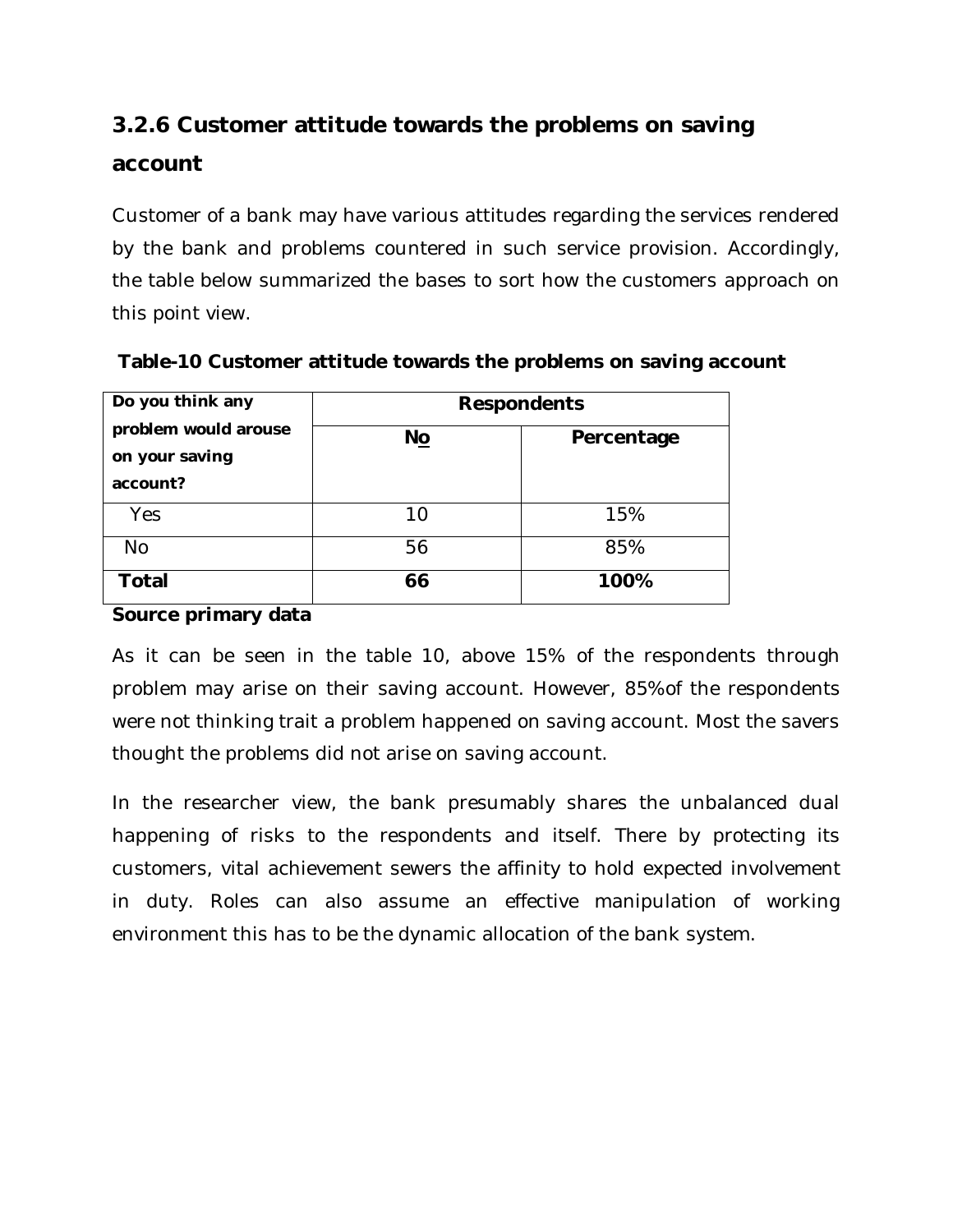### 3.2.6 Customer attitude towards the problems on saving account

Customer of a bank may have various attitudes regarding the services rendered by the bank and problems countered in such service provision. Accordingly, the table below summarized the bases to sort how the customers approach on this point view.

**Table-10 Customer attitude towards the problems on saving account**

| Do you think any problem would arouse on your saving account? | Respondents | |
|---|---|---|
| | No | Percentage |
| Yes | 10 | 15% |
| No | 56 | 85% |
| **Total** | **66** | **100%** |

**Source primary data**

As it can be seen in the table 10, above 15% of the respondents through problem may arise on their saving account. However, 85%of the respondents were not thinking trait a problem happened on saving account. Most the savers thought the problems did not arise on saving account.

In the researcher view, the bank presumably shares the unbalanced dual happening of risks to the respondents and itself. There by protecting its customers, vital achievement sewers the affinity to hold expected involvement in duty. Roles can also assume an effective manipulation of working environment this has to be the dynamic allocation of the bank system.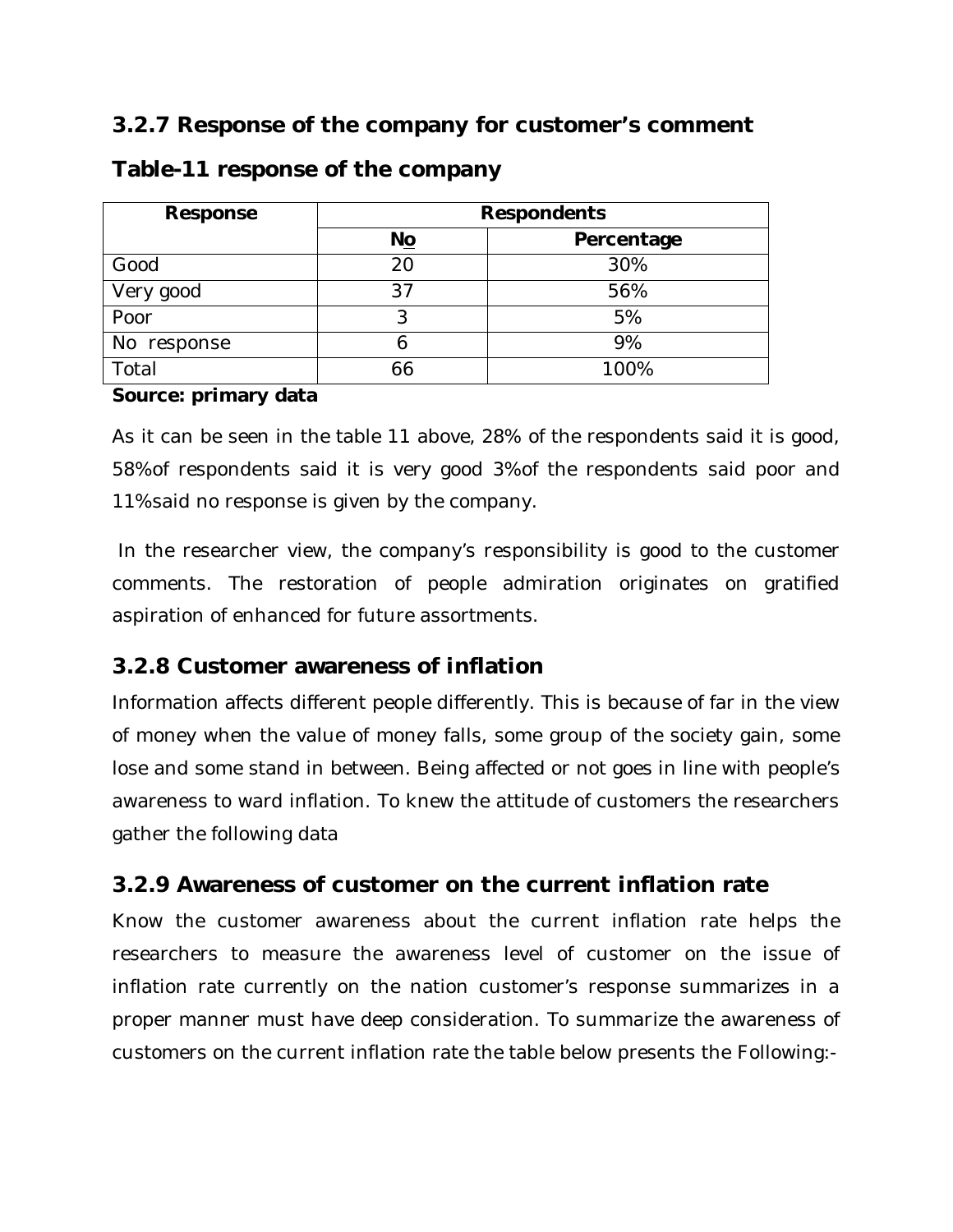### 3.2.7 Response of the company for customer's comment

### Table-11 response of the company

| Response | Respondents | |
|---|---|---|
| | No | Percentage |
| Good | 20 | 30% |
| Very good | 37 | 56% |
| Poor | 3 | 5% |
| No response | 6 | 9% |
| Total | 66 | 100% |

**Source: primary data**

As it can be seen in the table 11 above, 28% of the respondents said it is good, 58%of respondents said it is very good 3%of the respondents said poor and 11%said no response is given by the company.

In the researcher view, the company's responsibility is good to the customer comments. The restoration of people admiration originates on gratified aspiration of enhanced for future assortments.

### 3.2.8 Customer awareness of inflation

Information affects different people differently. This is because of far in the view of money when the value of money falls, some group of the society gain, some lose and some stand in between. Being affected or not goes in line with people's awareness to ward inflation. To knew the attitude of customers the researchers gather the following data

### 3.2.9 Awareness of customer on the current inflation rate

Know the customer awareness about the current inflation rate helps the researchers to measure the awareness level of customer on the issue of inflation rate currently on the nation customer's response summarizes in a proper manner must have deep consideration. To summarize the awareness of customers on the current inflation rate the table below presents the Following:-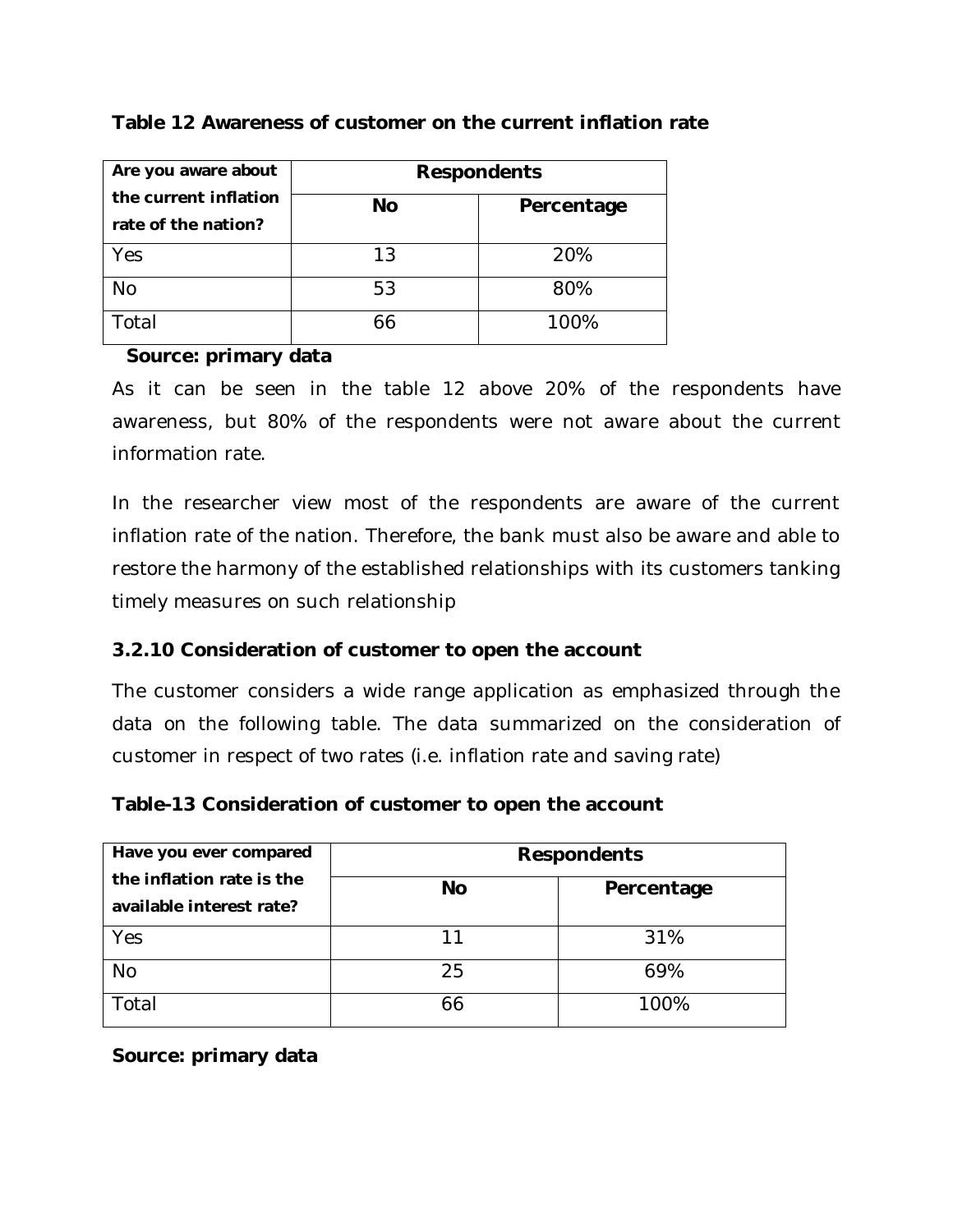**Table 12 Awareness of customer on the current inflation rate**

| Are you aware about the current inflation rate of the nation? | Respondents | |
|---|---|---|
| | No | Percentage |
| Yes | 13 | 20% |
| No | 53 | 80% |
| Total | 66 | 100% |

**Source: primary data**

As it can be seen in the table 12 above 20% of the respondents have awareness, but 80% of the respondents were not aware about the current information rate.

In the researcher view most of the respondents are aware of the current inflation rate of the nation. Therefore, the bank must also be aware and able to restore the harmony of the established relationships with its customers tanking timely measures on such relationship

### 3.2.10 Consideration of customer to open the account

The customer considers a wide range application as emphasized through the data on the following table. The data summarized on the consideration of customer in respect of two rates (i.e. inflation rate and saving rate)

**Table-13 Consideration of customer to open the account**

| Have you ever compared the inflation rate is the available interest rate? | Respondents | |
|---|---|---|
| | No | Percentage |
| Yes | 11 | 31% |
| No | 25 | 69% |
| Total | 66 | 100% |

**Source: primary data**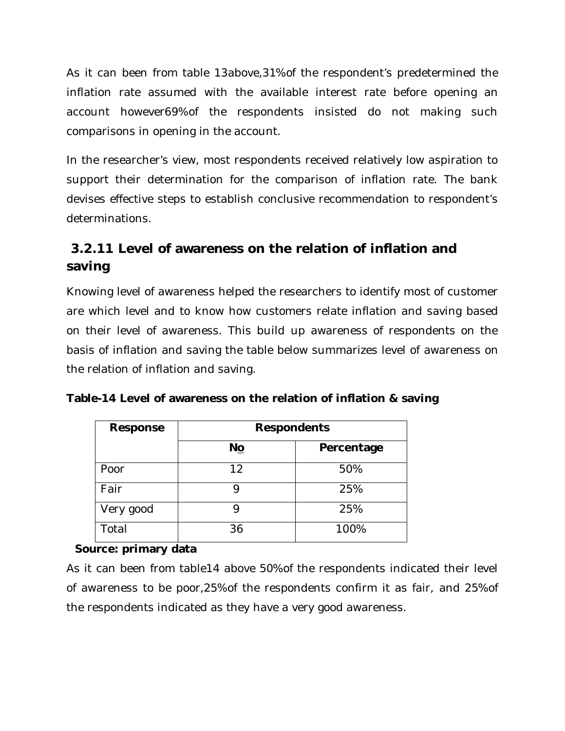As it can been from table 13above,31%of the respondent's predetermined the inflation rate assumed with the available interest rate before opening an account however69%of the respondents insisted do not making such comparisons in opening in the account.

In the researcher's view, most respondents received relatively low aspiration to support their determination for the comparison of inflation rate. The bank devises effective steps to establish conclusive recommendation to respondent's determinations.

### 3.2.11 Level of awareness on the relation of inflation and saving

Knowing level of awareness helped the researchers to identify most of customer are which level and to know how customers relate inflation and saving based on their level of awareness. This build up awareness of respondents on the basis of inflation and saving the table below summarizes level of awareness on the relation of inflation and saving.

**Table-14 Level of awareness on the relation of inflation & saving**

| Response | Respondents | |
|---|---|---|
| | No | Percentage |
| Poor | 12 | 50% |
| Fair | 9 | 25% |
| Very good | 9 | 25% |
| Total | 36 | 100% |

**Source: primary data**

As it can been from table14 above 50%of the respondents indicated their level of awareness to be poor,25%of the respondents confirm it as fair, and 25%of the respondents indicated as they have a very good awareness.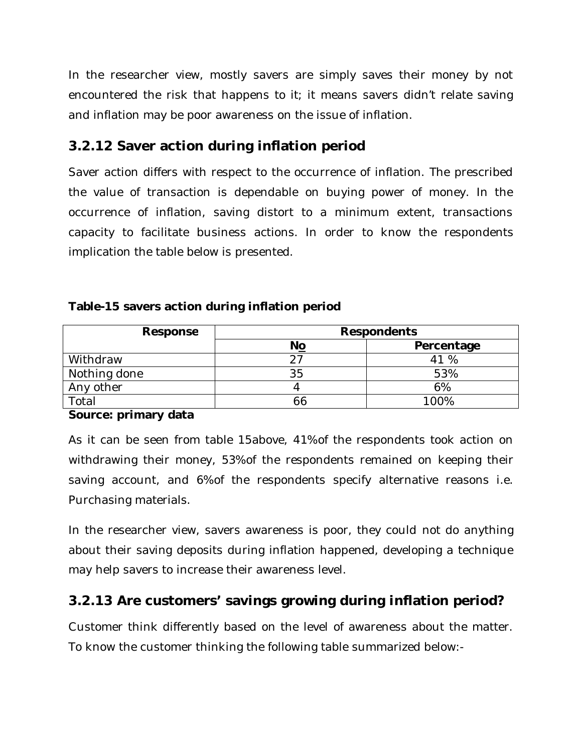In the researcher view, mostly savers are simply saves their money by not encountered the risk that happens to it; it means savers didn't relate saving and inflation may be poor awareness on the issue of inflation.

### 3.2.12 Saver action during inflation period

Saver action differs with respect to the occurrence of inflation. The prescribed the value of transaction is dependable on buying power of money. In the occurrence of inflation, saving distort to a minimum extent, transactions capacity to facilitate business actions. In order to know the respondents implication the table below is presented.

**Table-15 savers action during inflation period**

| Response | Respondents | |
|---|---|---|
| | No | Percentage |
| Withdraw | 27 | 41 % |
| Nothing done | 35 | 53% |
| Any other | 4 | 6% |
| Total | 66 | 100% |

**Source: primary data**

As it can be seen from table 15above, 41%of the respondents took action on withdrawing their money, 53%of the respondents remained on keeping their saving account, and 6%of the respondents specify alternative reasons i.e. Purchasing materials.

In the researcher view, savers awareness is poor, they could not do anything about their saving deposits during inflation happened, developing a technique may help savers to increase their awareness level.

### 3.2.13 Are customers' savings growing during inflation period?

Customer think differently based on the level of awareness about the matter. To know the customer thinking the following table summarized below:-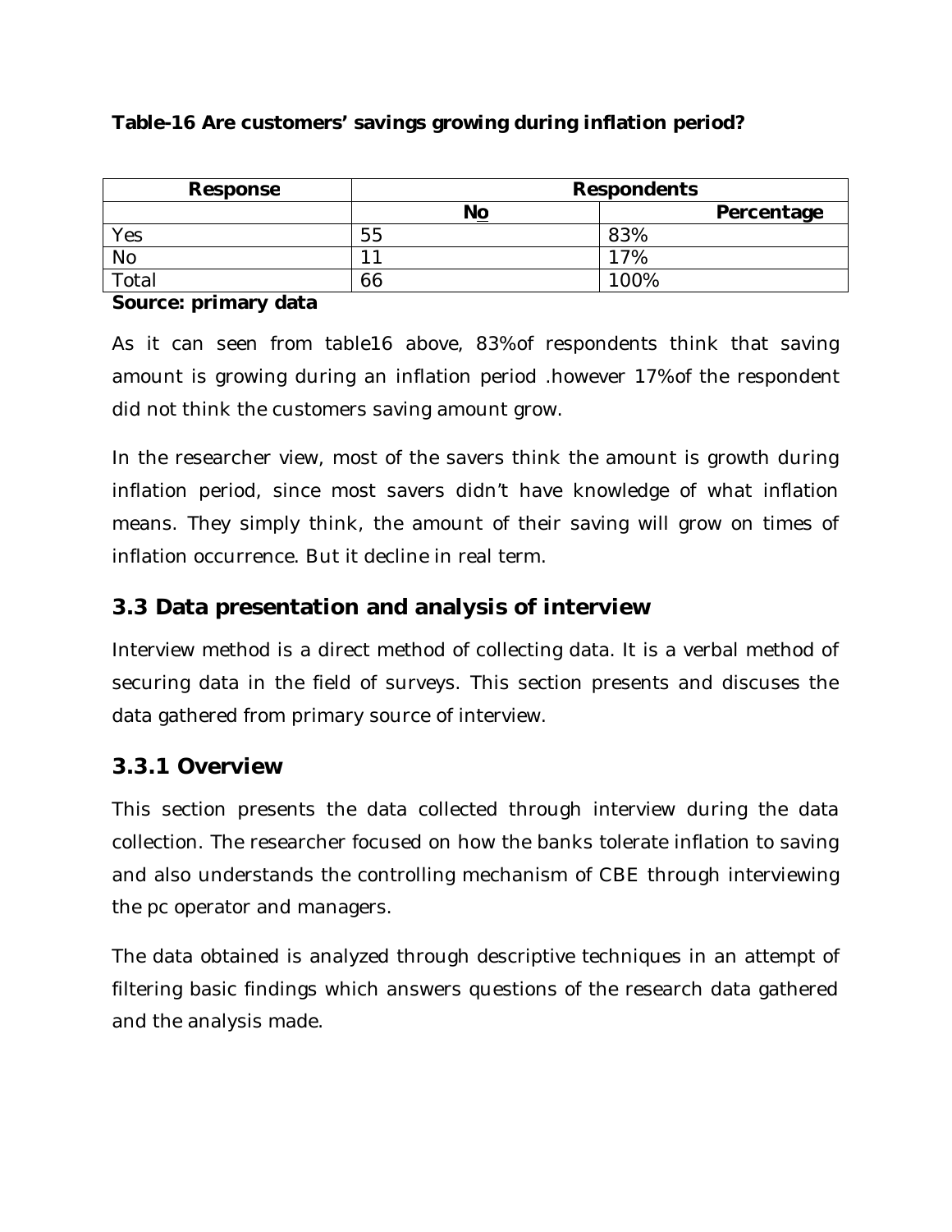**Table-16 Are customers' savings growing during inflation period?**

| Response | Respondents | |
|---|---|---|
| | **No** | **Percentage** |
| Yes | 55 | 83% |
| No | 11 | 17% |
| Total | 66 | 100% |

**Source: primary data**

As it can seen from table16 above, 83%of respondents think that saving amount is growing during an inflation period .however 17%of the respondent did not think the customers saving amount grow.

In the researcher view, most of the savers think the amount is growth during inflation period, since most savers didn't have knowledge of what inflation means. They simply think, the amount of their saving will grow on times of inflation occurrence. But it decline in real term.

## 3.3 Data presentation and analysis of interview

Interview method is a direct method of collecting data. It is a verbal method of securing data in the field of surveys. This section presents and discuses the data gathered from primary source of interview.

### 3.3.1 Overview

This section presents the data collected through interview during the data collection. The researcher focused on how the banks tolerate inflation to saving and also understands the controlling mechanism of CBE through interviewing the pc operator and managers.

The data obtained is analyzed through descriptive techniques in an attempt of filtering basic findings which answers questions of the research data gathered and the analysis made.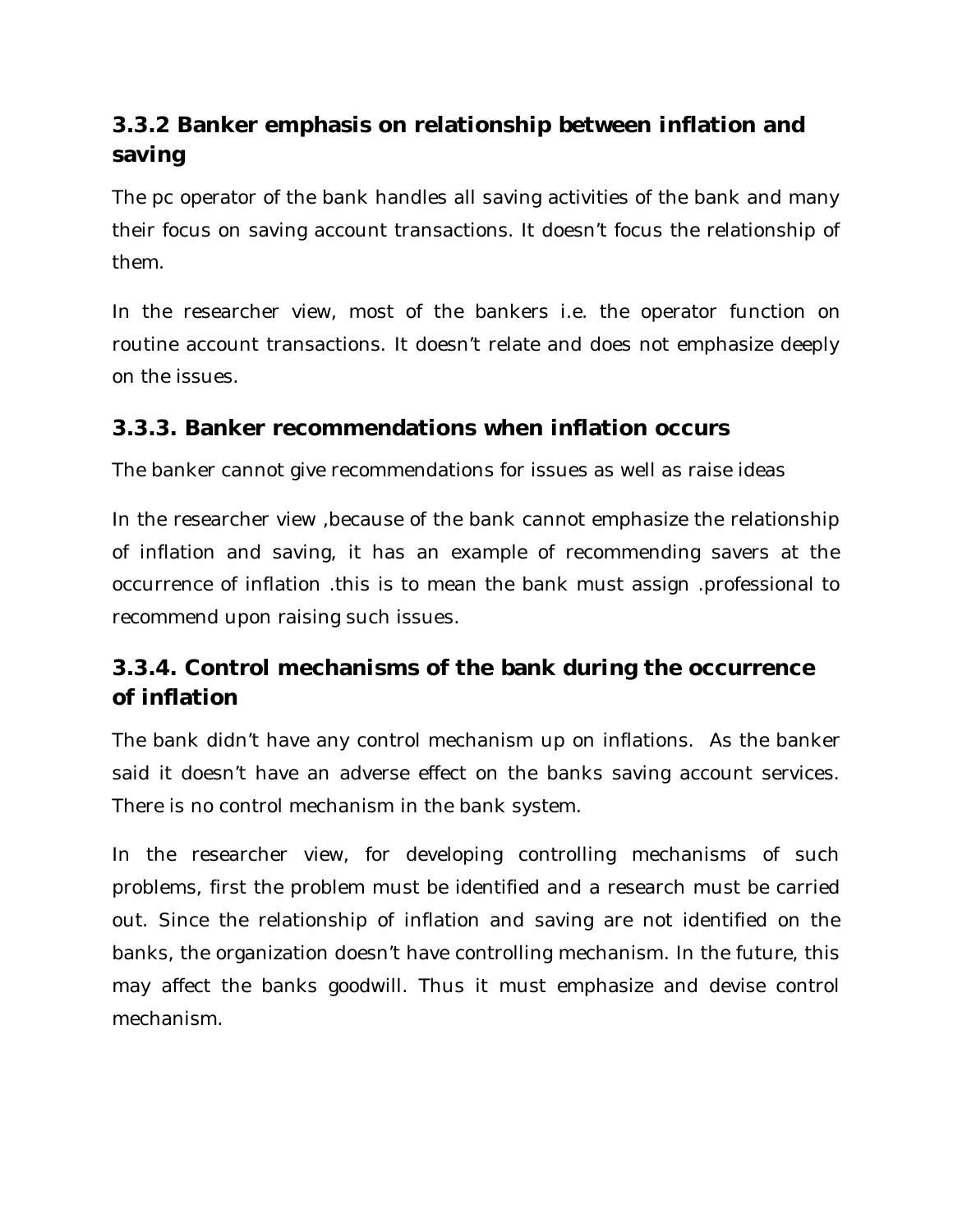### 3.3.2 Banker emphasis on relationship between inflation and saving

The pc operator of the bank handles all saving activities of the bank and many their focus on saving account transactions. It doesn't focus the relationship of them.

In the researcher view, most of the bankers i.e. the operator function on routine account transactions. It doesn't relate and does not emphasize deeply on the issues.

### 3.3.3. Banker recommendations when inflation occurs

The banker cannot give recommendations for issues as well as raise ideas

In the researcher view ,because of the bank cannot emphasize the relationship of inflation and saving, it has an example of recommending savers at the occurrence of inflation .this is to mean the bank must assign .professional to recommend upon raising such issues.

### 3.3.4. Control mechanisms of the bank during the occurrence of inflation

The bank didn't have any control mechanism up on inflations. As the banker said it doesn't have an adverse effect on the banks saving account services. There is no control mechanism in the bank system.

In the researcher view, for developing controlling mechanisms of such problems, first the problem must be identified and a research must be carried out. Since the relationship of inflation and saving are not identified on the banks, the organization doesn't have controlling mechanism. In the future, this may affect the banks goodwill. Thus it must emphasize and devise control mechanism.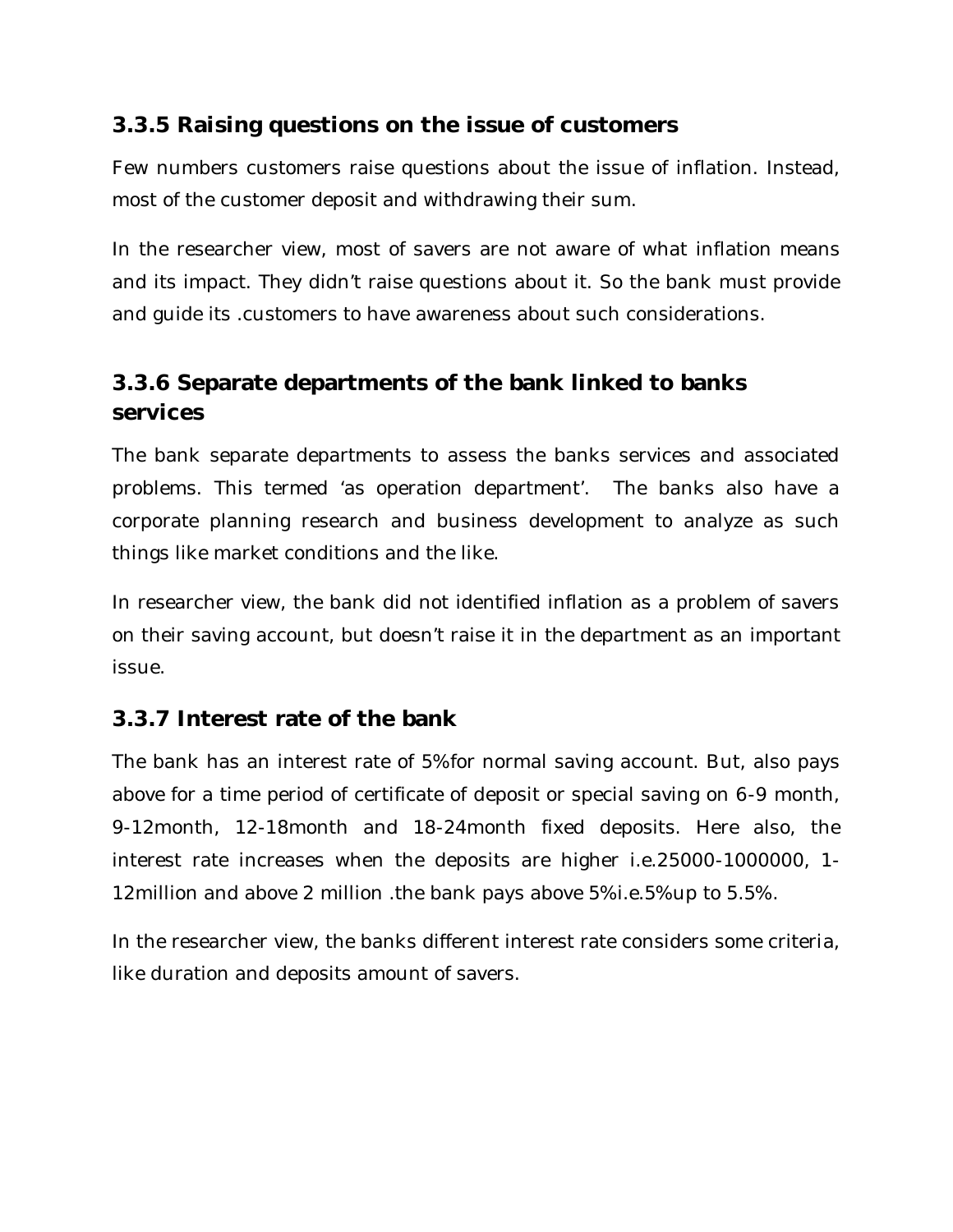### 3.3.5 Raising questions on the issue of customers

Few numbers customers raise questions about the issue of inflation. Instead, most of the customer deposit and withdrawing their sum.

In the researcher view, most of savers are not aware of what inflation means and its impact. They didn't raise questions about it. So the bank must provide and guide its .customers to have awareness about such considerations.

### 3.3.6 Separate departments of the bank linked to banks services

The bank separate departments to assess the banks services and associated problems. This termed 'as operation department'. The banks also have a corporate planning research and business development to analyze as such things like market conditions and the like.

In researcher view, the bank did not identified inflation as a problem of savers on their saving account, but doesn't raise it in the department as an important issue.

### 3.3.7 Interest rate of the bank

The bank has an interest rate of 5%for normal saving account. But, also pays above for a time period of certificate of deposit or special saving on 6-9 month, 9-12month, 12-18month and 18-24month fixed deposits. Here also, the interest rate increases when the deposits are higher i.e.25000-1000000, 1-12million and above 2 million .the bank pays above 5%i.e.5%up to 5.5%.

In the researcher view, the banks different interest rate considers some criteria, like duration and deposits amount of savers.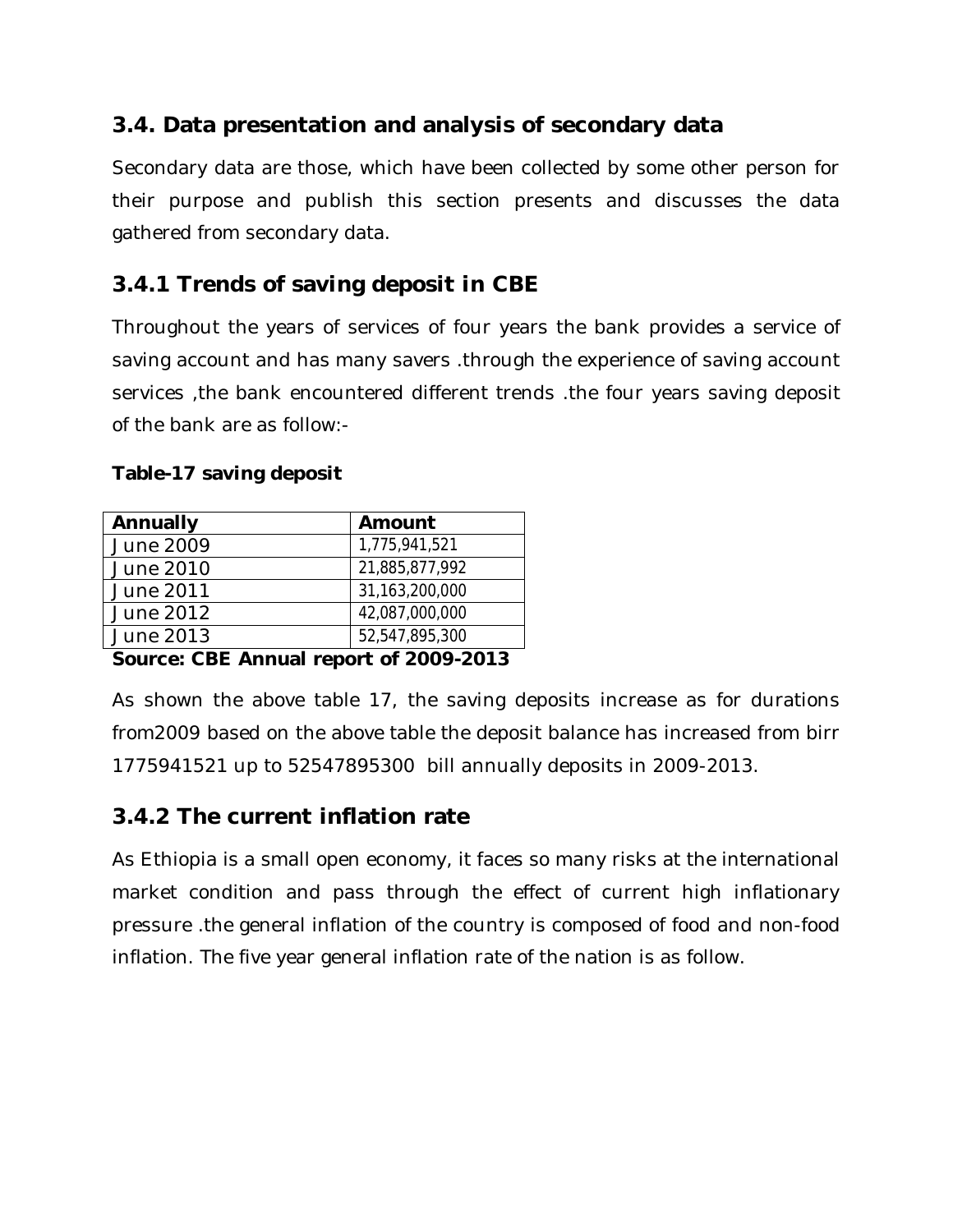## 3.4. Data presentation and analysis of secondary data

Secondary data are those, which have been collected by some other person for their purpose and publish this section presents and discusses the data gathered from secondary data.

### 3.4.1 Trends of saving deposit in CBE

Throughout the years of services of four years the bank provides a service of saving account and has many savers .through the experience of saving account services ,the bank encountered different trends .the four years saving deposit of the bank are as follow:-

**Table-17 saving deposit**

| Annually | Amount |
| --- | --- |
| June 2009 | 1,775,941,521 |
| June 2010 | 21,885,877,992 |
| June 2011 | 31,163,200,000 |
| June 2012 | 42,087,000,000 |
| June 2013 | 52,547,895,300 |

**Source: CBE Annual report of 2009-2013**

As shown the above table 17, the saving deposits increase as for durations from2009 based on the above table the deposit balance has increased from birr 1775941521 up to 52547895300 bill annually deposits in 2009-2013.

### 3.4.2 The current inflation rate

As Ethiopia is a small open economy, it faces so many risks at the international market condition and pass through the effect of current high inflationary pressure .the general inflation of the country is composed of food and non-food inflation. The five year general inflation rate of the nation is as follow.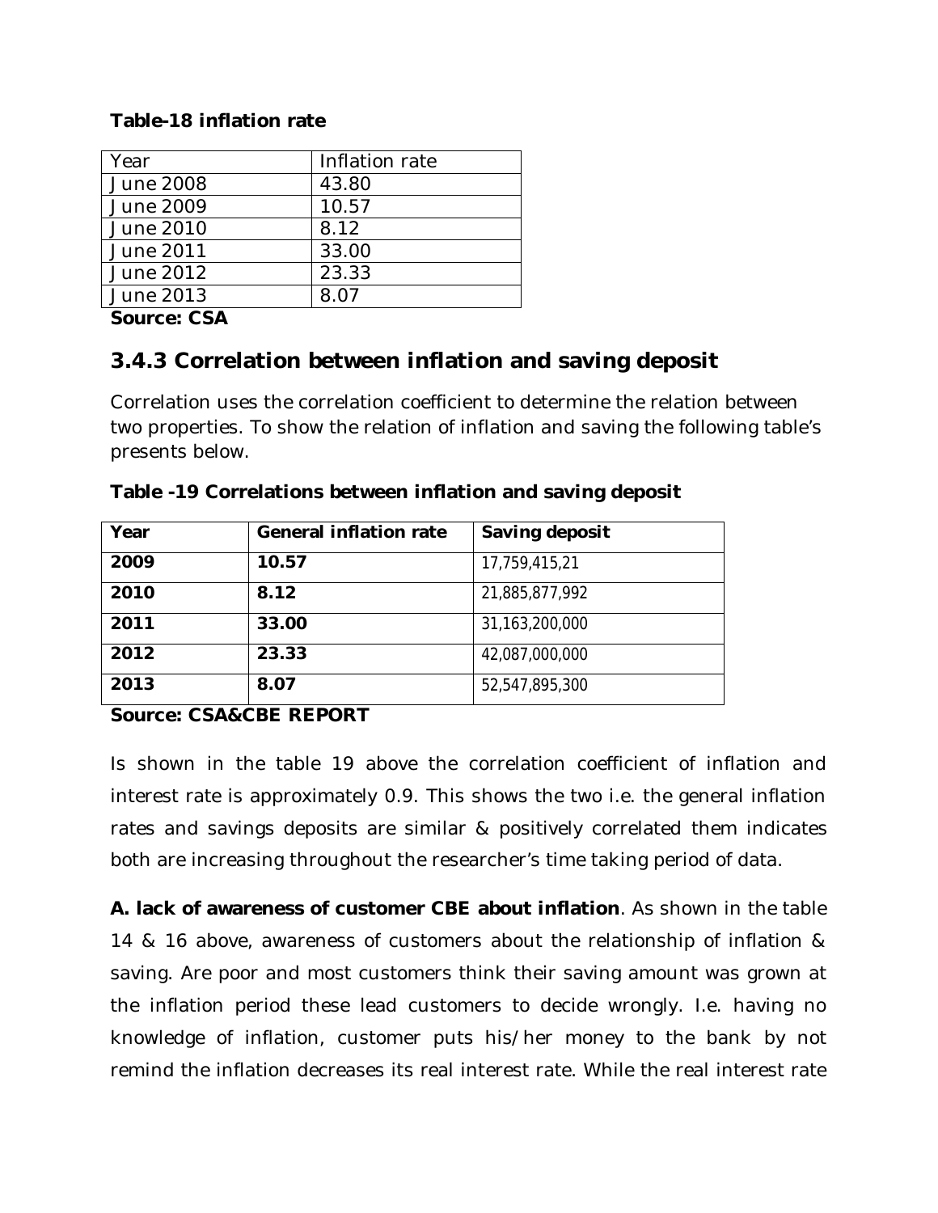**Table-18 inflation rate**

| Year | Inflation rate |
|---|---|
| June 2008 | 43.80 |
| June 2009 | 10.57 |
| June 2010 | 8.12 |
| June 2011 | 33.00 |
| June 2012 | 23.33 |
| June 2013 | 8.07 |

**Source: CSA**

## 3.4.3 Correlation between inflation and saving deposit

Correlation uses the correlation coefficient to determine the relation between two properties. To show the relation of inflation and saving the following table's presents below.

**Table -19 Correlations between inflation and saving deposit**

| **Year** | **General inflation rate** | **Saving deposit** |
|---|---|---|
| **2009** | **10.57** | 17,759,415,21 |
| **2010** | **8.12** | 21,885,877,992 |
| **2011** | **33.00** | 31,163,200,000 |
| **2012** | **23.33** | 42,087,000,000 |
| **2013** | **8.07** | 52,547,895,300 |

**Source: CSA&CBE REPORT**

Is shown in the table 19 above the correlation coefficient of inflation and interest rate is approximately 0.9. This shows the two i.e. the general inflation rates and savings deposits are similar & positively correlated them indicates both are increasing throughout the researcher's time taking period of data.

**A. lack of awareness of customer CBE about inflation**. As shown in the table 14 & 16 above, awareness of customers about the relationship of inflation & saving. Are poor and most customers think their saving amount was grown at the inflation period these lead customers to decide wrongly. I.e. having no knowledge of inflation, customer puts his/her money to the bank by not remind the inflation decreases its real interest rate. While the real interest rate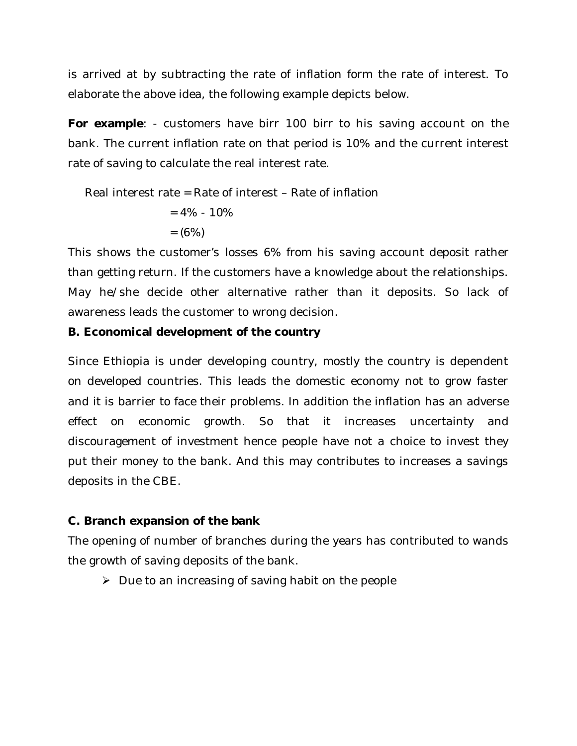is arrived at by subtracting the rate of inflation form the rate of interest. To elaborate the above idea, the following example depicts below.

**For example**: - customers have birr 100 birr to his saving account on the bank. The current inflation rate on that period is 10% and the current interest rate of saving to calculate the real interest rate.

Real interest rate = Rate of interest – Rate of inflation

= 4% - 10%

= (6%)

This shows the customer's losses 6% from his saving account deposit rather than getting return. If the customers have a knowledge about the relationships. May he/she decide other alternative rather than it deposits. So lack of awareness leads the customer to wrong decision.

**B. Economical development of the country**

Since Ethiopia is under developing country, mostly the country is dependent on developed countries. This leads the domestic economy not to grow faster and it is barrier to face their problems. In addition the inflation has an adverse effect on economic growth. So that it increases uncertainty and discouragement of investment hence people have not a choice to invest they put their money to the bank. And this may contributes to increases a savings deposits in the CBE.

**C. Branch expansion of the bank**

The opening of number of branches during the years has contributed to wands the growth of saving deposits of the bank.

- Due to an increasing of saving habit on the people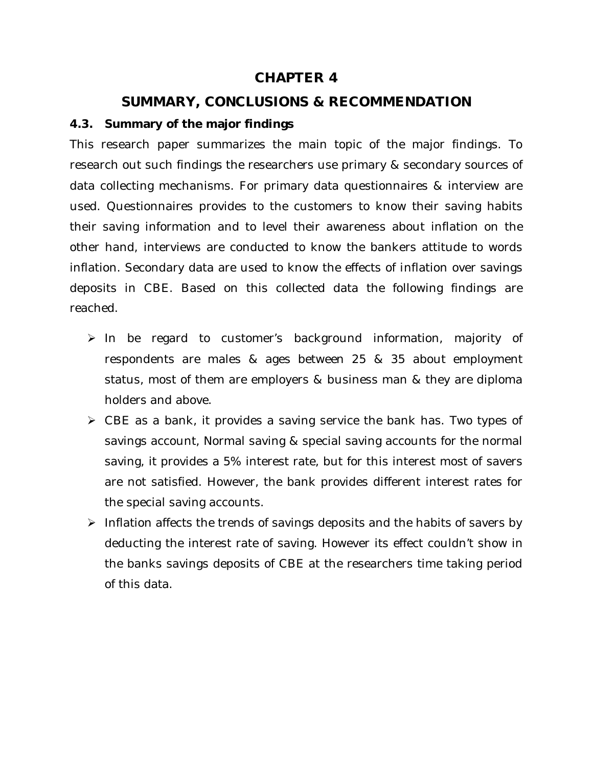# CHAPTER 4

# SUMMARY, CONCLUSIONS & RECOMMENDATION

### 4.3. Summary of the major findings

This research paper summarizes the main topic of the major findings. To research out such findings the researchers use primary & secondary sources of data collecting mechanisms. For primary data questionnaires & interview are used. Questionnaires provides to the customers to know their saving habits their saving information and to level their awareness about inflation on the other hand, interviews are conducted to know the bankers attitude to words inflation. Secondary data are used to know the effects of inflation over savings deposits in CBE. Based on this collected data the following findings are reached.

- In be regard to customer's background information, majority of respondents are males & ages between 25 & 35 about employment status, most of them are employers & business man & they are diploma holders and above.
- CBE as a bank, it provides a saving service the bank has. Two types of savings account, Normal saving & special saving accounts for the normal saving, it provides a 5% interest rate, but for this interest most of savers are not satisfied. However, the bank provides different interest rates for the special saving accounts.
- Inflation affects the trends of savings deposits and the habits of savers by deducting the interest rate of saving. However its effect couldn't show in the banks savings deposits of CBE at the researchers time taking period of this data.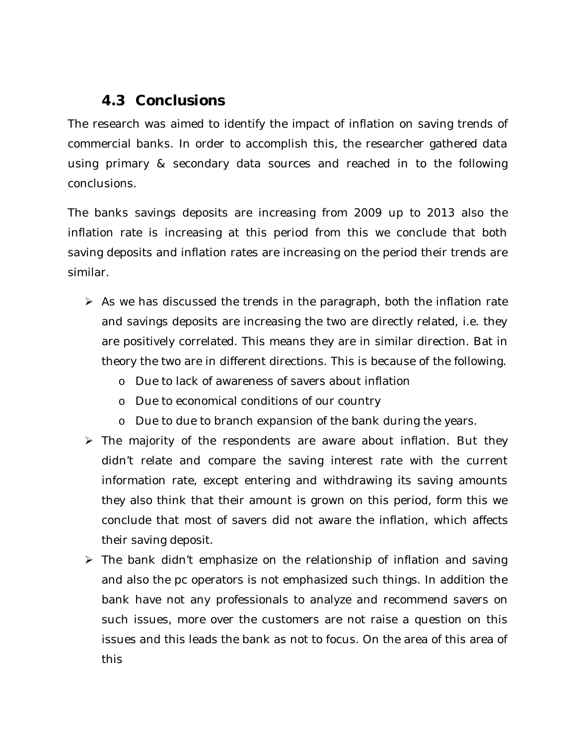## 4.3 Conclusions

The research was aimed to identify the impact of inflation on saving trends of commercial banks. In order to accomplish this, the researcher gathered data using primary & secondary data sources and reached in to the following conclusions.

The banks savings deposits are increasing from 2009 up to 2013 also the inflation rate is increasing at this period from this we conclude that both saving deposits and inflation rates are increasing on the period their trends are similar.

- As we has discussed the trends in the paragraph, both the inflation rate and savings deposits are increasing the two are directly related, i.e. they are positively correlated. This means they are in similar direction. Bat in theory the two are in different directions. This is because of the following.
  - Due to lack of awareness of savers about inflation
  - Due to economical conditions of our country
  - Due to due to branch expansion of the bank during the years.
- The majority of the respondents are aware about inflation. But they didn't relate and compare the saving interest rate with the current information rate, except entering and withdrawing its saving amounts they also think that their amount is grown on this period, form this we conclude that most of savers did not aware the inflation, which affects their saving deposit.
- The bank didn't emphasize on the relationship of inflation and saving and also the pc operators is not emphasized such things. In addition the bank have not any professionals to analyze and recommend savers on such issues, more over the customers are not raise a question on this issues and this leads the bank as not to focus. On the area of this area of this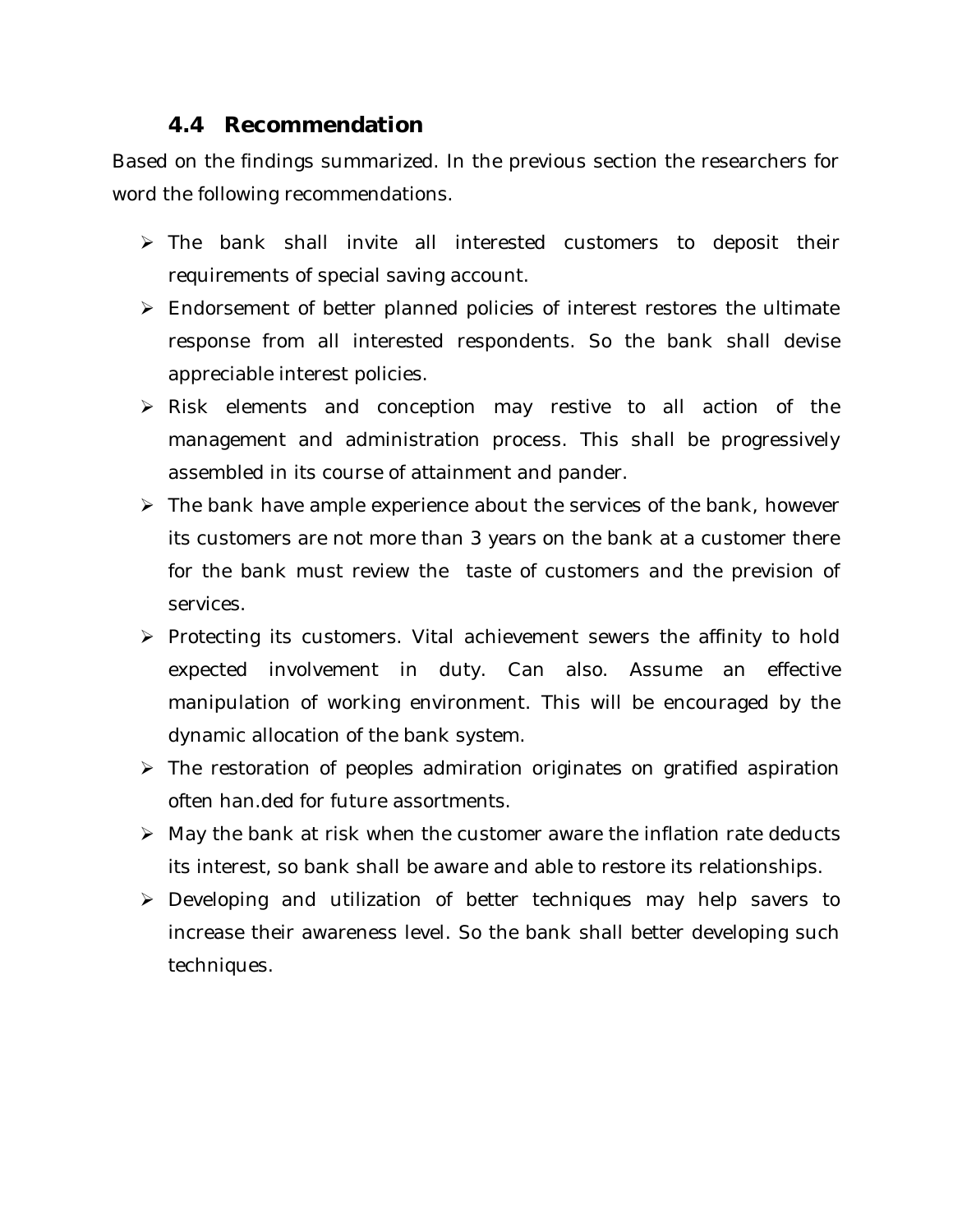### 4.4 Recommendation

Based on the findings summarized. In the previous section the researchers for word the following recommendations.

- The bank shall invite all interested customers to deposit their requirements of special saving account.
- Endorsement of better planned policies of interest restores the ultimate response from all interested respondents. So the bank shall devise appreciable interest policies.
- Risk elements and conception may restive to all action of the management and administration process. This shall be progressively assembled in its course of attainment and pander.
- The bank have ample experience about the services of the bank, however its customers are not more than 3 years on the bank at a customer there for the bank must review the taste of customers and the prevision of services.
- Protecting its customers. Vital achievement sewers the affinity to hold expected involvement in duty. Can also. Assume an effective manipulation of working environment. This will be encouraged by the dynamic allocation of the bank system.
- The restoration of peoples admiration originates on gratified aspiration often han.ded for future assortments.
- May the bank at risk when the customer aware the inflation rate deducts its interest, so bank shall be aware and able to restore its relationships.
- Developing and utilization of better techniques may help savers to increase their awareness level. So the bank shall better developing such techniques.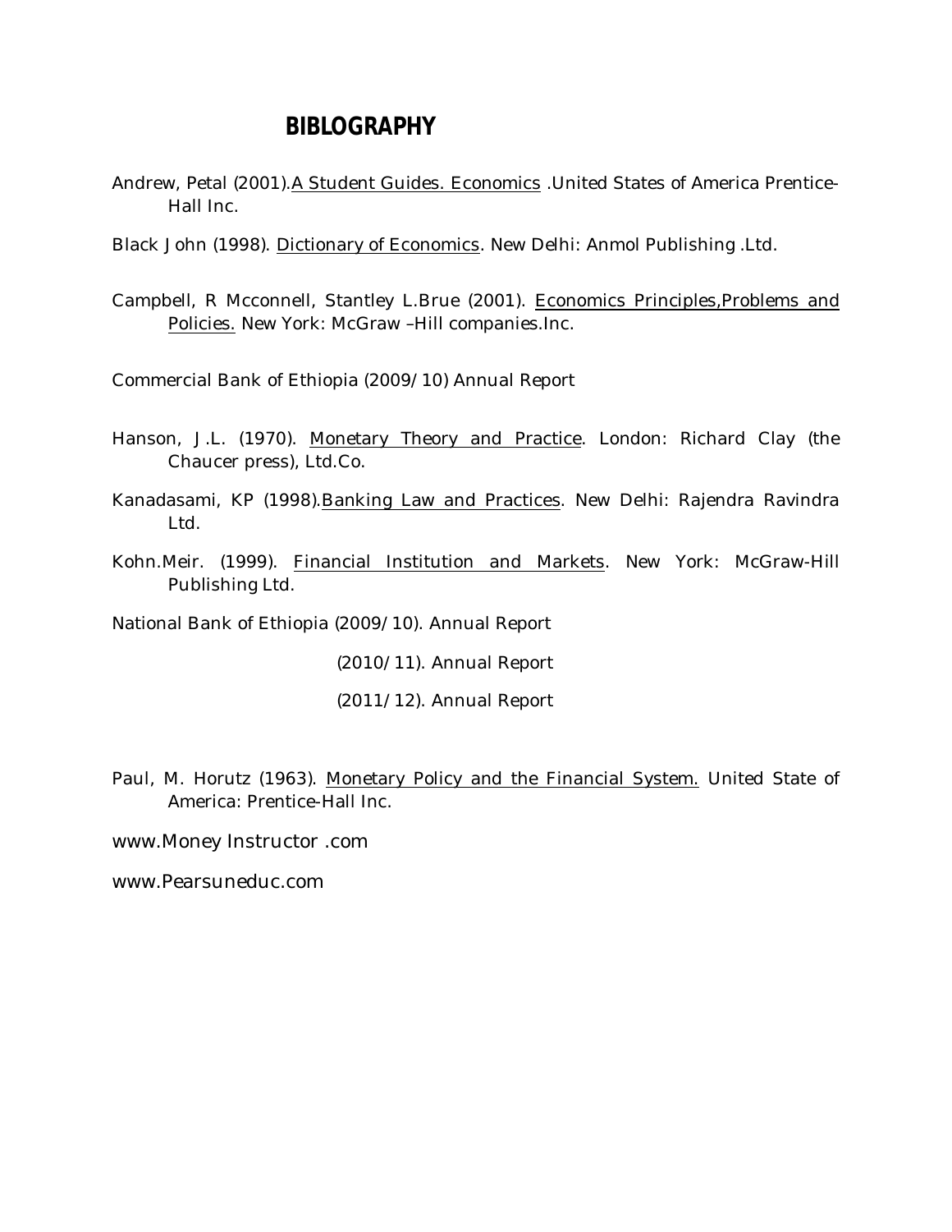# BIBLOGRAPHY

Andrew, Petal (2001).<u>A Student Guides. Economics</u> .United States of America Prentice-Hall Inc.

Black John (1998). <u>Dictionary of Economics</u>. New Delhi: Anmol Publishing .Ltd.

Campbell, R Mcconnell, Stantley L.Brue (2001). <u>Economics Principles,Problems and Policies.</u> New York: McGraw –Hill companies.Inc.

Commercial Bank of Ethiopia (2009/10) Annual Report

Hanson, J.L. (1970). <u>Monetary Theory and Practice</u>. London: Richard Clay (the Chaucer press), Ltd.Co.

Kanadasami, KP (1998).<u>Banking Law and Practices</u>. New Delhi: Rajendra Ravindra Ltd.

Kohn.Meir. (1999). <u>Financial Institution and Markets</u>. New York: McGraw-Hill Publishing Ltd.

National Bank of Ethiopia (2009/10). Annual Report

(2010/11). Annual Report

(2011/12). Annual Report

Paul, M. Horutz (1963). <u>Monetary Policy and the Financial System.</u> United State of America: Prentice-Hall Inc.

www.Money Instructor .com

www.Pearsuneduc.com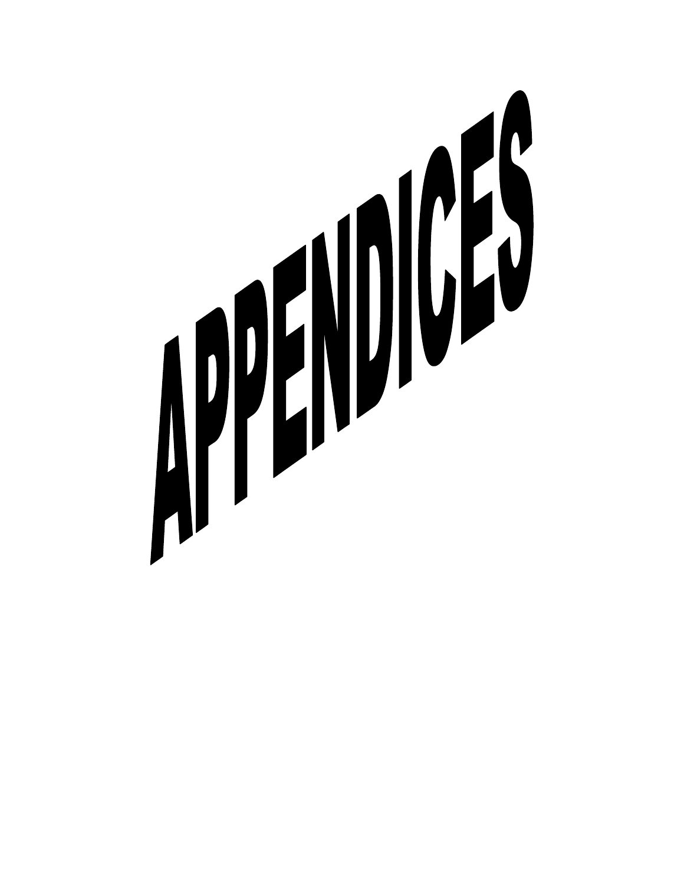# APPENDICES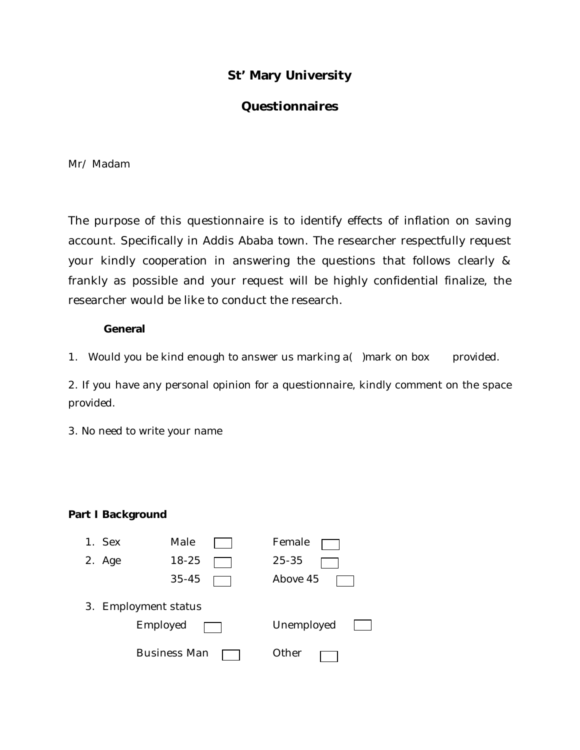# St' Mary University

## Questionnaires

Mr/ Madam

The purpose of this questionnaire is to identify effects of inflation on saving account. Specifically in Addis Ababa town. The researcher respectfully request your kindly cooperation in answering the questions that follows clearly & frankly as possible and your request will be highly confidential finalize, the researcher would be like to conduct the research.

**General**

1. Would you be kind enough to answer us marking a( )mark on box provided.

2. If you have any personal opinion for a questionnaire, kindly comment on the space provided.

3. No need to write your name

**Part I Background**

1. Sex Male ☐ Female ☐
2. Age 18-25 ☐ 25-35 ☐
   35-45 ☐ Above 45 ☐
3. Employment status
   Employed ☐ Unemployed ☐
   Business Man ☐ Other ☐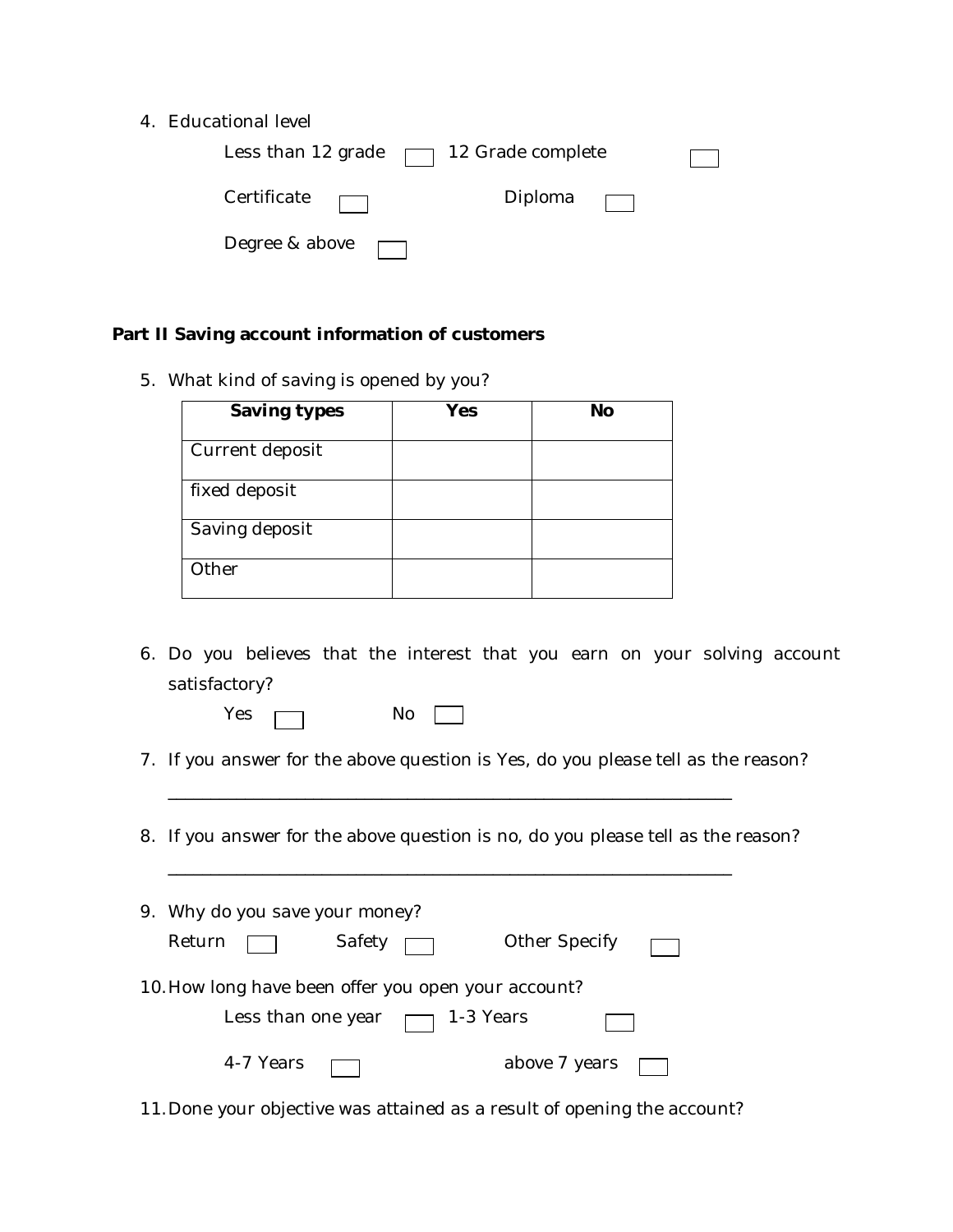4. Educational level

   Less than 12 grade ☐ 12 Grade complete ☐

   Certificate ☐ Diploma ☐

   Degree & above ☐

**Part II Saving account information of customers**

5. What kind of saving is opened by you?

| Saving types | Yes | No |
|---|---|---|
| Current deposit | | |
| fixed deposit | | |
| Saving deposit | | |
| Other | | |

6. Do you believes that the interest that you earn on your solving account satisfactory?

   Yes ☐ No ☐

7. If you answer for the above question is Yes, do you please tell as the reason?

   ________________________________________________________________

8. If you answer for the above question is no, do you please tell as the reason?

   ________________________________________________________________

9. Why do you save your money?

   Return ☐ Safety ☐ Other Specify ☐

10. How long have been offer you open your account?

    Less than one year ☐ 1-3 Years ☐

    4-7 Years ☐ above 7 years ☐

11. Done your objective was attained as a result of opening the account?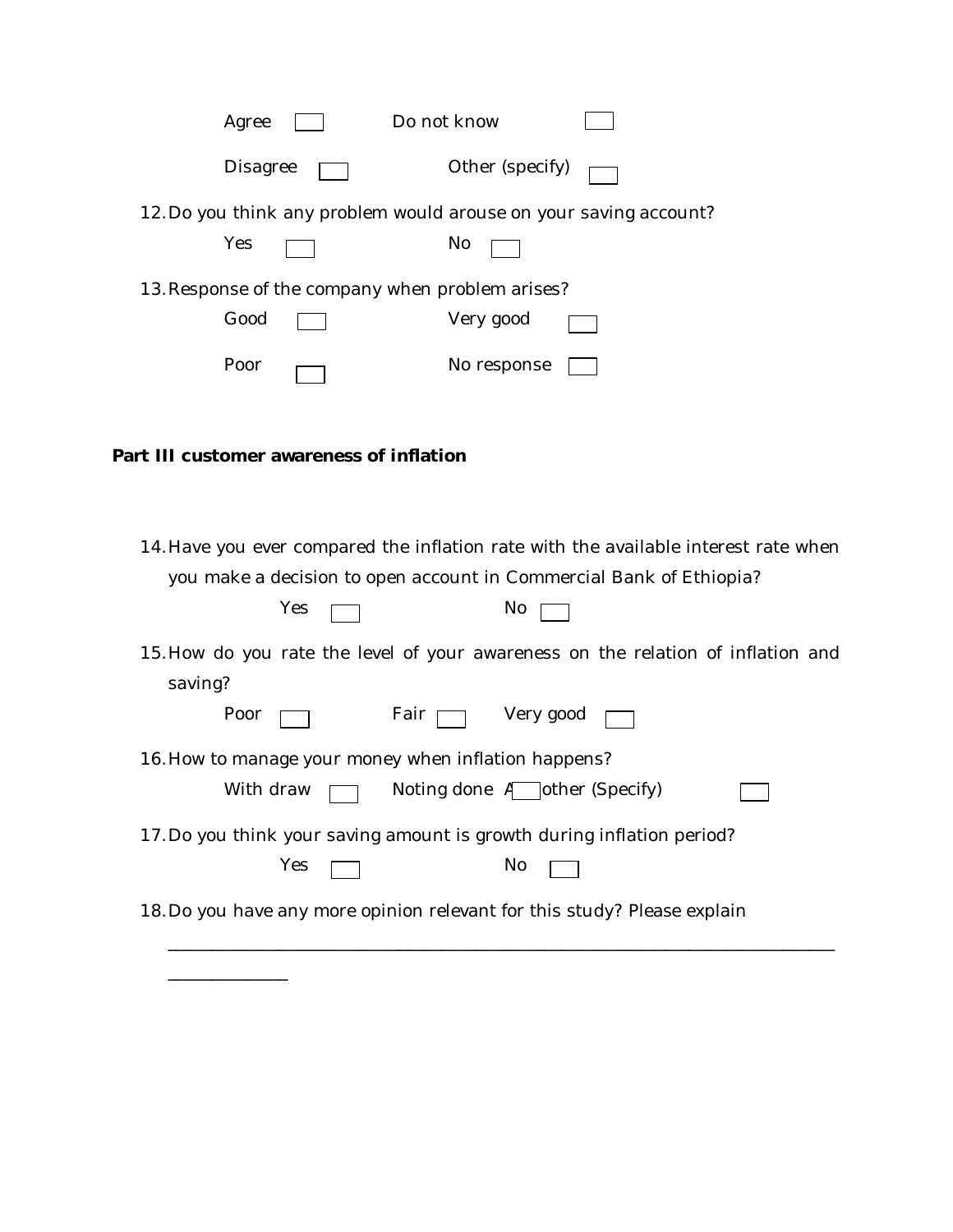Agree ☐ Do not know ☐

Disagree ☐ Other (specify) ☐

12. Do you think any problem would arouse on your saving account?

    Yes ☐ No ☐

13. Response of the company when problem arises?

    Good ☐ Very good ☐

    Poor ☐ No response ☐

**Part III customer awareness of inflation**

14. Have you ever compared the inflation rate with the available interest rate when you make a decision to open account in Commercial Bank of Ethiopia?

    Yes ☐ No ☐

15. How do you rate the level of your awareness on the relation of inflation and saving?

    Poor ☐ Fair ☐ Very good ☐

16. How to manage your money when inflation happens?

    With draw ☐ Noting done A☐ other (Specify) ☐

17. Do you think your saving amount is growth during inflation period?

    Yes ☐ No ☐

18. Do you have any more opinion relevant for this study? Please explain

    ________________________________________________________________________

    _____________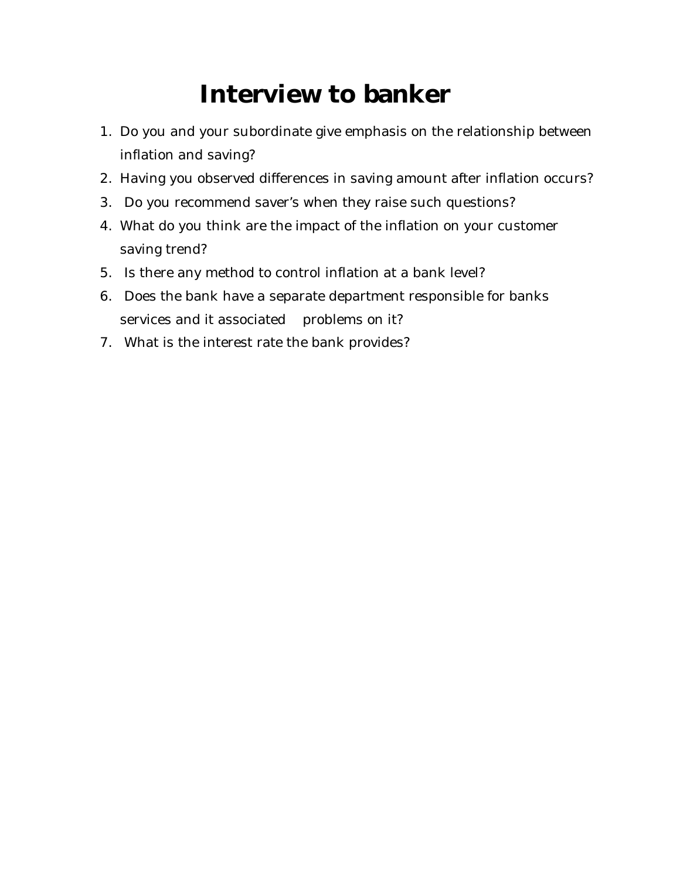# Interview to banker

1. Do you and your subordinate give emphasis on the relationship between inflation and saving?
2. Having you observed differences in saving amount after inflation occurs?
3. Do you recommend saver's when they raise such questions?
4. What do you think are the impact of the inflation on your customer saving trend?
5. Is there any method to control inflation at a bank level?
6. Does the bank have a separate department responsible for banks services and it associated problems on it?
7. What is the interest rate the bank provides?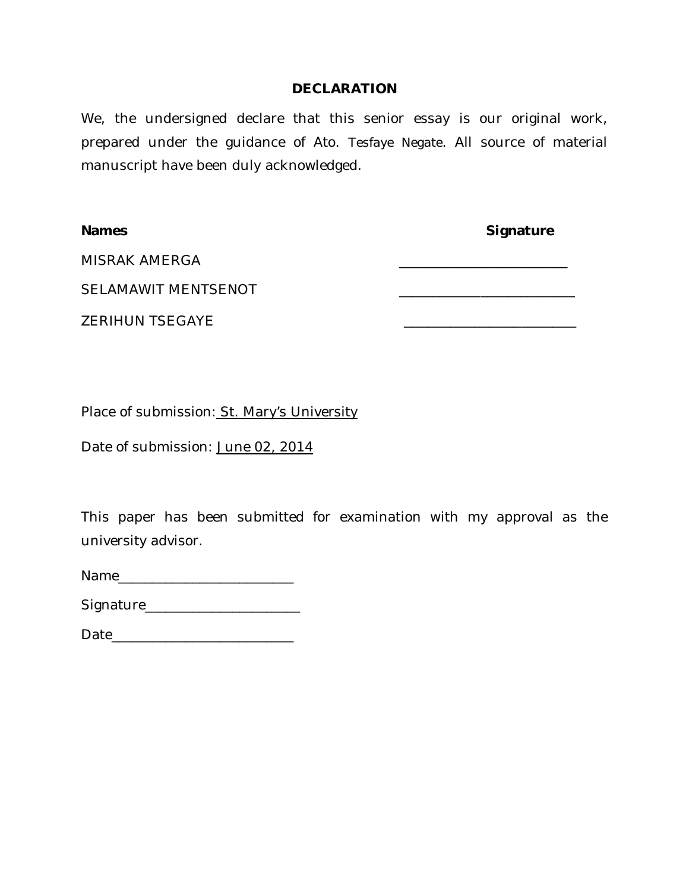## DECLARATION

We, the undersigned declare that this senior essay is our original work, prepared under the guidance of Ato. Tesfaye Negate. All source of material manuscript have been duly acknowledged.

| Names | Signature |
| --- | --- |
| MISRAK AMERGA | ___________________________ |
| SELAMAWIT MENTSENOT | ___________________________ |
| ZERIHUN TSEGAYE | ___________________________ |

Place of submission: St. Mary's University

Date of submission: June 02, 2014

This paper has been submitted for examination with my approval as the university advisor.

Name___________________________

Signature_________________________

Date____________________________